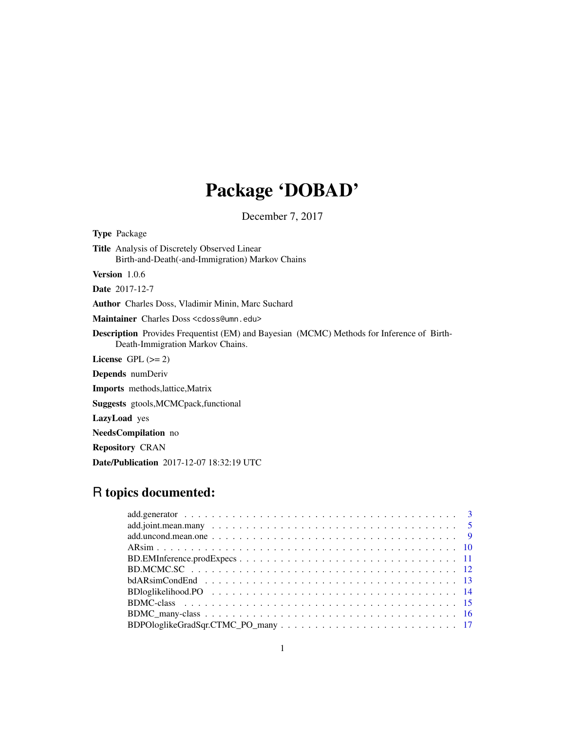# Package 'DOBAD'

December 7, 2017

**Type** Package

**Title** Analysis of Discretely Observed Linear Birth-and-Death(-and-Immigration) Markov Chains

**Version** 1.0.6

**Date** 2017-12-7

**Author** Charles Doss, Vladimir Minin, Marc Suchard

**Maintainer** Charles Doss <cdoss@umn.edu>

**Description** Provides Frequentist (EM) and Bayesian (MCMC) Methods for Inference of Birth-Death-Immigration Markov Chains.

**License** GPL (>= 2)

**Depends** numDeriv

**Imports** methods,lattice,Matrix

**Suggests** gtools,MCMCpack,functional

**LazyLoad** yes

**NeedsCompilation** no

**Repository** CRAN

**Date/Publication** 2017-12-07 18:32:19 UTC

## R topics documented:

add.generator . . . . . . . . . . . . . . . . . . . . . . . . . . . . . . . . . . . . . . . 3
add.joint.mean.many . . . . . . . . . . . . . . . . . . . . . . . . . . . . . . . . . . . . 5
add.uncond.mean.one . . . . . . . . . . . . . . . . . . . . . . . . . . . . . . . . . . . . 9
ARsim . . . . . . . . . . . . . . . . . . . . . . . . . . . . . . . . . . . . . . . . . . . 10
BD.EMInference.prodExpecs . . . . . . . . . . . . . . . . . . . . . . . . . . . . . . . . 11
BD.MCMC.SC . . . . . . . . . . . . . . . . . . . . . . . . . . . . . . . . . . . . . . . 12
bdARsimCondEnd . . . . . . . . . . . . . . . . . . . . . . . . . . . . . . . . . . . . . 13
BDloglikelihood.PO . . . . . . . . . . . . . . . . . . . . . . . . . . . . . . . . . . . . 14
BDMC-class . . . . . . . . . . . . . . . . . . . . . . . . . . . . . . . . . . . . . . . . 15
BDMC_many-class . . . . . . . . . . . . . . . . . . . . . . . . . . . . . . . . . . . . . 16
BDPOloglikeGradSqr.CTMC_PO_many . . . . . . . . . . . . . . . . . . . . . . . . . . . 17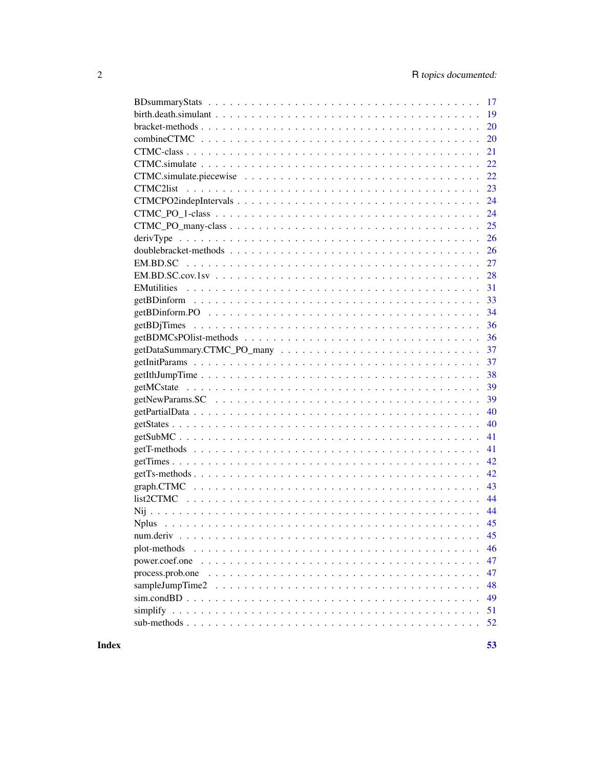| | |
|---|---|
| BDsummaryStats | 17 |
| birth.death.simulant | 19 |
| bracket-methods | 20 |
| combineCTMC | 20 |
| CTMC-class | 21 |
| CTMC.simulate | 22 |
| CTMC.simulate.piecewise | 22 |
| CTMC2list | 23 |
| CTMCPO2indepIntervals | 24 |
| CTMC_PO_1-class | 24 |
| CTMC_PO_many-class | 25 |
| derivType | 26 |
| doublebracket-methods | 26 |
| EM.BD.SC | 27 |
| EM.BD.SC.cov.1sv | 28 |
| EMutilities | 31 |
| getBDinform | 33 |
| getBDinform.PO | 34 |
| getBDjTimes | 36 |
| getBDMCsPOlist-methods | 36 |
| getDataSummary.CTMC_PO_many | 37 |
| getInitParams | 37 |
| getIthJumpTime | 38 |
| getMCstate | 39 |
| getNewParams.SC | 39 |
| getPartialData | 40 |
| getStates | 40 |
| getSubMC | 41 |
| getT-methods | 41 |
| getTimes | 42 |
| getTs-methods | 42 |
| graph.CTMC | 43 |
| list2CTMC | 44 |
| Nij | 44 |
| Nplus | 45 |
| num.deriv | 45 |
| plot-methods | 46 |
| power.coef.one | 47 |
| process.prob.one | 47 |
| sampleJumpTime2 | 48 |
| sim.condBD | 49 |
| simplify | 51 |
| sub-methods | 52 |

**Index** **53**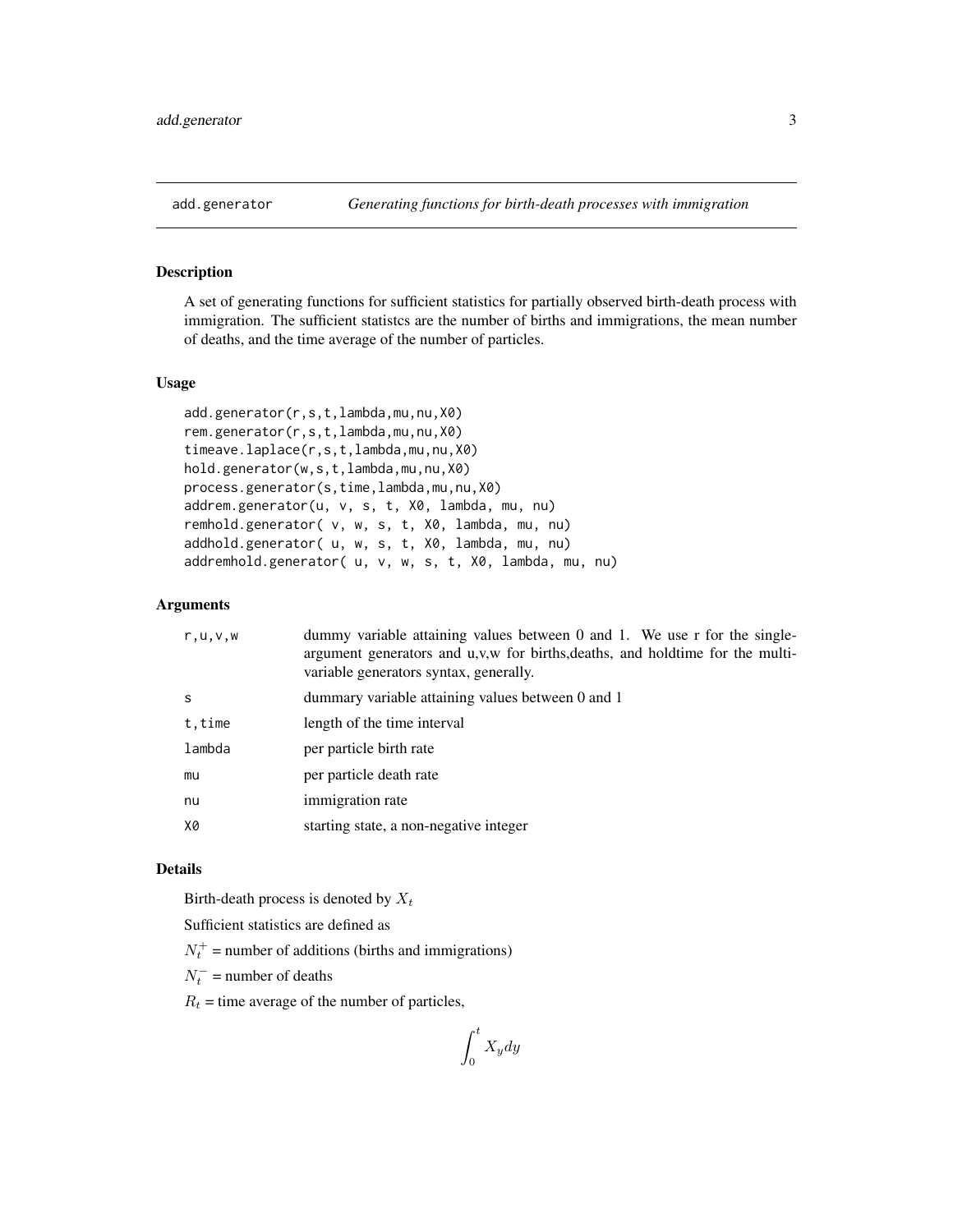## add.generator — *Generating functions for birth-death processes with immigration*

### Description

A set of generating functions for sufficient statistics for partially observed birth-death process with immigration. The sufficient statistcs are the number of births and immigrations, the mean number of deaths, and the time average of the number of particles.

### Usage

```
add.generator(r,s,t,lambda,mu,nu,X0)
rem.generator(r,s,t,lambda,mu,nu,X0)
timeave.laplace(r,s,t,lambda,mu,nu,X0)
hold.generator(w,s,t,lambda,mu,nu,X0)
process.generator(s,time,lambda,mu,nu,X0)
addrem.generator(u, v, s, t, X0, lambda, mu, nu)
remhold.generator( v, w, s, t, X0, lambda, mu, nu)
addhold.generator( u, w, s, t, X0, lambda, mu, nu)
addremhold.generator( u, v, w, s, t, X0, lambda, mu, nu)
```

### Arguments

| | |
|---|---|
| `r,u,v,w` | dummy variable attaining values between 0 and 1. We use r for the single-argument generators and u,v,w for births,deaths, and holdtime for the multi-variable generators syntax, generally. |
| `s` | dummary variable attaining values between 0 and 1 |
| `t,time` | length of the time interval |
| `lambda` | per particle birth rate |
| `mu` | per particle death rate |
| `nu` | immigration rate |
| `X0` | starting state, a non-negative integer |

### Details

Birth-death process is denoted by $X_t$

Sufficient statistics are defined as

$N_t^+$ = number of additions (births and immigrations)

$N_t^-$ = number of deaths

$R_t$ = time average of the number of particles,

$$\int_0^t X_y dy$$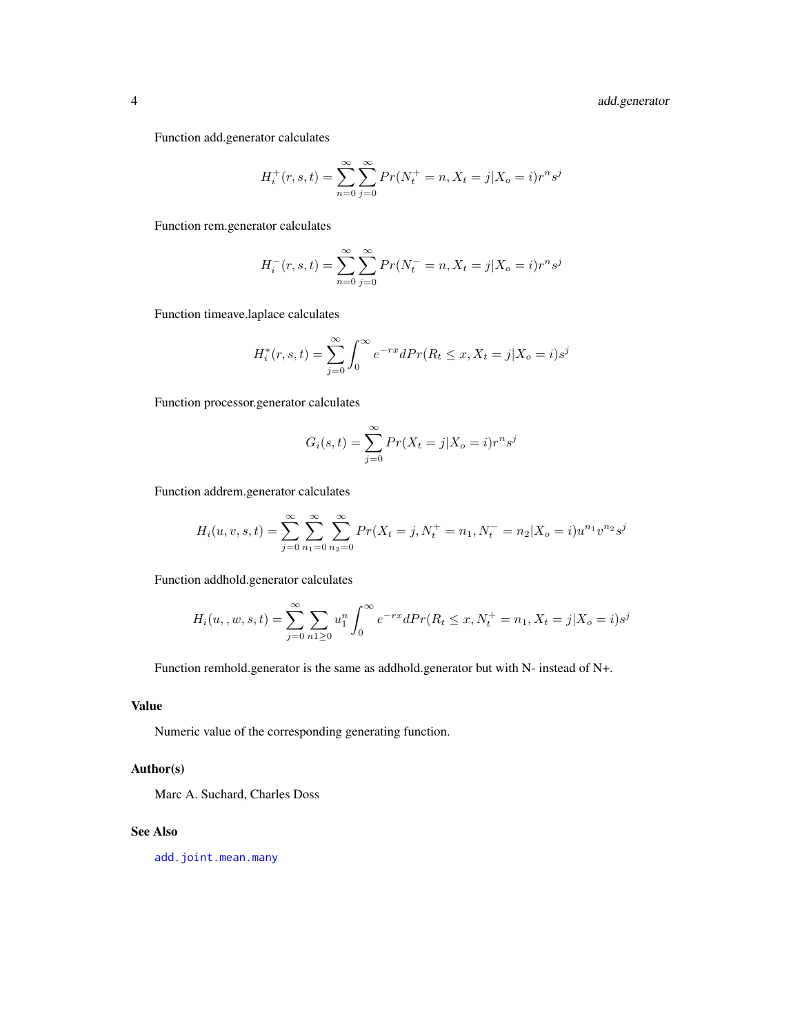Function add.generator calculates

$$H_i^+(r, s, t) = \sum_{n=0}^{\infty} \sum_{j=0}^{\infty} Pr(N_t^+ = n, X_t = j | X_o = i) r^n s^j$$

Function rem.generator calculates

$$H_i^-(r, s, t) = \sum_{n=0}^{\infty} \sum_{j=0}^{\infty} Pr(N_t^- = n, X_t = j | X_o = i) r^n s^j$$

Function timeave.laplace calculates

$$H_i^*(r, s, t) = \sum_{j=0}^{\infty} \int_0^{\infty} e^{-rx} dPr(R_t \leq x, X_t = j | X_o = i) s^j$$

Function processor.generator calculates

$$G_i(s, t) = \sum_{j=0}^{\infty} Pr(X_t = j | X_o = i) r^n s^j$$

Function addrem.generator calculates

$$H_i(u, v, s, t) = \sum_{j=0}^{\infty} \sum_{n_1=0}^{\infty} \sum_{n_2=0}^{\infty} Pr(X_t = j, N_t^+ = n_1, N_t^- = n_2 | X_o = i) u^{n_1} v^{n_2} s^j$$

Function addhold.generator calculates

$$H_i(u, , w, s, t) = \sum_{j=0}^{\infty} \sum_{n1 \geq 0} u_1^n \int_0^{\infty} e^{-rx} dPr(R_t \leq x, N_t^+ = n_1, X_t = j | X_o = i) s^j$$

Function remhold.generator is the same as addhold.generator but with N- instead of N+.

## Value

Numeric value of the corresponding generating function.

## Author(s)

Marc A. Suchard, Charles Doss

## See Also

add.joint.mean.many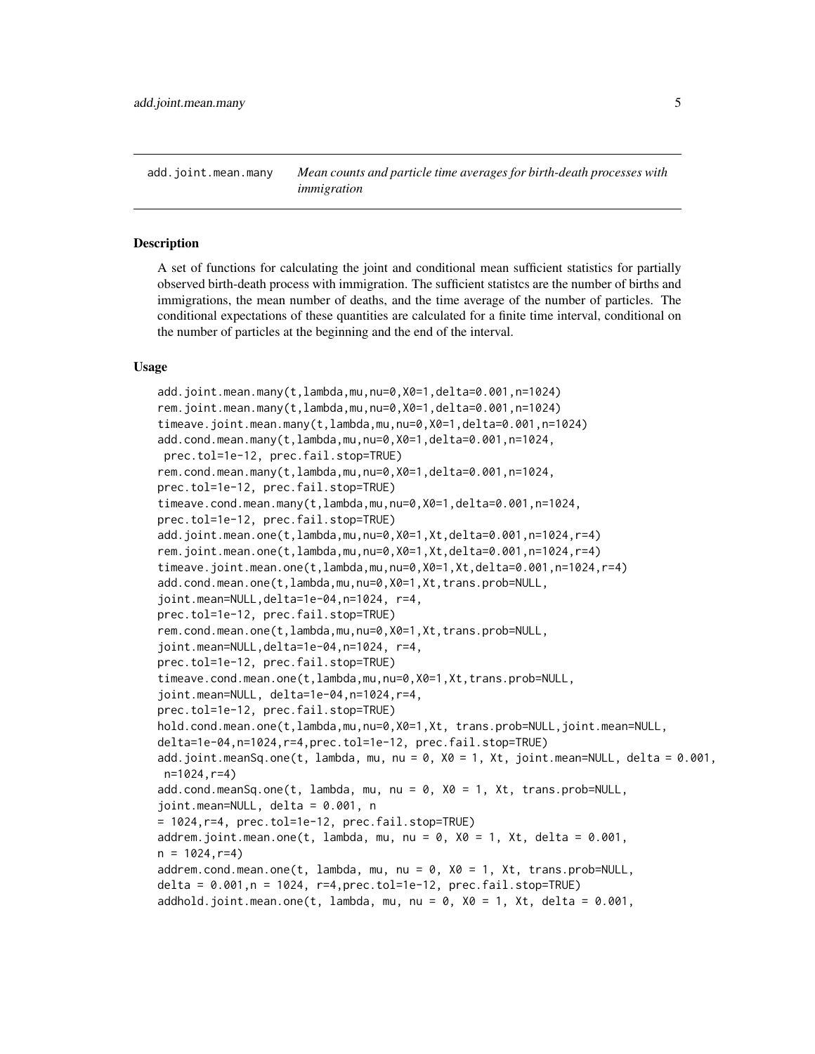add.joint.mean.many — *Mean counts and particle time averages for birth-death processes with immigration*

### Description

A set of functions for calculating the joint and conditional mean sufficient statistics for partially observed birth-death process with immigration. The sufficient statistcs are the number of births and immigrations, the mean number of deaths, and the time average of the number of particles. The conditional expectations of these quantities are calculated for a finite time interval, conditional on the number of particles at the beginning and the end of the interval.

### Usage

```
add.joint.mean.many(t,lambda,mu,nu=0,X0=1,delta=0.001,n=1024)
rem.joint.mean.many(t,lambda,mu,nu=0,X0=1,delta=0.001,n=1024)
timeave.joint.mean.many(t,lambda,mu,nu=0,X0=1,delta=0.001,n=1024)
add.cond.mean.many(t,lambda,mu,nu=0,X0=1,delta=0.001,n=1024,
 prec.tol=1e-12, prec.fail.stop=TRUE)
rem.cond.mean.many(t,lambda,mu,nu=0,X0=1,delta=0.001,n=1024,
prec.tol=1e-12, prec.fail.stop=TRUE)
timeave.cond.mean.many(t,lambda,mu,nu=0,X0=1,delta=0.001,n=1024,
prec.tol=1e-12, prec.fail.stop=TRUE)
add.joint.mean.one(t,lambda,mu,nu=0,X0=1,Xt,delta=0.001,n=1024,r=4)
rem.joint.mean.one(t,lambda,mu,nu=0,X0=1,Xt,delta=0.001,n=1024,r=4)
timeave.joint.mean.one(t,lambda,mu,nu=0,X0=1,Xt,delta=0.001,n=1024,r=4)
add.cond.mean.one(t,lambda,mu,nu=0,X0=1,Xt,trans.prob=NULL,
joint.mean=NULL,delta=1e-04,n=1024, r=4,
prec.tol=1e-12, prec.fail.stop=TRUE)
rem.cond.mean.one(t,lambda,mu,nu=0,X0=1,Xt,trans.prob=NULL,
joint.mean=NULL,delta=1e-04,n=1024, r=4,
prec.tol=1e-12, prec.fail.stop=TRUE)
timeave.cond.mean.one(t,lambda,mu,nu=0,X0=1,Xt,trans.prob=NULL,
joint.mean=NULL, delta=1e-04,n=1024,r=4,
prec.tol=1e-12, prec.fail.stop=TRUE)
hold.cond.mean.one(t,lambda,mu,nu=0,X0=1,Xt, trans.prob=NULL,joint.mean=NULL,
delta=1e-04,n=1024,r=4,prec.tol=1e-12, prec.fail.stop=TRUE)
add.joint.meanSq.one(t, lambda, mu, nu = 0, X0 = 1, Xt, joint.mean=NULL, delta = 0.001,
 n=1024,r=4)
add.cond.meanSq.one(t, lambda, mu, nu = 0, X0 = 1, Xt, trans.prob=NULL,
joint.mean=NULL, delta = 0.001, n
= 1024,r=4, prec.tol=1e-12, prec.fail.stop=TRUE)
addrem.joint.mean.one(t, lambda, mu, nu = 0, X0 = 1, Xt, delta = 0.001,
n = 1024,r=4)
addrem.cond.mean.one(t, lambda, mu, nu = 0, X0 = 1, Xt, trans.prob=NULL,
delta = 0.001,n = 1024, r=4,prec.tol=1e-12, prec.fail.stop=TRUE)
addhold.joint.mean.one(t, lambda, mu, nu = 0, X0 = 1, Xt, delta = 0.001,
```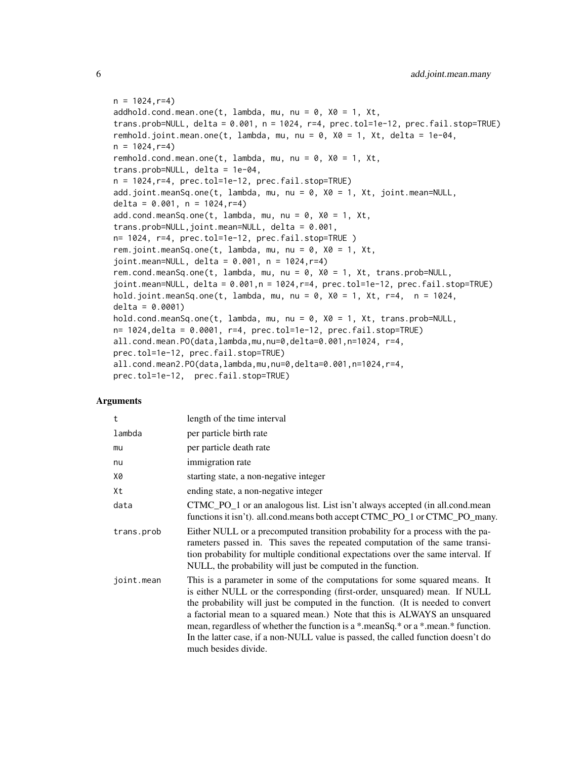```
n = 1024,r=4)
addhold.cond.mean.one(t, lambda, mu, nu = 0, X0 = 1, Xt,
trans.prob=NULL, delta = 0.001, n = 1024, r=4, prec.tol=1e-12, prec.fail.stop=TRUE)
remhold.joint.mean.one(t, lambda, mu, nu = 0, X0 = 1, Xt, delta = 1e-04,
n = 1024,r=4)
remhold.cond.mean.one(t, lambda, mu, nu = 0, X0 = 1, Xt,
trans.prob=NULL, delta = 1e-04,
n = 1024,r=4, prec.tol=1e-12, prec.fail.stop=TRUE)
add.joint.meanSq.one(t, lambda, mu, nu = 0, X0 = 1, Xt, joint.mean=NULL,
delta = 0.001, n = 1024,r=4)
add.cond.meanSq.one(t, lambda, mu, nu = 0, X0 = 1, Xt,
trans.prob=NULL,joint.mean=NULL, delta = 0.001,
n= 1024, r=4, prec.tol=1e-12, prec.fail.stop=TRUE )
rem.joint.meanSq.one(t, lambda, mu, nu = 0, X0 = 1, Xt,
joint.mean=NULL, delta = 0.001, n = 1024,r=4)
rem.cond.meanSq.one(t, lambda, mu, nu = 0, X0 = 1, Xt, trans.prob=NULL,
joint.mean=NULL, delta = 0.001,n = 1024,r=4, prec.tol=1e-12, prec.fail.stop=TRUE)
hold.joint.meanSq.one(t, lambda, mu, nu = 0, X0 = 1, Xt, r=4,  n = 1024,
delta = 0.0001)
hold.cond.meanSq.one(t, lambda, mu, nu = 0, X0 = 1, Xt, trans.prob=NULL,
n= 1024,delta = 0.0001, r=4, prec.tol=1e-12, prec.fail.stop=TRUE)
all.cond.mean.PO(data,lambda,mu,nu=0,delta=0.001,n=1024, r=4,
prec.tol=1e-12, prec.fail.stop=TRUE)
all.cond.mean2.PO(data,lambda,mu,nu=0,delta=0.001,n=1024,r=4,
prec.tol=1e-12,  prec.fail.stop=TRUE)
```

## Arguments

| | |
|---|---|
| t | length of the time interval |
| lambda | per particle birth rate |
| mu | per particle death rate |
| nu | immigration rate |
| X0 | starting state, a non-negative integer |
| Xt | ending state, a non-negative integer |
| data | CTMC_PO_1 or an analogous list. List isn't always accepted (in all.cond.mean functions it isn't). all.cond.means both accept CTMC_PO_1 or CTMC_PO_many. |
| trans.prob | Either NULL or a precomputed transition probability for a process with the parameters passed in. This saves the repeated computation of the same transition probability for multiple conditional expectations over the same interval. If NULL, the probability will just be computed in the function. |
| joint.mean | This is a parameter in some of the computations for some squared means. It is either NULL or the corresponding (first-order, unsquared) mean. If NULL the probability will just be computed in the function. (It is needed to convert a factorial mean to a squared mean.) Note that this is ALWAYS an unsquared mean, regardless of whether the function is a *.meanSq.* or a *.mean.* function. In the latter case, if a non-NULL value is passed, the called function doesn't do much besides divide. |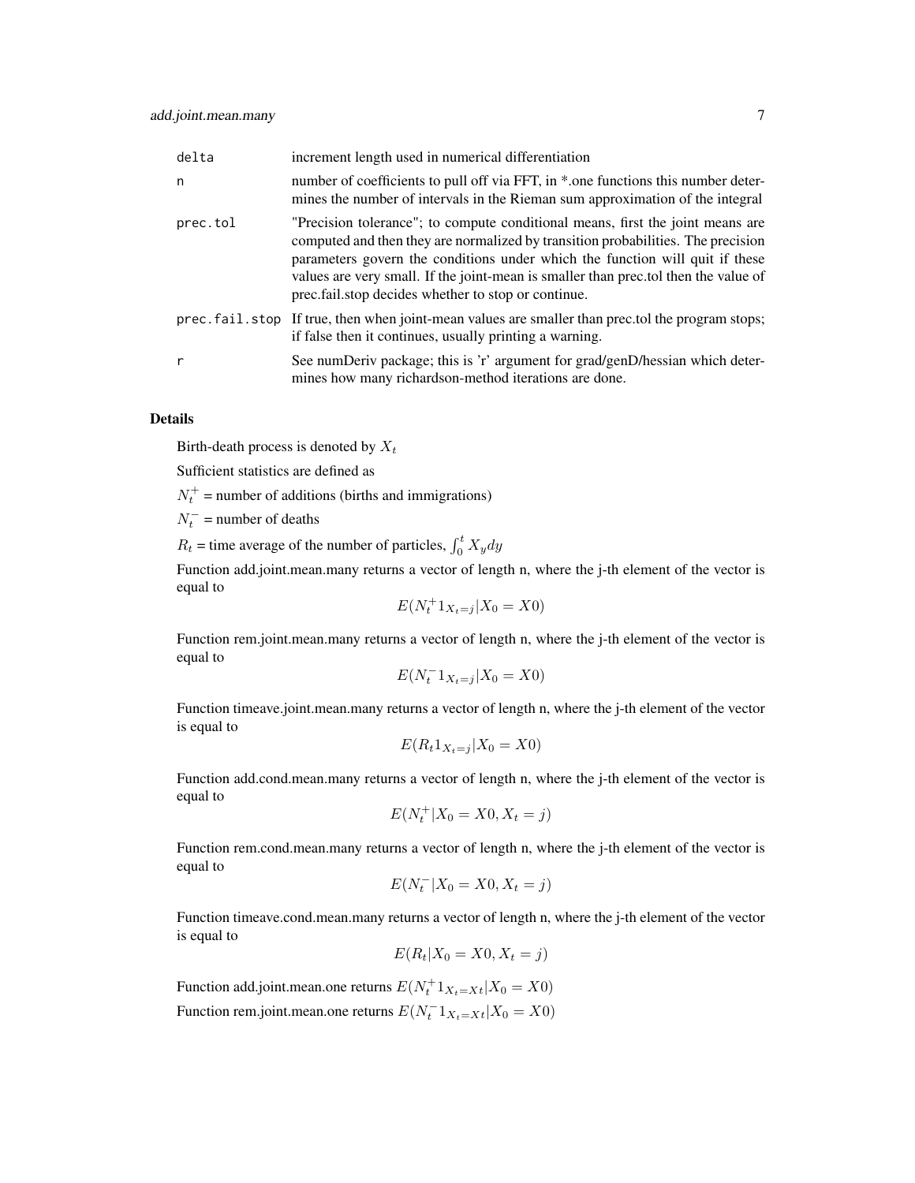| | |
|---|---|
| delta | increment length used in numerical differentiation |
| n | number of coefficients to pull off via FFT, in *.one functions this number determines the number of intervals in the Rieman sum approximation of the integral |
| prec.tol | "Precision tolerance"; to compute conditional means, first the joint means are computed and then they are normalized by transition probabilities. The precision parameters govern the conditions under which the function will quit if these values are very small. If the joint-mean is smaller than prec.tol then the value of prec.fail.stop decides whether to stop or continue. |
| prec.fail.stop | If true, then when joint-mean values are smaller than prec.tol the program stops; if false then it continues, usually printing a warning. |
| r | See numDeriv package; this is 'r' argument for grad/genD/hessian which determines how many richardson-method iterations are done. |

### Details

Birth-death process is denoted by $X_t$

Sufficient statistics are defined as

$N_t^+$ = number of additions (births and immigrations)

$N_t^-$ = number of deaths

$R_t$ = time average of the number of particles, $\int_0^t X_y dy$

Function add.joint.mean.many returns a vector of length n, where the j-th element of the vector is equal to

$$E(N_t^+ 1_{X_t=j} | X_0 = X0)$$

Function rem.joint.mean.many returns a vector of length n, where the j-th element of the vector is equal to

$$E(N_t^- 1_{X_t=j} | X_0 = X0)$$

Function timeave.joint.mean.many returns a vector of length n, where the j-th element of the vector is equal to

$$E(R_t 1_{X_t=j} | X_0 = X0)$$

Function add.cond.mean.many returns a vector of length n, where the j-th element of the vector is equal to

$$E(N_t^+ | X_0 = X0, X_t = j)$$

Function rem.cond.mean.many returns a vector of length n, where the j-th element of the vector is equal to

$$E(N_t^- | X_0 = X0, X_t = j)$$

Function timeave.cond.mean.many returns a vector of length n, where the j-th element of the vector is equal to

$$E(R_t | X_0 = X0, X_t = j)$$

Function add.joint.mean.one returns $E(N_t^+ 1_{X_t=Xt} | X_0 = X0)$

Function rem.joint.mean.one returns $E(N_t^- 1_{X_t=Xt} | X_0 = X0)$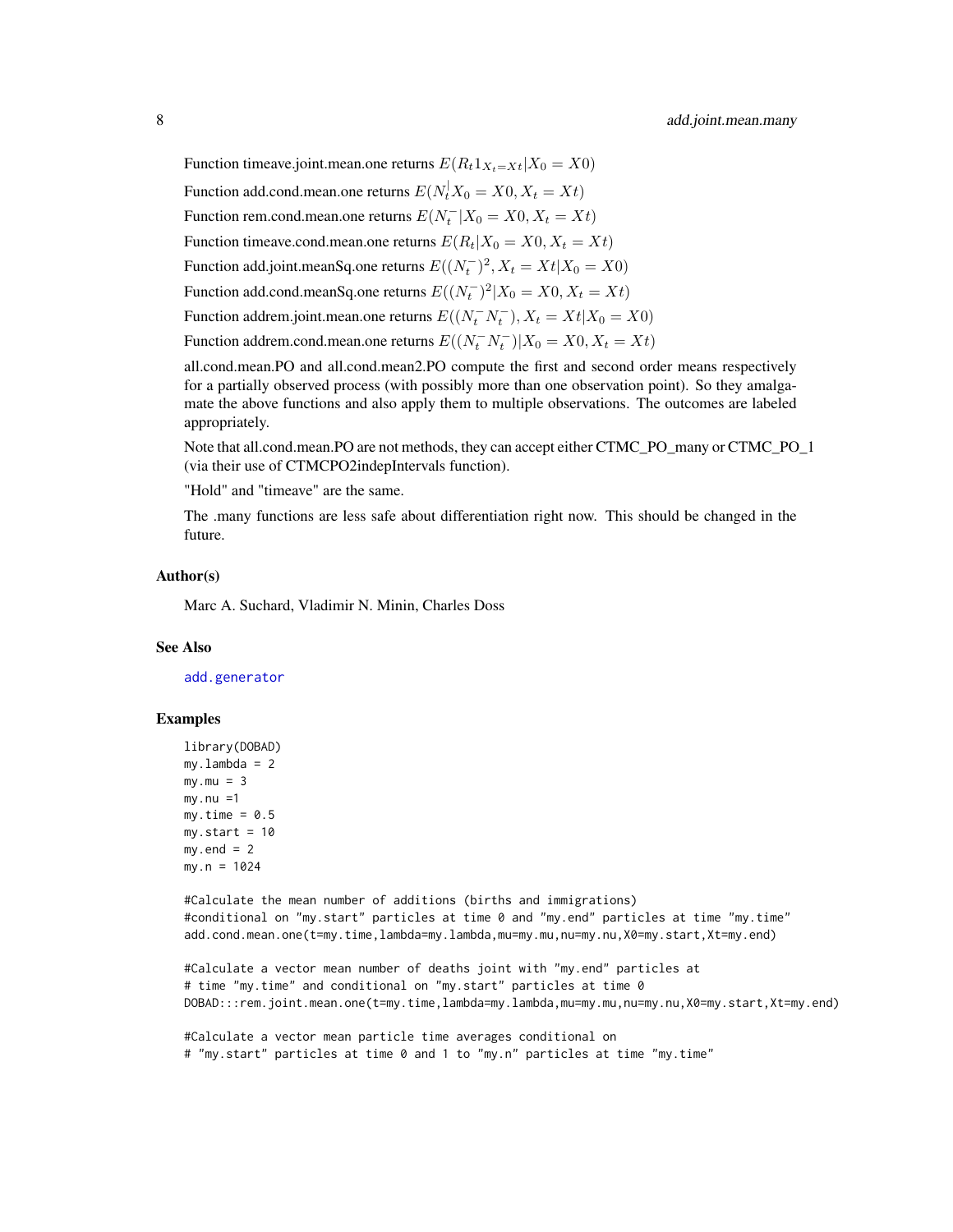Function timeave.joint.mean.one returns $E(R_t 1_{X_t=Xt}|X_0 = X0)$

Function add.cond.mean.one returns $E(N_t^| X_0 = X0, X_t = Xt)$

Function rem.cond.mean.one returns $E(N_t^-|X_0 = X0, X_t = Xt)$

Function timeave.cond.mean.one returns $E(R_t|X_0 = X0, X_t = Xt)$

Function add.joint.meanSq.one returns $E((N_t^-)^2, X_t = Xt|X_0 = X0)$

Function add.cond.meanSq.one returns $E((N_t^-)^2|X_0 = X0, X_t = Xt)$

Function addrem.joint.mean.one returns $E((N_t^- N_t^-), X_t = Xt|X_0 = X0)$

Function addrem.cond.mean.one returns $E((N_t^- N_t^-)|X_0 = X0, X_t = Xt)$

all.cond.mean.PO and all.cond.mean2.PO compute the first and second order means respectively for a partially observed process (with possibly more than one observation point). So they amalgamate the above functions and also apply them to multiple observations. The outcomes are labeled appropriately.

Note that all.cond.mean.PO are not methods, they can accept either CTMC_PO_many or CTMC_PO_1 (via their use of CTMCPO2indepIntervals function).

"Hold" and "timeave" are the same.

The .many functions are less safe about differentiation right now. This should be changed in the future.

## Author(s)

Marc A. Suchard, Vladimir N. Minin, Charles Doss

## See Also

add.generator

## Examples

```
library(DOBAD)
my.lambda = 2
my.mu = 3
my.nu =1
my.time = 0.5
my.start = 10
my.end = 2
my.n = 1024

#Calculate the mean number of additions (births and immigrations)
#conditional on "my.start" particles at time 0 and "my.end" particles at time "my.time"
add.cond.mean.one(t=my.time,lambda=my.lambda,mu=my.mu,nu=my.nu,X0=my.start,Xt=my.end)

#Calculate a vector mean number of deaths joint with "my.end" particles at
# time "my.time" and conditional on "my.start" particles at time 0
DOBAD:::rem.joint.mean.one(t=my.time,lambda=my.lambda,mu=my.mu,nu=my.nu,X0=my.start,Xt=my.end)

#Calculate a vector mean particle time averages conditional on
# "my.start" particles at time 0 and 1 to "my.n" particles at time "my.time"
```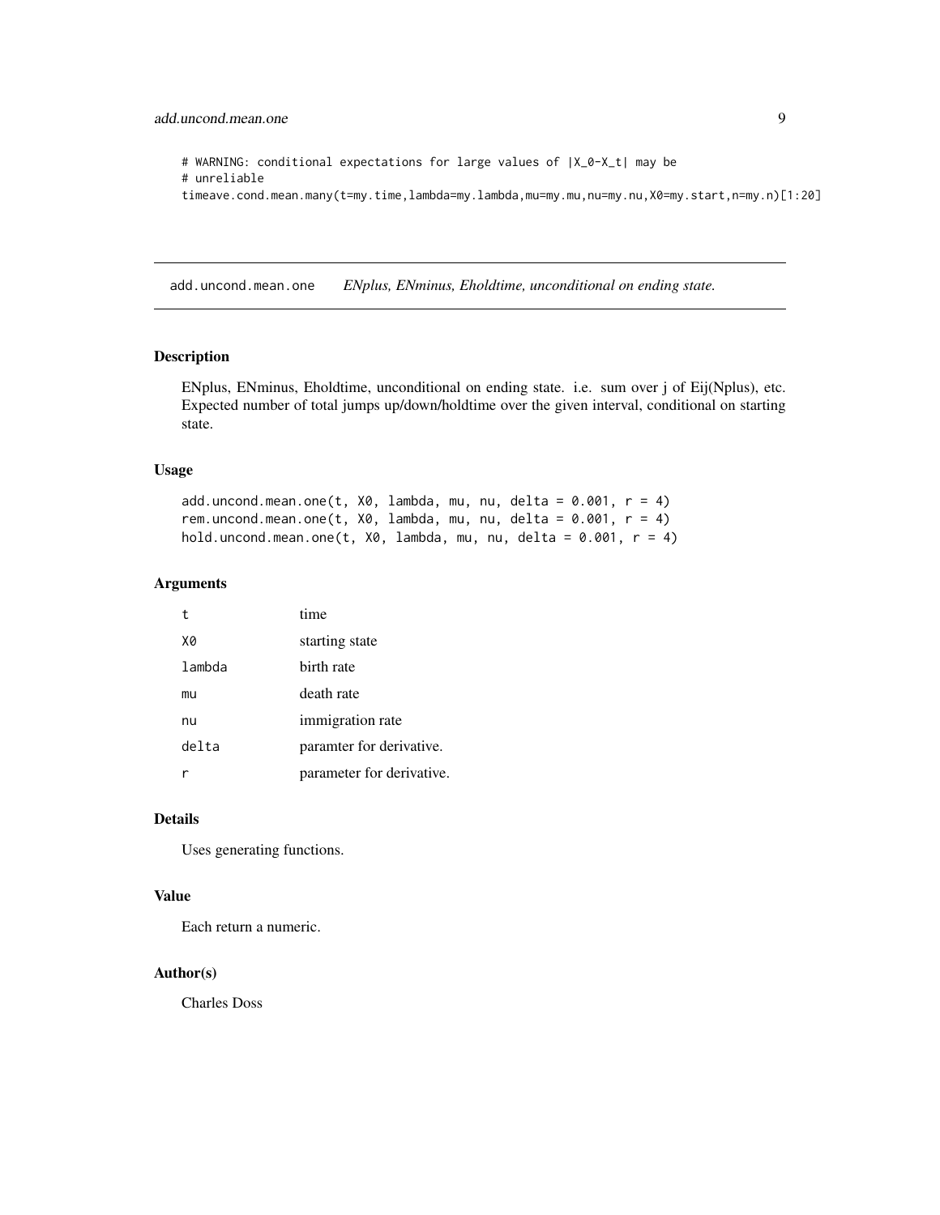```
# WARNING: conditional expectations for large values of |X_0-X_t| may be
# unreliable
timeave.cond.mean.many(t=my.time,lambda=my.lambda,mu=my.mu,nu=my.nu,X0=my.start,n=my.n)[1:20]
```

---

## add.uncond.mean.one — *ENplus, ENminus, Eholdtime, unconditional on ending state.*

### Description

ENplus, ENminus, Eholdtime, unconditional on ending state. i.e. sum over j of Eij(Nplus), etc. Expected number of total jumps up/down/holdtime over the given interval, conditional on starting state.

### Usage

```
add.uncond.mean.one(t, X0, lambda, mu, nu, delta = 0.001, r = 4)
rem.uncond.mean.one(t, X0, lambda, mu, nu, delta = 0.001, r = 4)
hold.uncond.mean.one(t, X0, lambda, mu, nu, delta = 0.001, r = 4)
```

### Arguments

| | |
|---|---|
| t | time |
| X0 | starting state |
| lambda | birth rate |
| mu | death rate |
| nu | immigration rate |
| delta | paramter for derivative. |
| r | parameter for derivative. |

### Details

Uses generating functions.

### Value

Each return a numeric.

### Author(s)

Charles Doss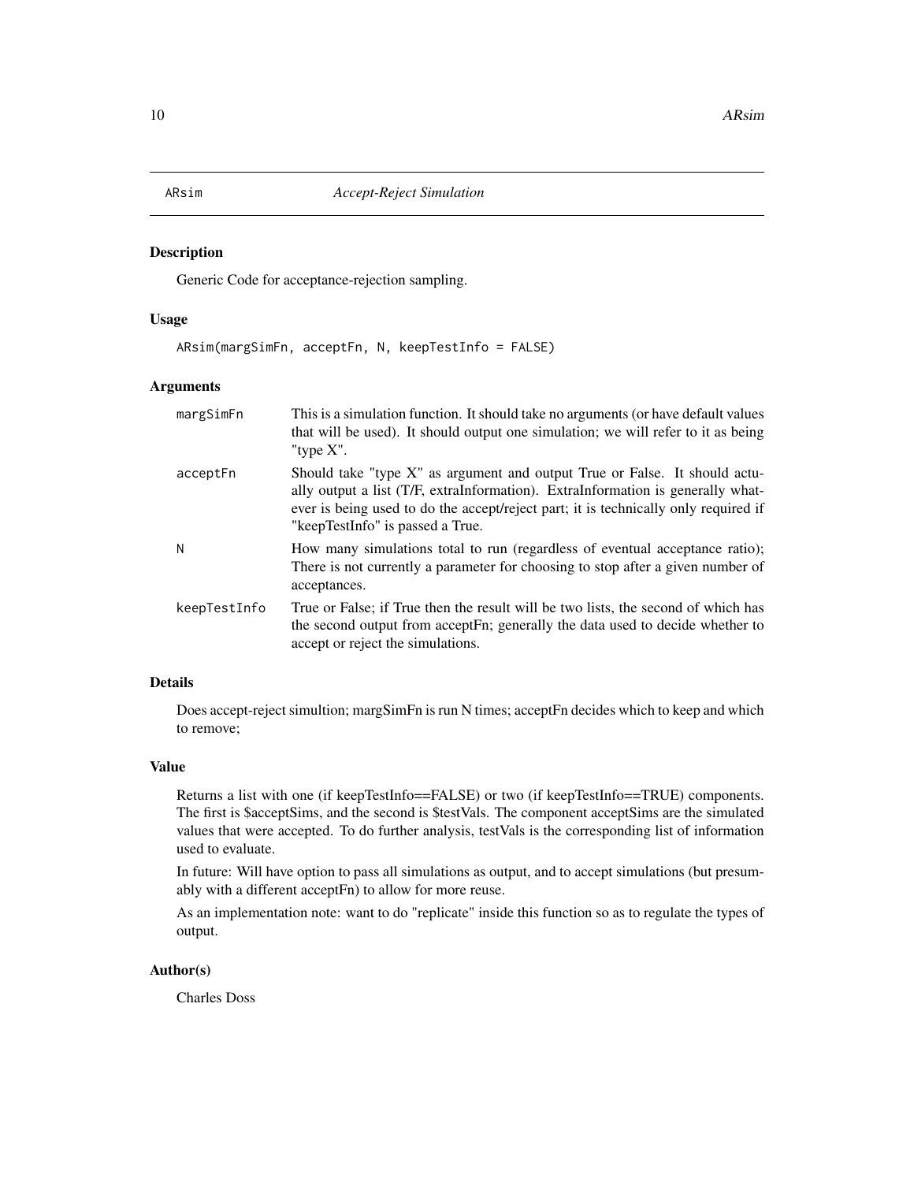# ARsim *Accept-Reject Simulation*

## Description

Generic Code for acceptance-rejection sampling.

## Usage

```
ARsim(margSimFn, acceptFn, N, keepTestInfo = FALSE)
```

## Arguments

| | |
|---|---|
| margSimFn | This is a simulation function. It should take no arguments (or have default values that will be used). It should output one simulation; we will refer to it as being "type X". |
| acceptFn | Should take "type X" as argument and output True or False. It should actually output a list (T/F, extraInformation). ExtraInformation is generally whatever is being used to do the accept/reject part; it is technically only required if "keepTestInfo" is passed a True. |
| N | How many simulations total to run (regardless of eventual acceptance ratio); There is not currently a parameter for choosing to stop after a given number of acceptances. |
| keepTestInfo | True or False; if True then the result will be two lists, the second of which has the second output from acceptFn; generally the data used to decide whether to accept or reject the simulations. |

## Details

Does accept-reject simultion; margSimFn is run N times; acceptFn decides which to keep and which to remove;

## Value

Returns a list with one (if keepTestInfo==FALSE) or two (if keepTestInfo==TRUE) components. The first is $acceptSims, and the second is $testVals. The component acceptSims are the simulated values that were accepted. To do further analysis, testVals is the corresponding list of information used to evaluate.

In future: Will have option to pass all simulations as output, and to accept simulations (but presumably with a different acceptFn) to allow for more reuse.

As an implementation note: want to do "replicate" inside this function so as to regulate the types of output.

## Author(s)

Charles Doss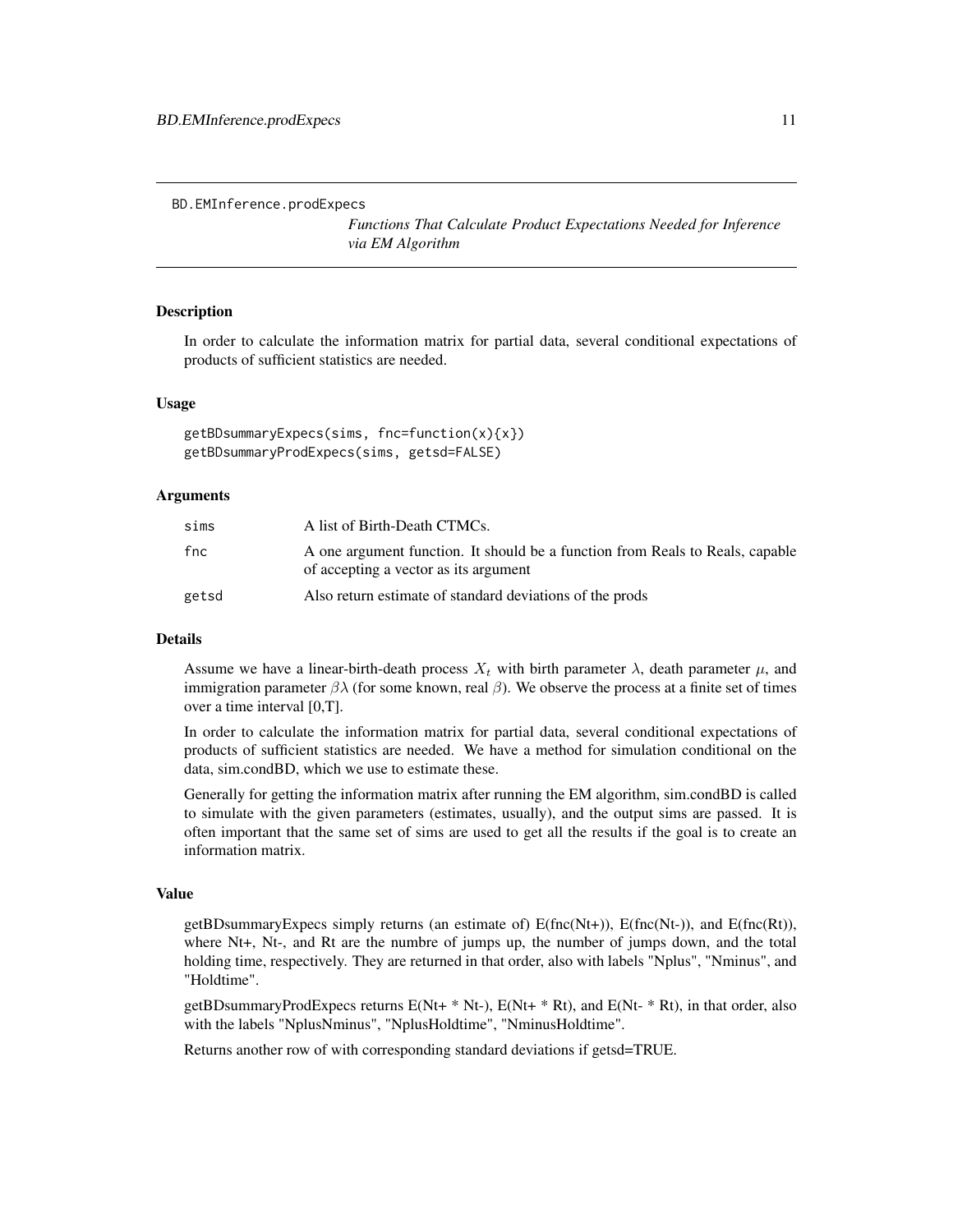BD.EMInference.prodExpecs

*Functions That Calculate Product Expectations Needed for Inference via EM Algorithm*

## Description

In order to calculate the information matrix for partial data, several conditional expectations of products of sufficient statistics are needed.

## Usage

```
getBDsummaryExpecs(sims, fnc=function(x){x})
getBDsummaryProdExpecs(sims, getsd=FALSE)
```

## Arguments

| | |
|---|---|
| sims | A list of Birth-Death CTMCs. |
| fnc | A one argument function. It should be a function from Reals to Reals, capable of accepting a vector as its argument |
| getsd | Also return estimate of standard deviations of the prods |

## Details

Assume we have a linear-birth-death process $X_t$ with birth parameter $\lambda$, death parameter $\mu$, and immigration parameter $\beta\lambda$ (for some known, real $\beta$). We observe the process at a finite set of times over a time interval [0,T].

In order to calculate the information matrix for partial data, several conditional expectations of products of sufficient statistics are needed. We have a method for simulation conditional on the data, sim.condBD, which we use to estimate these.

Generally for getting the information matrix after running the EM algorithm, sim.condBD is called to simulate with the given parameters (estimates, usually), and the output sims are passed. It is often important that the same set of sims are used to get all the results if the goal is to create an information matrix.

## Value

getBDsummaryExpecs simply returns (an estimate of) E(fnc(Nt+)), E(fnc(Nt-)), and E(fnc(Rt)), where Nt+, Nt-, and Rt are the numbre of jumps up, the number of jumps down, and the total holding time, respectively. They are returned in that order, also with labels "Nplus", "Nminus", and "Holdtime".

getBDsummaryProdExpecs returns E(Nt+ * Nt-), E(Nt+ * Rt), and E(Nt- * Rt), in that order, also with the labels "NplusNminus", "NplusHoldtime", "NminusHoldtime".

Returns another row of with corresponding standard deviations if getsd=TRUE.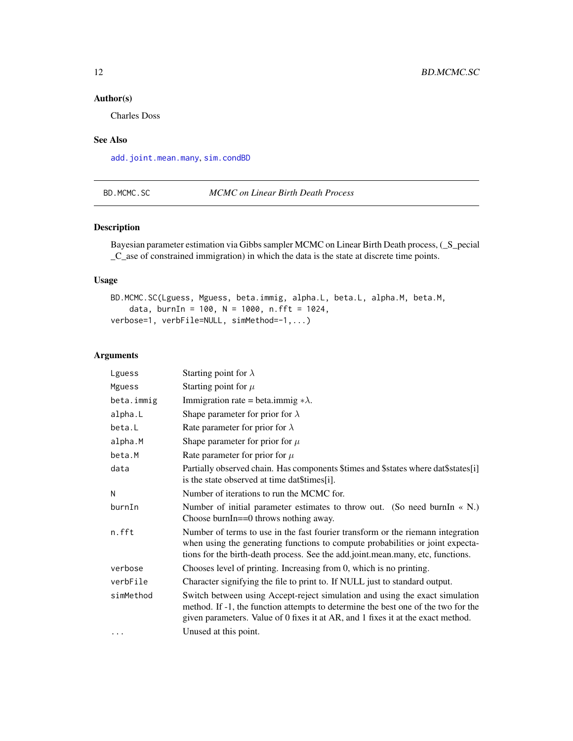## Author(s)

Charles Doss

## See Also

add.joint.mean.many, sim.condBD

---

# BD.MCMC.SC *MCMC on Linear Birth Death Process*

## Description

Bayesian parameter estimation via Gibbs sampler MCMC on Linear Birth Death process, (_S_pecial _C_ase of constrained immigration) in which the data is the state at discrete time points.

## Usage

```
BD.MCMC.SC(Lguess, Mguess, beta.immig, alpha.L, beta.L, alpha.M, beta.M,
    data, burnIn = 100, N = 1000, n.fft = 1024,
verbose=1, verbFile=NULL, simMethod=-1,...)
```

## Arguments

| | |
|---|---|
| Lguess | Starting point for $\lambda$ |
| Mguess | Starting point for $\mu$ |
| beta.immig | Immigration rate = beta.immig $*\lambda$. |
| alpha.L | Shape parameter for prior for $\lambda$ |
| beta.L | Rate parameter for prior for $\lambda$ |
| alpha.M | Shape parameter for prior for $\mu$ |
| beta.M | Rate parameter for prior for $\mu$ |
| data | Partially observed chain. Has components $times and $states where dat$states[i] is the state observed at time dat$times[i]. |
| N | Number of iterations to run the MCMC for. |
| burnIn | Number of initial parameter estimates to throw out. (So need burnIn « N.) Choose burnIn==0 throws nothing away. |
| n.fft | Number of terms to use in the fast fourier transform or the riemann integration when using the generating functions to compute probabilities or joint expectations for the birth-death process. See the add.joint.mean.many, etc, functions. |
| verbose | Chooses level of printing. Increasing from 0, which is no printing. |
| verbFile | Character signifying the file to print to. If NULL just to standard output. |
| simMethod | Switch between using Accept-reject simulation and using the exact simulation method. If -1, the function attempts to determine the best one of the two for the given parameters. Value of 0 fixes it at AR, and 1 fixes it at the exact method. |
| ... | Unused at this point. |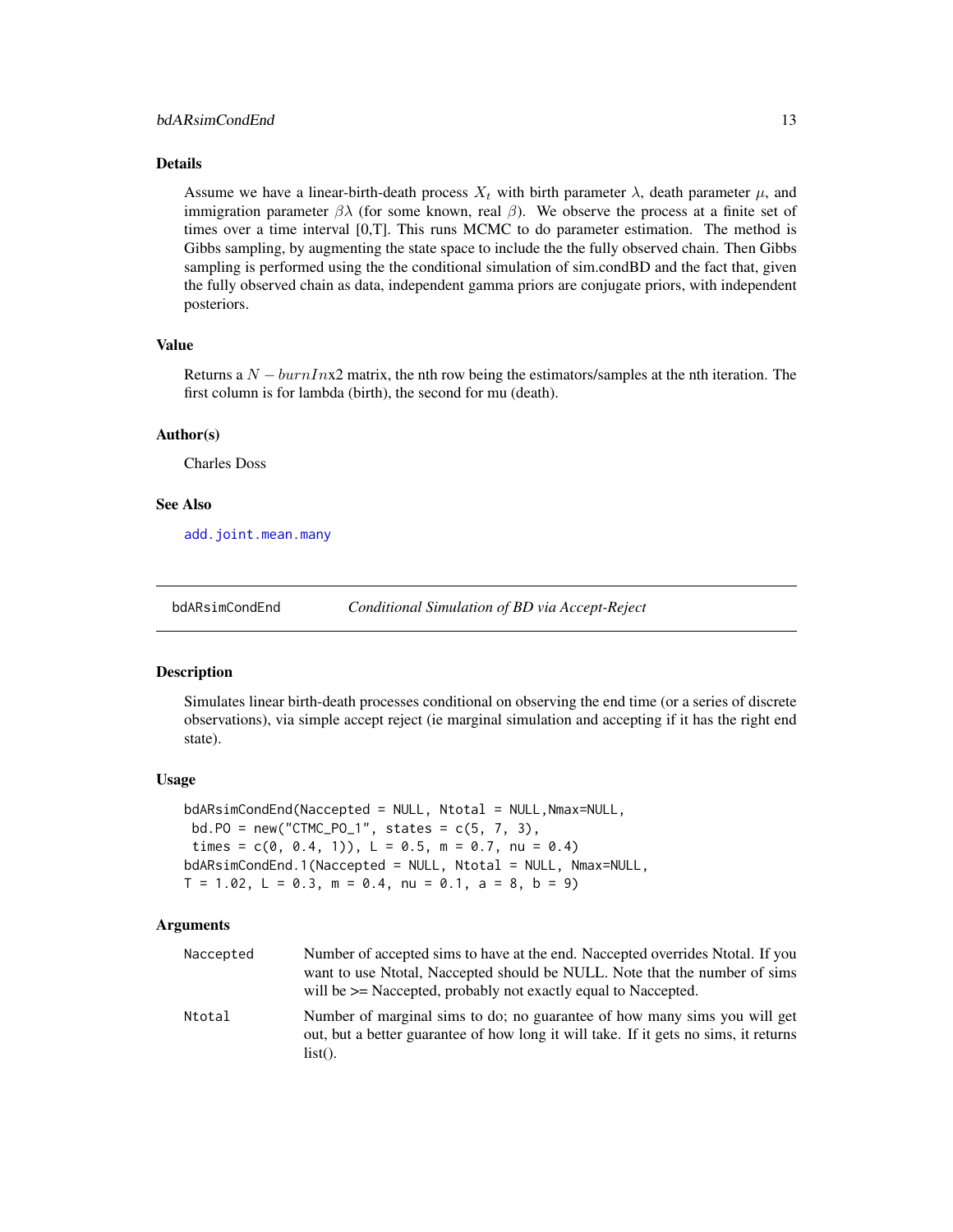### Details

Assume we have a linear-birth-death process $X_t$ with birth parameter $\lambda$, death parameter $\mu$, and immigration parameter $\beta\lambda$ (for some known, real $\beta$). We observe the process at a finite set of times over a time interval [0,T]. This runs MCMC to do parameter estimation. The method is Gibbs sampling, by augmenting the state space to include the the fully observed chain. Then Gibbs sampling is performed using the the conditional simulation of sim.condBD and the fact that, given the fully observed chain as data, independent gamma priors are conjugate priors, with independent posteriors.

### Value

Returns a $N - burnIn$x2 matrix, the nth row being the estimators/samples at the nth iteration. The first column is for lambda (birth), the second for mu (death).

### Author(s)

Charles Doss

### See Also

add.joint.mean.many

---

## bdARsimCondEnd — *Conditional Simulation of BD via Accept-Reject*

### Description

Simulates linear birth-death processes conditional on observing the end time (or a series of discrete observations), via simple accept reject (ie marginal simulation and accepting if it has the right end state).

### Usage

```
bdARsimCondEnd(Naccepted = NULL, Ntotal = NULL,Nmax=NULL,
 bd.PO = new("CTMC_PO_1", states = c(5, 7, 3),
 times = c(0, 0.4, 1)), L = 0.5, m = 0.7, nu = 0.4)
bdARsimCondEnd.1(Naccepted = NULL, Ntotal = NULL, Nmax=NULL,
T = 1.02, L = 0.3, m = 0.4, nu = 0.1, a = 8, b = 9)
```

### Arguments

| | |
|---|---|
| Naccepted | Number of accepted sims to have at the end. Naccepted overrides Ntotal. If you want to use Ntotal, Naccepted should be NULL. Note that the number of sims will be >= Naccepted, probably not exactly equal to Naccepted. |
| Ntotal | Number of marginal sims to do; no guarantee of how many sims you will get out, but a better guarantee of how long it will take. If it gets no sims, it returns list(). |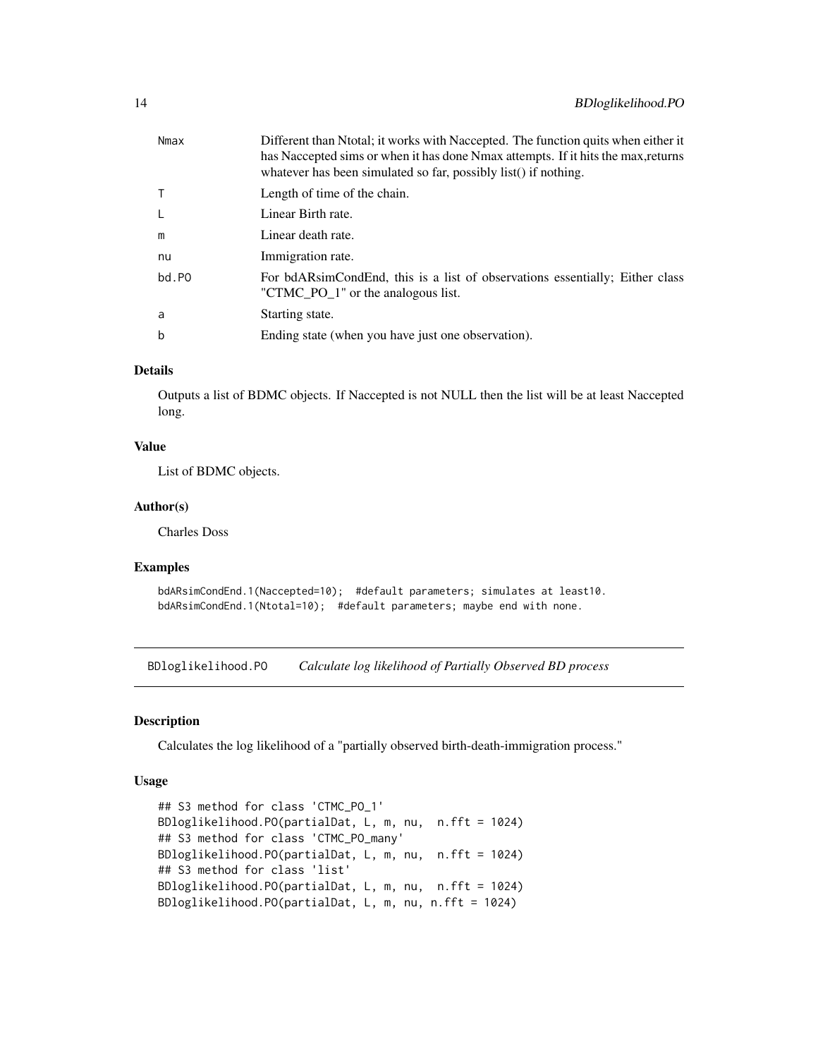| | |
|---|---|
| Nmax | Different than Ntotal; it works with Naccepted. The function quits when either it has Naccepted sims or when it has done Nmax attempts. If it hits the max,returns whatever has been simulated so far, possibly list() if nothing. |
| T | Length of time of the chain. |
| L | Linear Birth rate. |
| m | Linear death rate. |
| nu | Immigration rate. |
| bd.PO | For bdARsimCondEnd, this is a list of observations essentially; Either class "CTMC_PO_1" or the analogous list. |
| a | Starting state. |
| b | Ending state (when you have just one observation). |

### Details

Outputs a list of BDMC objects. If Naccepted is not NULL then the list will be at least Naccepted long.

### Value

List of BDMC objects.

### Author(s)

Charles Doss

### Examples

```
bdARsimCondEnd.1(Naccepted=10);  #default parameters; simulates at least10.
bdARsimCondEnd.1(Ntotal=10);  #default parameters; maybe end with none.
```

---

## BDloglikelihood.PO    *Calculate log likelihood of Partially Observed BD process*

### Description

Calculates the log likelihood of a "partially observed birth-death-immigration process."

### Usage

```
## S3 method for class 'CTMC_PO_1'
BDloglikelihood.PO(partialDat, L, m, nu,  n.fft = 1024)
## S3 method for class 'CTMC_PO_many'
BDloglikelihood.PO(partialDat, L, m, nu,  n.fft = 1024)
## S3 method for class 'list'
BDloglikelihood.PO(partialDat, L, m, nu,  n.fft = 1024)
BDloglikelihood.PO(partialDat, L, m, nu, n.fft = 1024)
```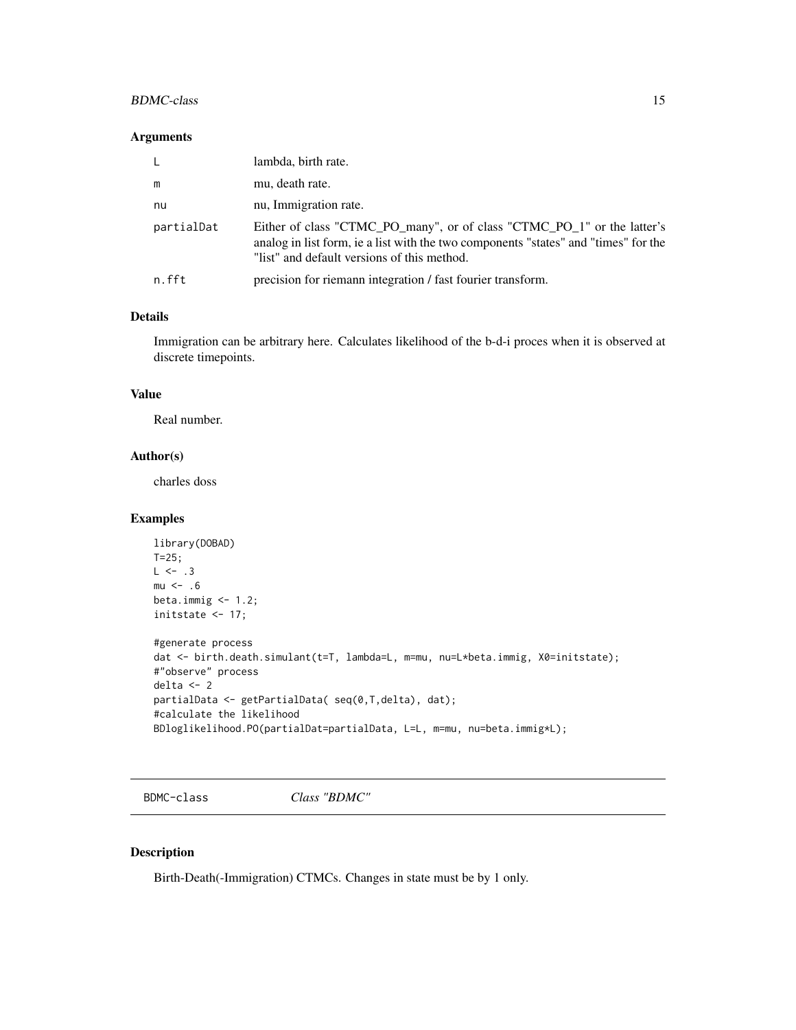### Arguments

| | |
|---|---|
| L | lambda, birth rate. |
| m | mu, death rate. |
| nu | nu, Immigration rate. |
| partialDat | Either of class "CTMC_PO_many", or of class "CTMC_PO_1" or the latter's analog in list form, ie a list with the two components "states" and "times" for the "list" and default versions of this method. |
| n.fft | precision for riemann integration / fast fourier transform. |

### Details

Immigration can be arbitrary here. Calculates likelihood of the b-d-i proces when it is observed at discrete timepoints.

### Value

Real number.

### Author(s)

charles doss

### Examples

```
library(DOBAD)
T=25;
L <- .3
mu <- .6
beta.immig <- 1.2;
initstate <- 17;

#generate process
dat <- birth.death.simulant(t=T, lambda=L, m=mu, nu=L*beta.immig, X0=initstate);
#"observe" process
delta <- 2
partialData <- getPartialData( seq(0,T,delta), dat);
#calculate the likelihood
BDloglikelihood.PO(partialDat=partialData, L=L, m=mu, nu=beta.immig*L);
```

---

## BDMC-class *Class "BDMC"*

### Description

Birth-Death(-Immigration) CTMCs. Changes in state must be by 1 only.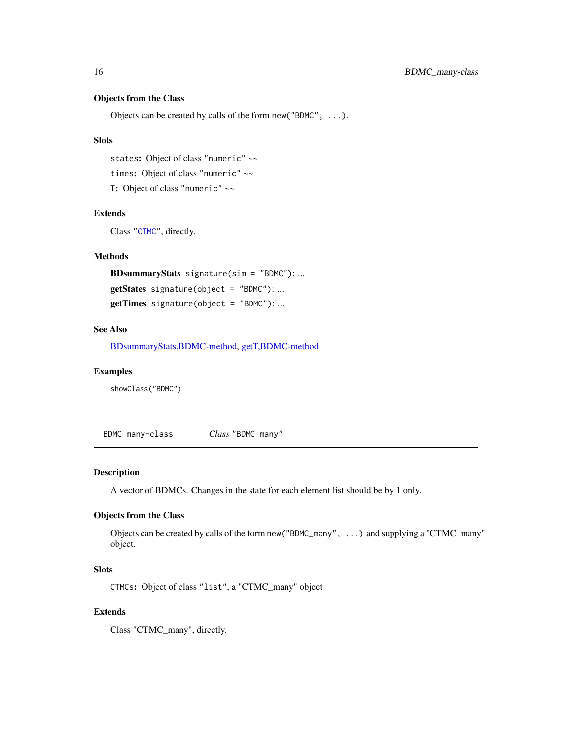### Objects from the Class

Objects can be created by calls of the form `new("BDMC", ...)`.

### Slots

`states`: Object of class `"numeric"` ~~

`times`: Object of class `"numeric"` ~~

`T`: Object of class `"numeric"` ~~

### Extends

Class `"CTMC"`, directly.

### Methods

**BDsummaryStats** `signature(sim = "BDMC")`: ...

**getStates** `signature(object = "BDMC")`: ...

**getTimes** `signature(object = "BDMC")`: ...

### See Also

BDsummaryStats,BDMC-method, getT,BDMC-method

### Examples

```
showClass("BDMC")
```

---

## BDMC_many-class — *Class* "BDMC_many"

---

### Description

A vector of BDMCs. Changes in the state for each element list should be by 1 only.

### Objects from the Class

Objects can be created by calls of the form `new("BDMC_many", ...)` and supplying a "CTMC_many" object.

### Slots

`CTMCs`: Object of class `"list"`, a "CTMC_many" object

### Extends

Class "CTMC_many", directly.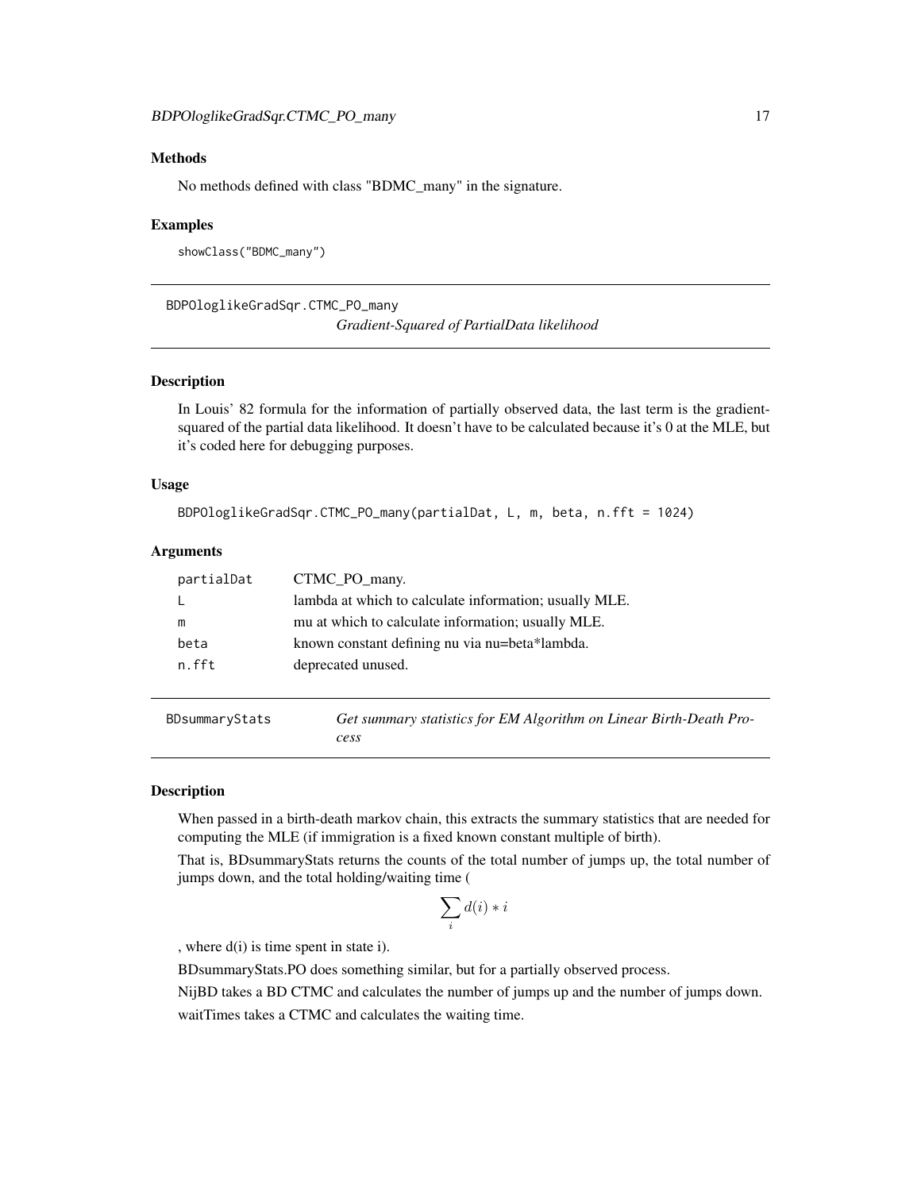### Methods

No methods defined with class "BDMC_many" in the signature.

### Examples

```
showClass("BDMC_many")
```

## BDPOloglikeGradSqr.CTMC_PO_many

*Gradient-Squared of PartialData likelihood*

### Description

In Louis' 82 formula for the information of partially observed data, the last term is the gradient-squared of the partial data likelihood. It doesn't have to be calculated because it's 0 at the MLE, but it's coded here for debugging purposes.

### Usage

```
BDPOloglikeGradSqr.CTMC_PO_many(partialDat, L, m, beta, n.fft = 1024)
```

### Arguments

| | |
|---|---|
| partialDat | CTMC_PO_many. |
| L | lambda at which to calculate information; usually MLE. |
| m | mu at which to calculate information; usually MLE. |
| beta | known constant defining nu via nu=beta*lambda. |
| n.fft | deprecated unused. |

## BDsummaryStats

*Get summary statistics for EM Algorithm on Linear Birth-Death Process*

### Description

When passed in a birth-death markov chain, this extracts the summary statistics that are needed for computing the MLE (if immigration is a fixed known constant multiple of birth).

That is, BDsummaryStats returns the counts of the total number of jumps up, the total number of jumps down, and the total holding/waiting time (

$$\sum_i d(i) * i$$

, where d(i) is time spent in state i).

BDsummaryStats.PO does something similar, but for a partially observed process.

NijBD takes a BD CTMC and calculates the number of jumps up and the number of jumps down.

waitTimes takes a CTMC and calculates the waiting time.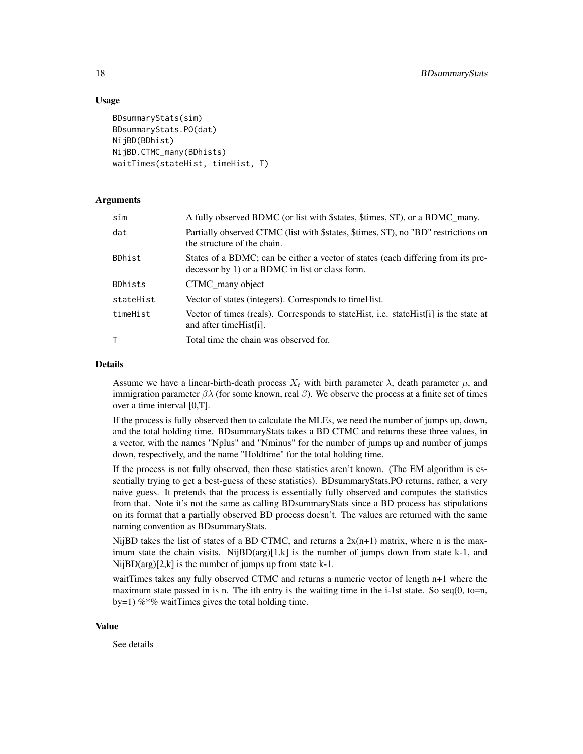## Usage

```
BDsummaryStats(sim)
BDsummaryStats.PO(dat)
NijBD(BDhist)
NijBD.CTMC_many(BDhists)
waitTimes(stateHist, timeHist, T)
```

## Arguments

| | |
|---|---|
| sim | A fully observed BDMC (or list with $states, $times, $T), or a BDMC_many. |
| dat | Partially observed CTMC (list with $states, $times, $T), no "BD" restrictions on the structure of the chain. |
| BDhist | States of a BDMC; can be either a vector of states (each differing from its predecessor by 1) or a BDMC in list or class form. |
| BDhists | CTMC_many object |
| stateHist | Vector of states (integers). Corresponds to timeHist. |
| timeHist | Vector of times (reals). Corresponds to stateHist, i.e. stateHist[i] is the state at and after timeHist[i]. |
| T | Total time the chain was observed for. |

## Details

Assume we have a linear-birth-death process $X_t$ with birth parameter $\lambda$, death parameter $\mu$, and immigration parameter $\beta\lambda$ (for some known, real $\beta$). We observe the process at a finite set of times over a time interval [0,T].

If the process is fully observed then to calculate the MLEs, we need the number of jumps up, down, and the total holding time. BDsummaryStats takes a BD CTMC and returns these three values, in a vector, with the names "Nplus" and "Nminus" for the number of jumps up and number of jumps down, respectively, and the name "Holdtime" for the total holding time.

If the process is not fully observed, then these statistics aren't known. (The EM algorithm is essentially trying to get a best-guess of these statistics). BDsummaryStats.PO returns, rather, a very naive guess. It pretends that the process is essentially fully observed and computes the statistics from that. Note it's not the same as calling BDsummaryStats since a BD process has stipulations on its format that a partially observed BD process doesn't. The values are returned with the same naming convention as BDsummaryStats.

NijBD takes the list of states of a BD CTMC, and returns a 2x(n+1) matrix, where n is the maximum state the chain visits. NijBD(arg)[1,k] is the number of jumps down from state k-1, and NijBD(arg)[2,k] is the number of jumps up from state k-1.

waitTimes takes any fully observed CTMC and returns a numeric vector of length n+1 where the maximum state passed in is n. The ith entry is the waiting time in the i-1st state. So seq(0, to=n, by=1) %*% waitTimes gives the total holding time.

## Value

See details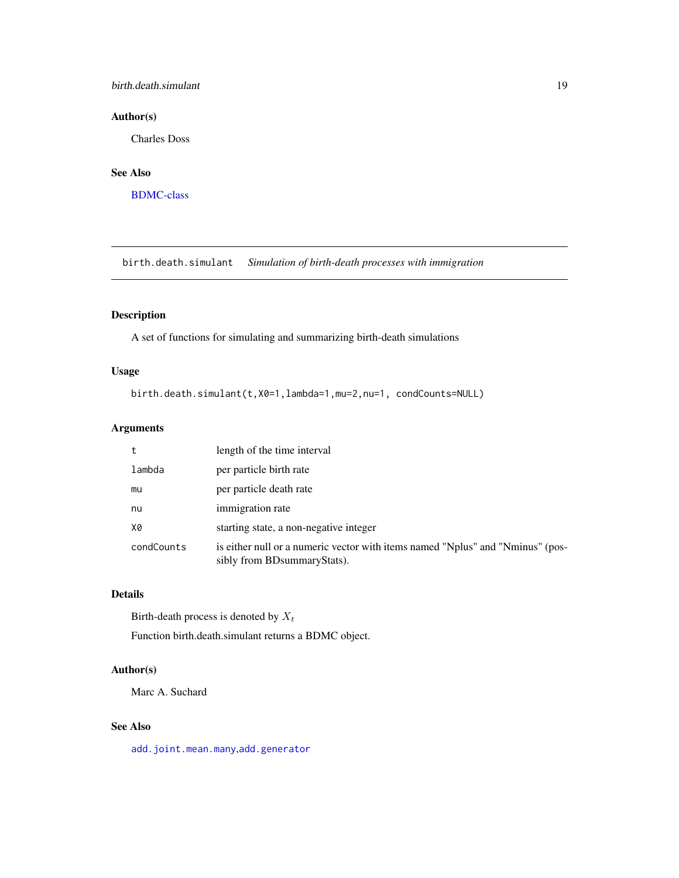## Author(s)

Charles Doss

## See Also

BDMC-class

---

# birth.death.simulant *Simulation of birth-death processes with immigration*

---

## Description

A set of functions for simulating and summarizing birth-death simulations

## Usage

```
birth.death.simulant(t,X0=1,lambda=1,mu=2,nu=1, condCounts=NULL)
```

## Arguments

| | |
|---|---|
| `t` | length of the time interval |
| `lambda` | per particle birth rate |
| `mu` | per particle death rate |
| `nu` | immigration rate |
| `X0` | starting state, a non-negative integer |
| `condCounts` | is either null or a numeric vector with items named "Nplus" and "Nminus" (possibly from BDsummaryStats). |

## Details

Birth-death process is denoted by $X_t$

Function birth.death.simulant returns a BDMC object.

## Author(s)

Marc A. Suchard

## See Also

`add.joint.mean.many`,`add.generator`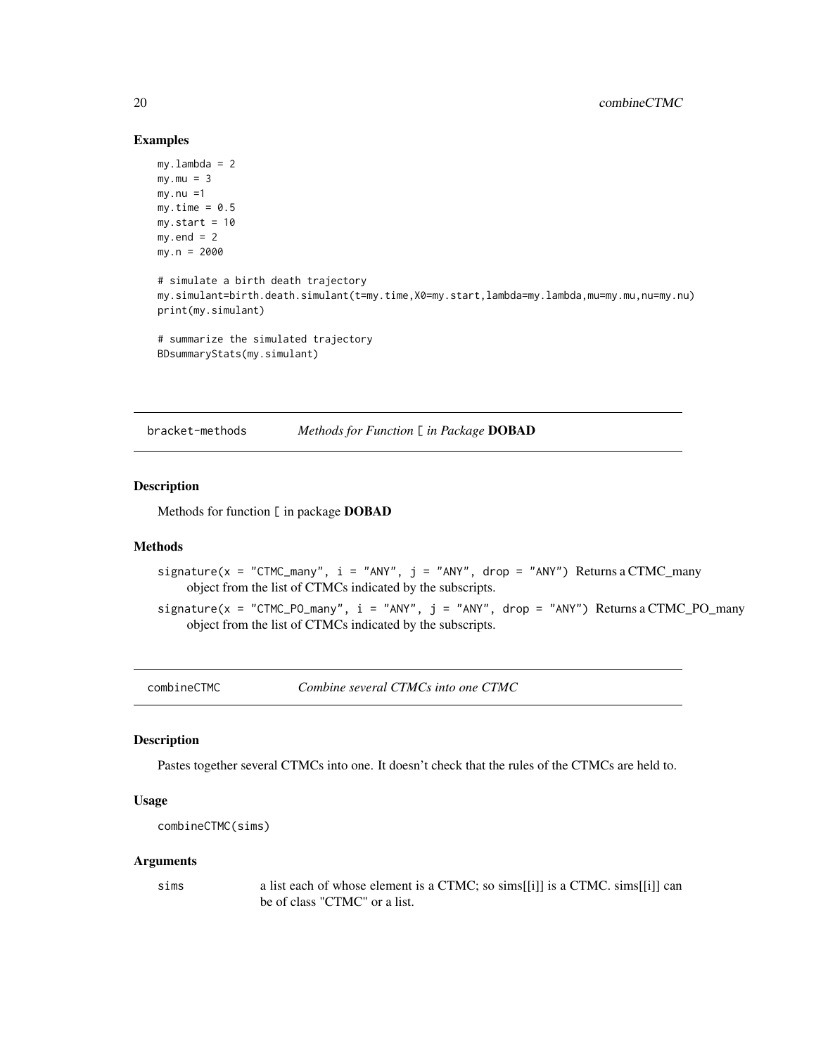### Examples

```
my.lambda = 2
my.mu = 3
my.nu =1
my.time = 0.5
my.start = 10
my.end = 2
my.n = 2000

# simulate a birth death trajectory
my.simulant=birth.death.simulant(t=my.time,X0=my.start,lambda=my.lambda,mu=my.mu,nu=my.nu)
print(my.simulant)

# summarize the simulated trajectory
BDsummaryStats(my.simulant)
```

---

## bracket-methods — *Methods for Function* `[` *in Package* **DOBAD**

### Description

Methods for function `[` in package **DOBAD**

### Methods

- `signature(x = "CTMC_many", i = "ANY", j = "ANY", drop = "ANY")` Returns a CTMC_many object from the list of CTMCs indicated by the subscripts.
- `signature(x = "CTMC_PO_many", i = "ANY", j = "ANY", drop = "ANY")` Returns a CTMC_PO_many object from the list of CTMCs indicated by the subscripts.

---

## combineCTMC — *Combine several CTMCs into one CTMC*

### Description

Pastes together several CTMCs into one. It doesn't check that the rules of the CTMCs are held to.

### Usage

```
combineCTMC(sims)
```

### Arguments

| | |
|---|---|
| `sims` | a list each of whose element is a CTMC; so sims[[i]] is a CTMC. sims[[i]] can be of class "CTMC" or a list. |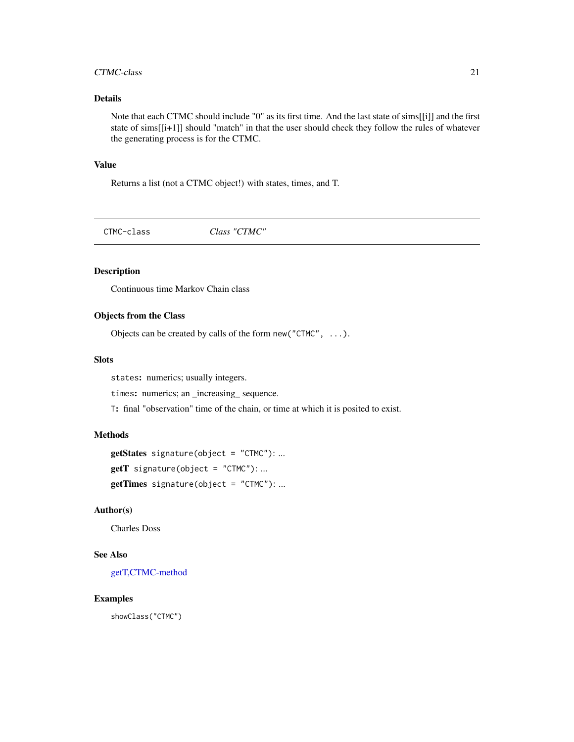### Details

Note that each CTMC should include "0" as its first time. And the last state of sims[[i]] and the first state of sims[[i+1]] should "match" in that the user should check they follow the rules of whatever the generating process is for the CTMC.

### Value

Returns a list (not a CTMC object!) with states, times, and T.

---

`CTMC-class` *Class "CTMC"*

---

### Description

Continuous time Markov Chain class

### Objects from the Class

Objects can be created by calls of the form `new("CTMC", ...)`.

### Slots

`states`: numerics; usually integers.

`times`: numerics; an _increasing_ sequence.

`T`: final "observation" time of the chain, or time at which it is posited to exist.

### Methods

**getStates** `signature(object = "CTMC")`: ...

**getT** `signature(object = "CTMC")`: ...

**getTimes** `signature(object = "CTMC")`: ...

### Author(s)

Charles Doss

### See Also

getT,CTMC-method

### Examples

```
showClass("CTMC")
```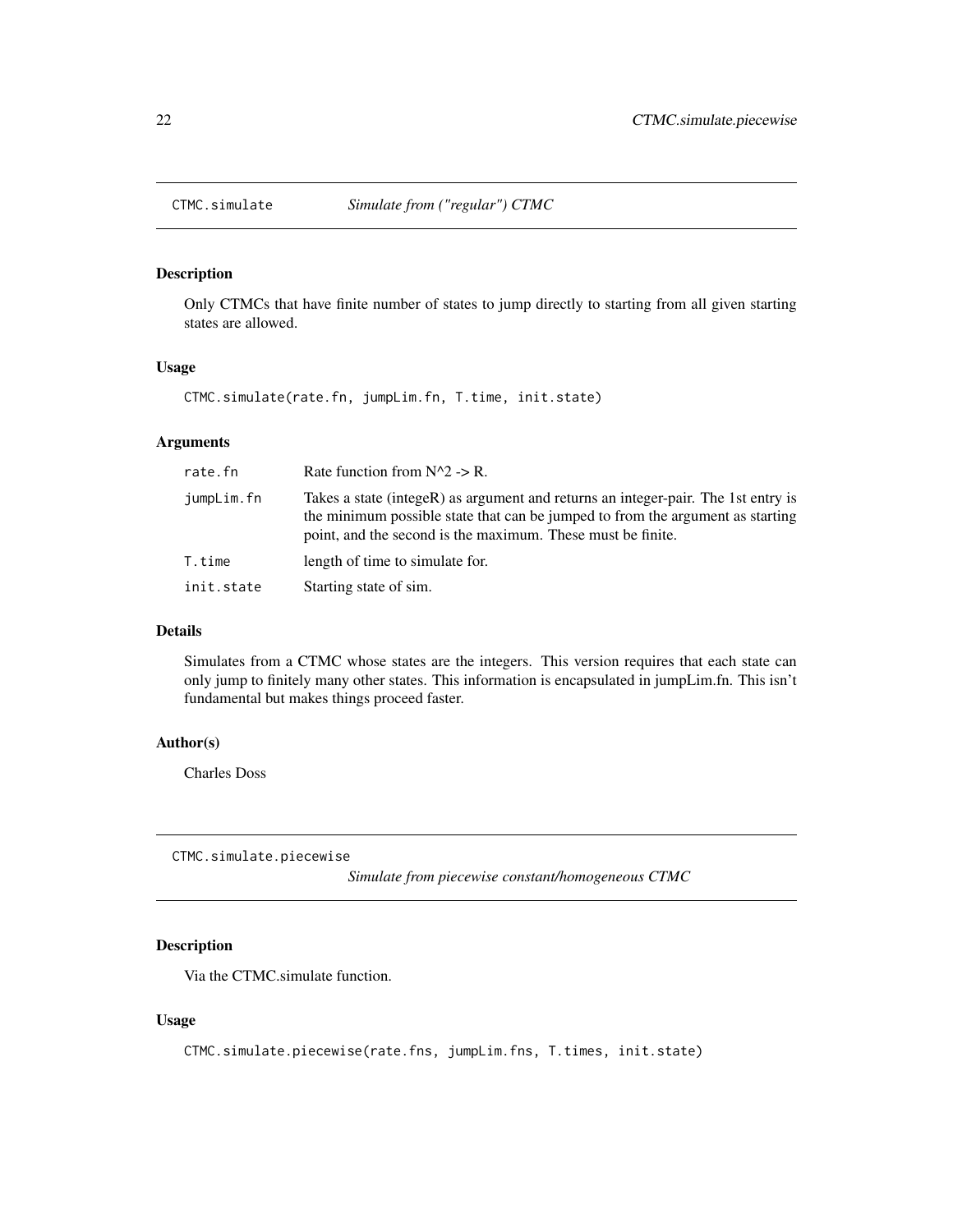## CTMC.simulate — *Simulate from ("regular") CTMC*

### Description

Only CTMCs that have finite number of states to jump directly to starting from all given starting states are allowed.

### Usage

```
CTMC.simulate(rate.fn, jumpLim.fn, T.time, init.state)
```

### Arguments

| | |
|---|---|
| rate.fn | Rate function from N^2 -> R. |
| jumpLim.fn | Takes a state (integeR) as argument and returns an integer-pair. The 1st entry is the minimum possible state that can be jumped to from the argument as starting point, and the second is the maximum. These must be finite. |
| T.time | length of time to simulate for. |
| init.state | Starting state of sim. |

### Details

Simulates from a CTMC whose states are the integers. This version requires that each state can only jump to finitely many other states. This information is encapsulated in jumpLim.fn. This isn't fundamental but makes things proceed faster.

### Author(s)

Charles Doss

## CTMC.simulate.piecewise — *Simulate from piecewise constant/homogeneous CTMC*

### Description

Via the CTMC.simulate function.

### Usage

```
CTMC.simulate.piecewise(rate.fns, jumpLim.fns, T.times, init.state)
```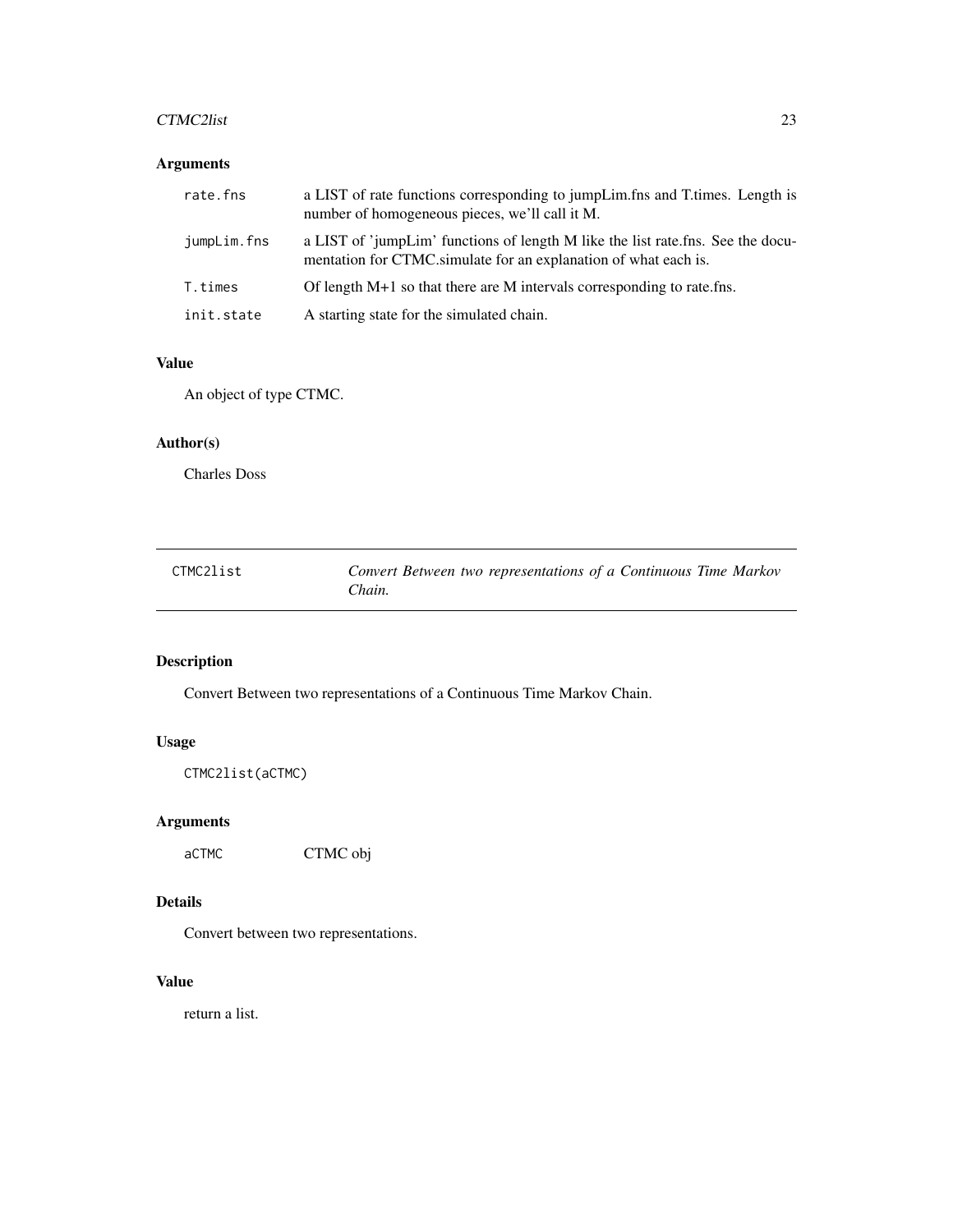### Arguments

| | |
|---|---|
| `rate.fns` | a LIST of rate functions corresponding to jumpLim.fns and T.times. Length is number of homogeneous pieces, we'll call it M. |
| `jumpLim.fns` | a LIST of 'jumpLim' functions of length M like the list rate.fns. See the documentation for CTMC.simulate for an explanation of what each is. |
| `T.times` | Of length M+1 so that there are M intervals corresponding to rate.fns. |
| `init.state` | A starting state for the simulated chain. |

### Value

An object of type CTMC.

### Author(s)

Charles Doss

---

## CTMC2list — *Convert Between two representations of a Continuous Time Markov Chain.*

---

### Description

Convert Between two representations of a Continuous Time Markov Chain.

### Usage

```
CTMC2list(aCTMC)
```

### Arguments

| | |
|---|---|
| `aCTMC` | CTMC obj |

### Details

Convert between two representations.

### Value

return a list.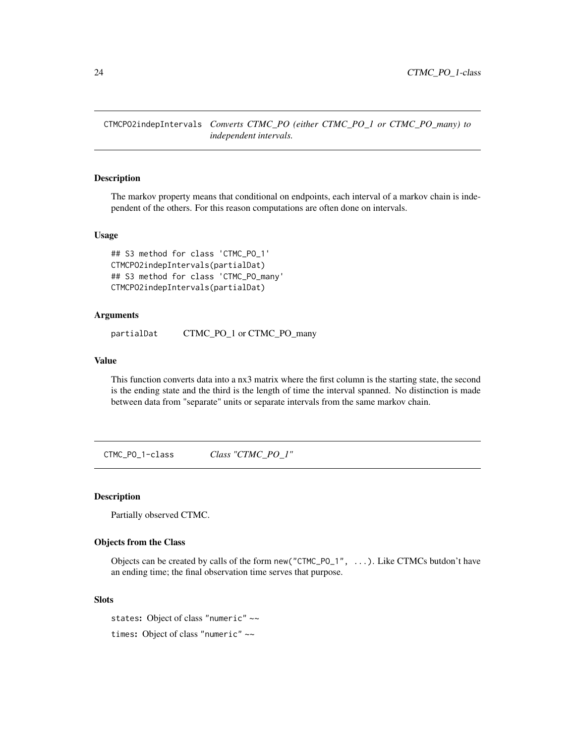## CTMCPO2indepIntervals *Converts CTMC_PO (either CTMC_PO_1 or CTMC_PO_many) to independent intervals.*

### Description

The markov property means that conditional on endpoints, each interval of a markov chain is independent of the others. For this reason computations are often done on intervals.

### Usage

```
## S3 method for class 'CTMC_PO_1'
CTMCPO2indepIntervals(partialDat)
## S3 method for class 'CTMC_PO_many'
CTMCPO2indepIntervals(partialDat)
```

### Arguments

partialDat CTMC_PO_1 or CTMC_PO_many

### Value

This function converts data into a nx3 matrix where the first column is the starting state, the second is the ending state and the third is the length of time the interval spanned. No distinction is made between data from "separate" units or separate intervals from the same markov chain.

## CTMC_PO_1-class *Class "CTMC_PO_1"*

### Description

Partially observed CTMC.

### Objects from the Class

Objects can be created by calls of the form `new("CTMC_PO_1", ...)`. Like CTMCs butdon't have an ending time; the final observation time serves that purpose.

### Slots

`states`: Object of class `"numeric"` ~~

`times`: Object of class `"numeric"` ~~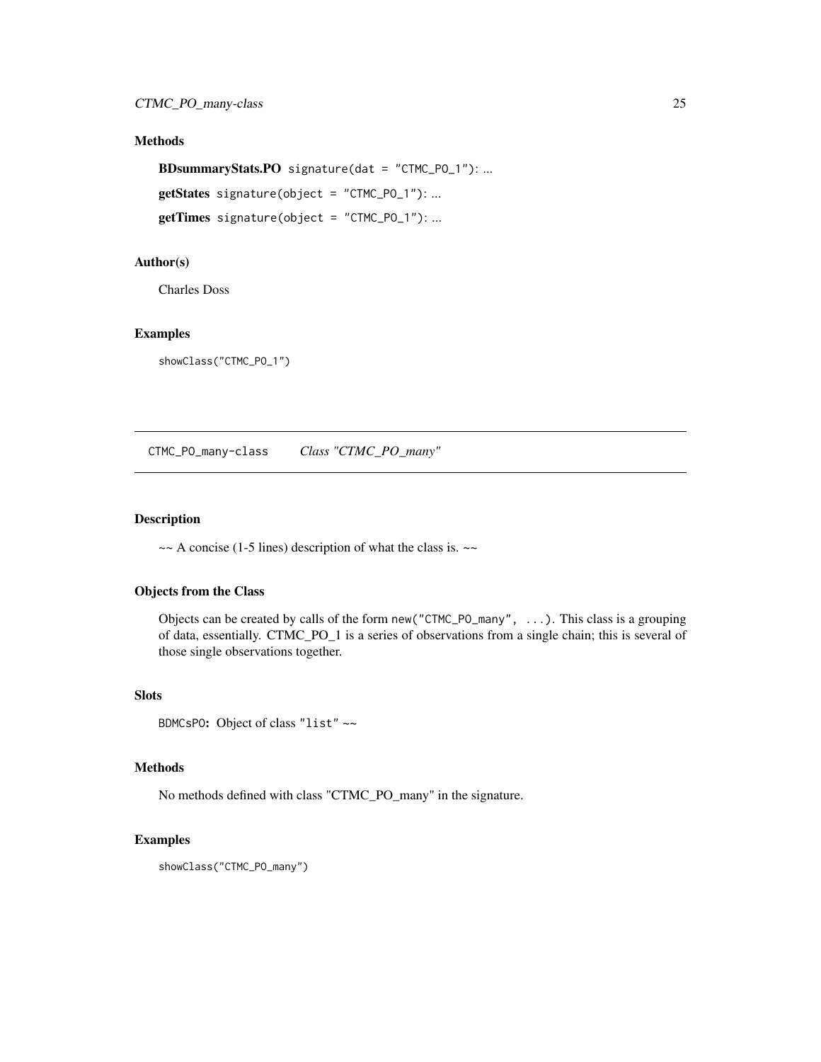## Methods

**BDsummaryStats.PO** `signature(dat = "CTMC_PO_1")`: ...

**getStates** `signature(object = "CTMC_PO_1")`: ...

**getTimes** `signature(object = "CTMC_PO_1")`: ...

## Author(s)

Charles Doss

## Examples

```
showClass("CTMC_PO_1")
```

---

`CTMC_PO_many-class` *Class "CTMC_PO_many"*

---

## Description

~~ A concise (1-5 lines) description of what the class is. ~~

## Objects from the Class

Objects can be created by calls of the form `new("CTMC_PO_many", ...)`. This class is a grouping of data, essentially. CTMC_PO_1 is a series of observations from a single chain; this is several of those single observations together.

## Slots

`BDMCsPO`: Object of class `"list"` ~~

## Methods

No methods defined with class "CTMC_PO_many" in the signature.

## Examples

```
showClass("CTMC_PO_many")
```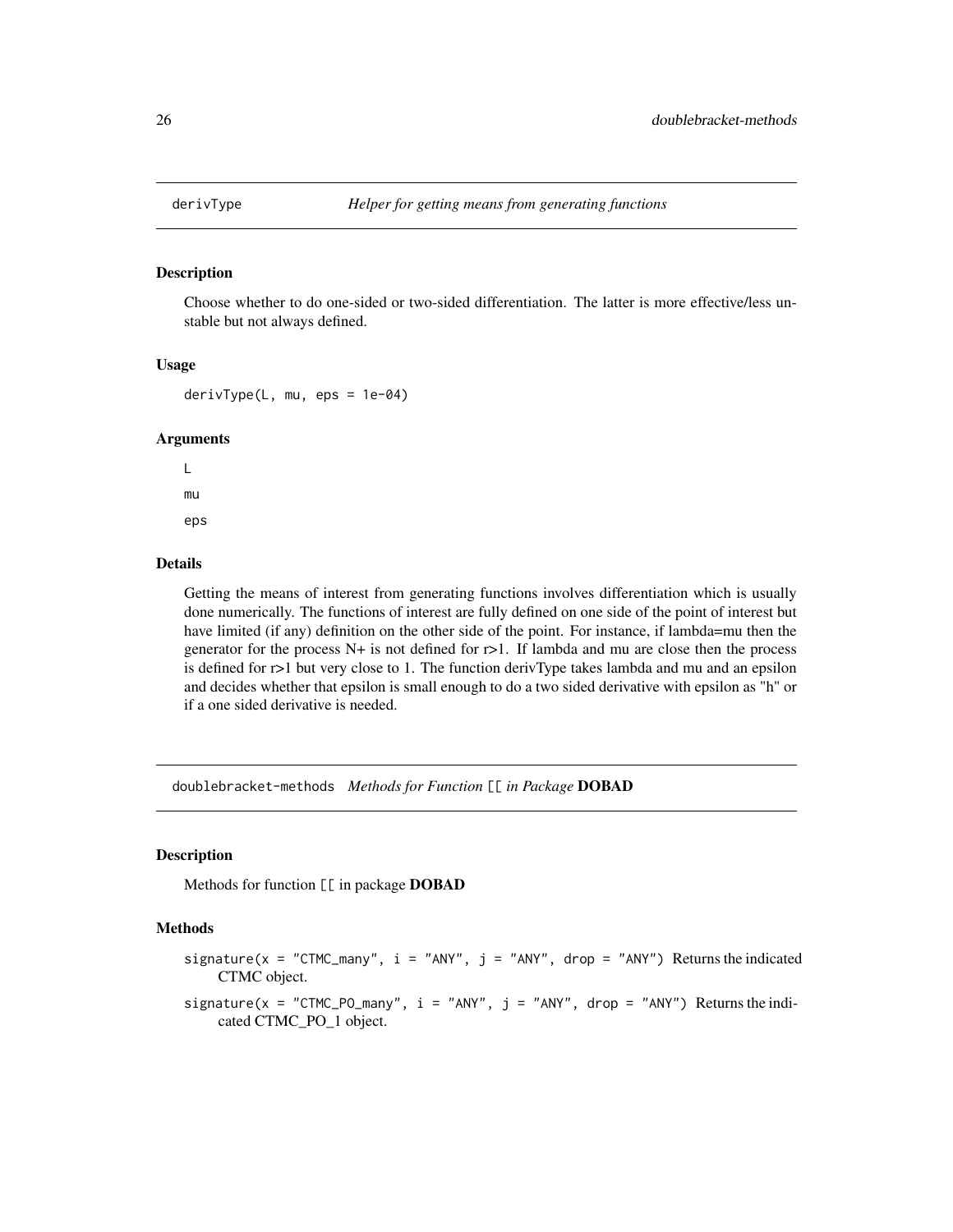## derivType — *Helper for getting means from generating functions*

### Description

Choose whether to do one-sided or two-sided differentiation. The latter is more effective/less unstable but not always defined.

### Usage

```
derivType(L, mu, eps = 1e-04)
```

### Arguments

- `L`
- `mu`
- `eps`

### Details

Getting the means of interest from generating functions involves differentiation which is usually done numerically. The functions of interest are fully defined on one side of the point of interest but have limited (if any) definition on the other side of the point. For instance, if lambda=mu then the generator for the process N+ is not defined for r>1. If lambda and mu are close then the process is defined for r>1 but very close to 1. The function derivType takes lambda and mu and an epsilon and decides whether that epsilon is small enough to do a two sided derivative with epsilon as "h" or if a one sided derivative is needed.

## doublebracket-methods — *Methods for Function* `[[` *in Package* **DOBAD**

### Description

Methods for function `[[` in package **DOBAD**

### Methods

- `signature(x = "CTMC_many", i = "ANY", j = "ANY", drop = "ANY")` Returns the indicated CTMC object.
- `signature(x = "CTMC_PO_many", i = "ANY", j = "ANY", drop = "ANY")` Returns the indicated CTMC_PO_1 object.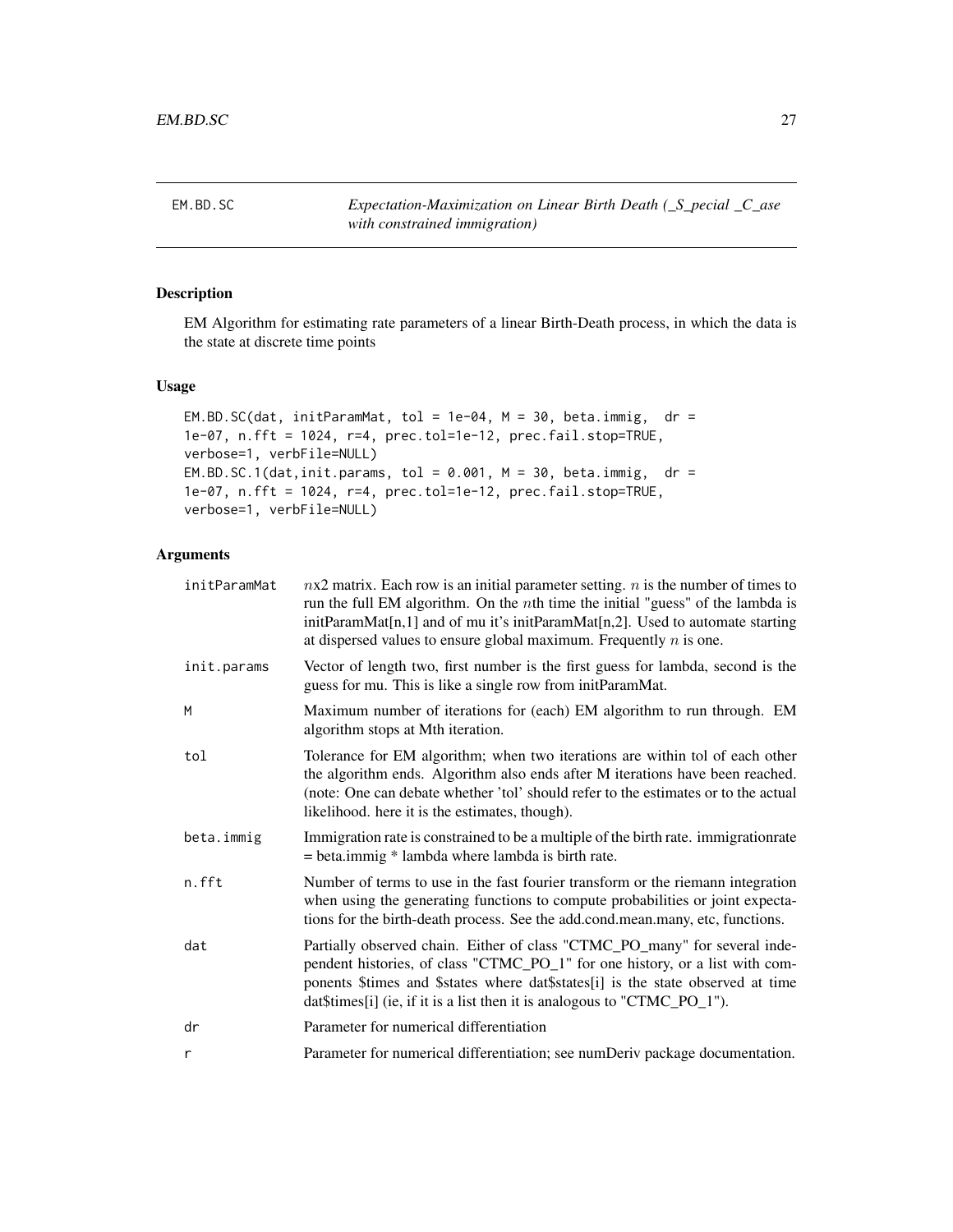EM.BD.SC *Expectation-Maximization on Linear Birth Death (_S_pecial _C_ase with constrained immigration)*

## Description

EM Algorithm for estimating rate parameters of a linear Birth-Death process, in which the data is the state at discrete time points

## Usage

```
EM.BD.SC(dat, initParamMat, tol = 1e-04, M = 30, beta.immig,  dr =
1e-07, n.fft = 1024, r=4, prec.tol=1e-12, prec.fail.stop=TRUE,
verbose=1, verbFile=NULL)
EM.BD.SC.1(dat,init.params, tol = 0.001, M = 30, beta.immig,  dr =
1e-07, n.fft = 1024, r=4, prec.tol=1e-12, prec.fail.stop=TRUE,
verbose=1, verbFile=NULL)
```

## Arguments

| | |
|---|---|
| initParamMat | $n$x2 matrix. Each row is an initial parameter setting. $n$ is the number of times to run the full EM algorithm. On the $n$th time the initial "guess" of the lambda is initParamMat[n,1] and of mu it's initParamMat[n,2]. Used to automate starting at dispersed values to ensure global maximum. Frequently $n$ is one. |
| init.params | Vector of length two, first number is the first guess for lambda, second is the guess for mu. This is like a single row from initParamMat. |
| M | Maximum number of iterations for (each) EM algorithm to run through. EM algorithm stops at Mth iteration. |
| tol | Tolerance for EM algorithm; when two iterations are within tol of each other the algorithm ends. Algorithm also ends after M iterations have been reached. (note: One can debate whether 'tol' should refer to the estimates or to the actual likelihood. here it is the estimates, though). |
| beta.immig | Immigration rate is constrained to be a multiple of the birth rate. immigrationrate = beta.immig * lambda where lambda is birth rate. |
| n.fft | Number of terms to use in the fast fourier transform or the riemann integration when using the generating functions to compute probabilities or joint expectations for the birth-death process. See the add.cond.mean.many, etc, functions. |
| dat | Partially observed chain. Either of class "CTMC_PO_many" for several independent histories, of class "CTMC_PO_1" for one history, or a list with components $times and $states where dat$states[i] is the state observed at time dat$times[i] (ie, if it is a list then it is analogous to "CTMC_PO_1"). |
| dr | Parameter for numerical differentiation |
| r | Parameter for numerical differentiation; see numDeriv package documentation. |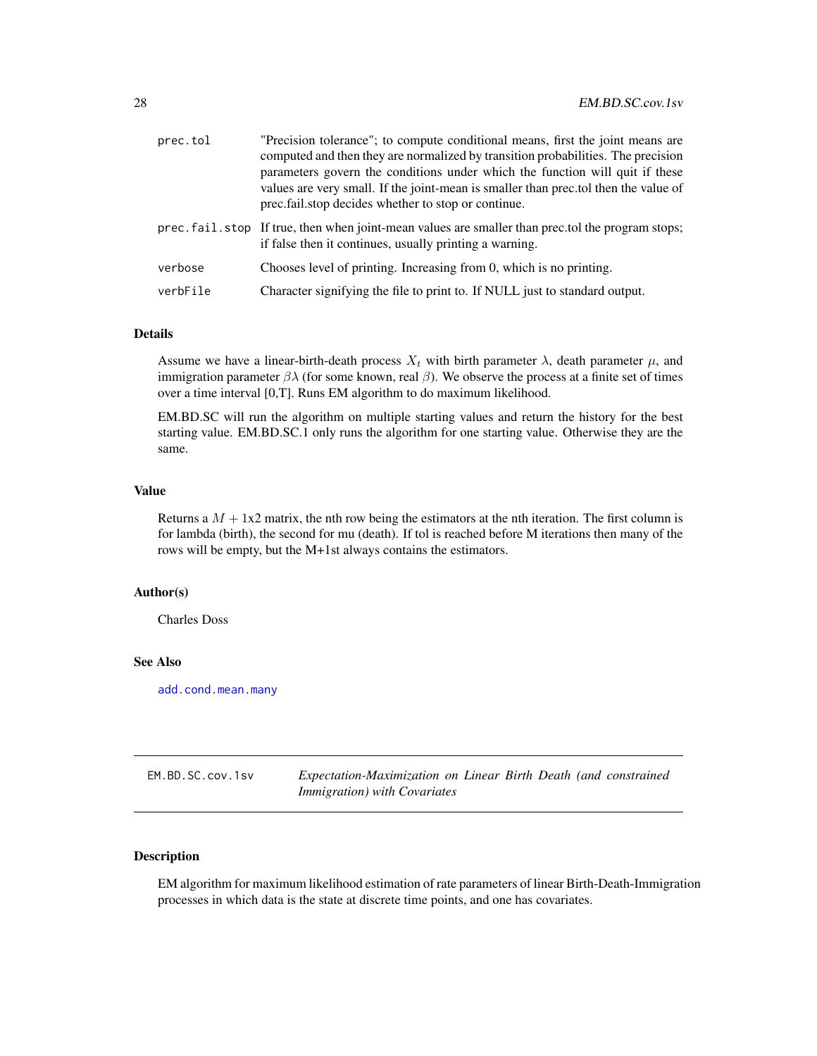| | |
|---|---|
| prec.tol | "Precision tolerance"; to compute conditional means, first the joint means are computed and then they are normalized by transition probabilities. The precision parameters govern the conditions under which the function will quit if these values are very small. If the joint-mean is smaller than prec.tol then the value of prec.fail.stop decides whether to stop or continue. |
| prec.fail.stop | If true, then when joint-mean values are smaller than prec.tol the program stops; if false then it continues, usually printing a warning. |
| verbose | Chooses level of printing. Increasing from 0, which is no printing. |
| verbFile | Character signifying the file to print to. If NULL just to standard output. |

### Details

Assume we have a linear-birth-death process $X_t$ with birth parameter $\lambda$, death parameter $\mu$, and immigration parameter $\beta\lambda$ (for some known, real $\beta$). We observe the process at a finite set of times over a time interval [0,T]. Runs EM algorithm to do maximum likelihood.

EM.BD.SC will run the algorithm on multiple starting values and return the history for the best starting value. EM.BD.SC.1 only runs the algorithm for one starting value. Otherwise they are the same.

### Value

Returns a $M + 1$x2 matrix, the nth row being the estimators at the nth iteration. The first column is for lambda (birth), the second for mu (death). If tol is reached before M iterations then many of the rows will be empty, but the M+1st always contains the estimators.

### Author(s)

Charles Doss

### See Also

add.cond.mean.many

---

## EM.BD.SC.cov.1sv — *Expectation-Maximization on Linear Birth Death (and constrained Immigration) with Covariates*

### Description

EM algorithm for maximum likelihood estimation of rate parameters of linear Birth-Death-Immigration processes in which data is the state at discrete time points, and one has covariates.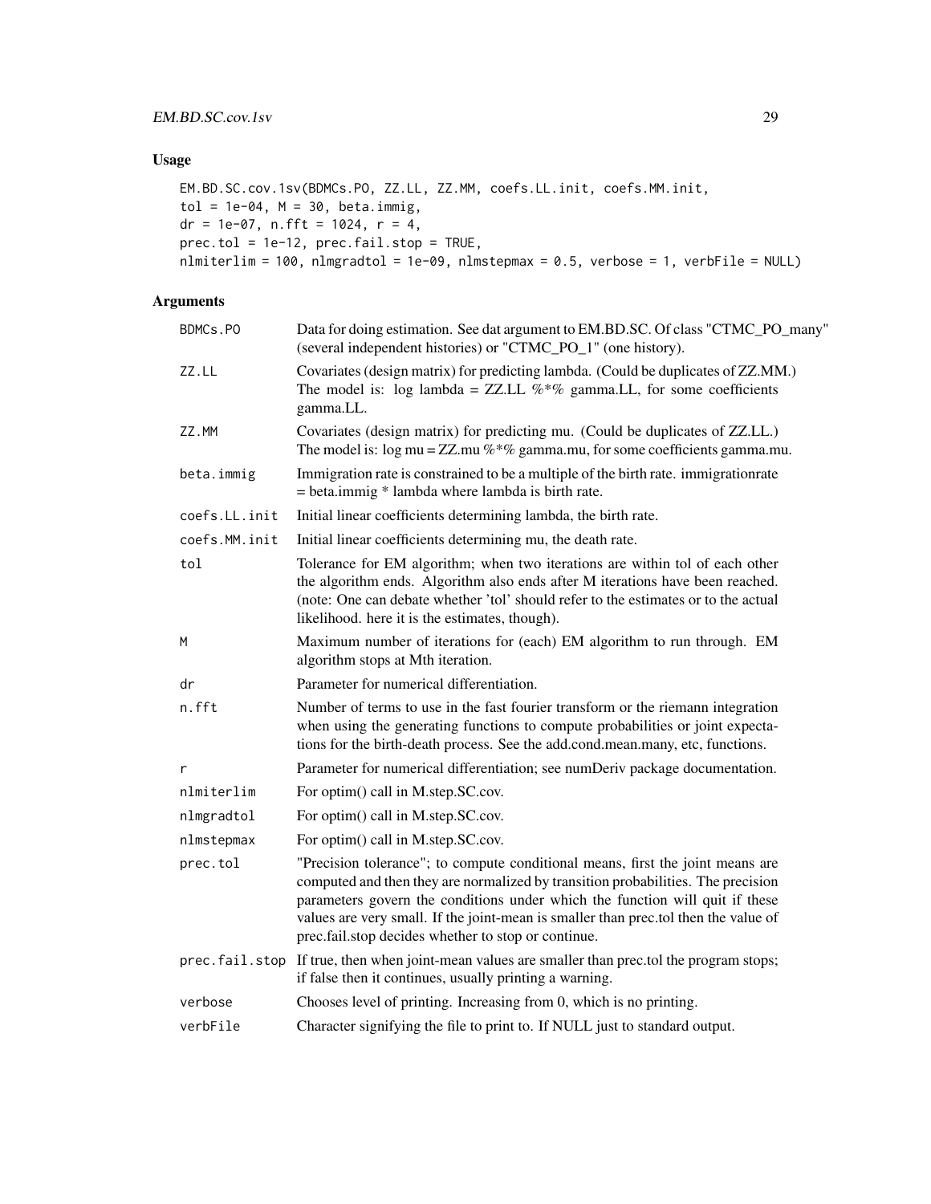## Usage

```
EM.BD.SC.cov.1sv(BDMCs.PO, ZZ.LL, ZZ.MM, coefs.LL.init, coefs.MM.init,
tol = 1e-04, M = 30, beta.immig,
dr = 1e-07, n.fft = 1024, r = 4,
prec.tol = 1e-12, prec.fail.stop = TRUE,
nlmiterlim = 100, nlmgradtol = 1e-09, nlmstepmax = 0.5, verbose = 1, verbFile = NULL)
```

## Arguments

| Argument | Description |
|---|---|
| BDMCs.PO | Data for doing estimation. See dat argument to EM.BD.SC. Of class "CTMC_PO_many" (several independent histories) or "CTMC_PO_1" (one history). |
| ZZ.LL | Covariates (design matrix) for predicting lambda. (Could be duplicates of ZZ.MM.) The model is: log lambda = ZZ.LL %*% gamma.LL, for some coefficients gamma.LL. |
| ZZ.MM | Covariates (design matrix) for predicting mu. (Could be duplicates of ZZ.LL.) The model is: log mu = ZZ.mu %*% gamma.mu, for some coefficients gamma.mu. |
| beta.immig | Immigration rate is constrained to be a multiple of the birth rate. immigrationrate = beta.immig * lambda where lambda is birth rate. |
| coefs.LL.init | Initial linear coefficients determining lambda, the birth rate. |
| coefs.MM.init | Initial linear coefficients determining mu, the death rate. |
| tol | Tolerance for EM algorithm; when two iterations are within tol of each other the algorithm ends. Algorithm also ends after M iterations have been reached. (note: One can debate whether 'tol' should refer to the estimates or to the actual likelihood. here it is the estimates, though). |
| M | Maximum number of iterations for (each) EM algorithm to run through. EM algorithm stops at Mth iteration. |
| dr | Parameter for numerical differentiation. |
| n.fft | Number of terms to use in the fast fourier transform or the riemann integration when using the generating functions to compute probabilities or joint expectations for the birth-death process. See the add.cond.mean.many, etc, functions. |
| r | Parameter for numerical differentiation; see numDeriv package documentation. |
| nlmiterlim | For optim() call in M.step.SC.cov. |
| nlmgradtol | For optim() call in M.step.SC.cov. |
| nlmstepmax | For optim() call in M.step.SC.cov. |
| prec.tol | "Precision tolerance"; to compute conditional means, first the joint means are computed and then they are normalized by transition probabilities. The precision parameters govern the conditions under which the function will quit if these values are very small. If the joint-mean is smaller than prec.tol then the value of prec.fail.stop decides whether to stop or continue. |
| prec.fail.stop | If true, then when joint-mean values are smaller than prec.tol the program stops; if false then it continues, usually printing a warning. |
| verbose | Chooses level of printing. Increasing from 0, which is no printing. |
| verbFile | Character signifying the file to print to. If NULL just to standard output. |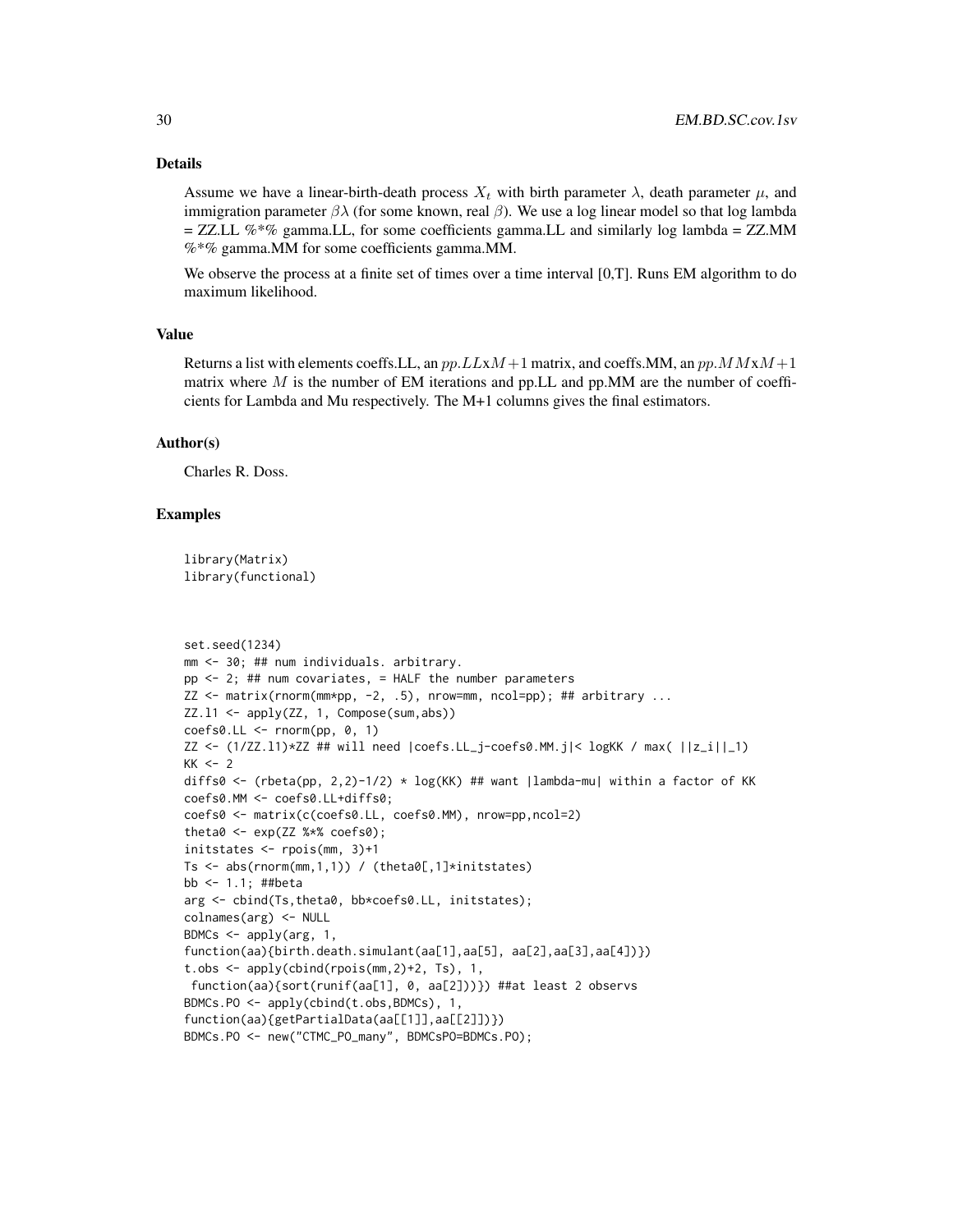### Details

Assume we have a linear-birth-death process $X_t$ with birth parameter $\lambda$, death parameter $\mu$, and immigration parameter $\beta\lambda$ (for some known, real $\beta$). We use a log linear model so that log lambda = ZZ.LL %*% gamma.LL, for some coefficients gamma.LL and similarly log lambda = ZZ.MM %*% gamma.MM for some coefficients gamma.MM.

We observe the process at a finite set of times over a time interval [0,T]. Runs EM algorithm to do maximum likelihood.

### Value

Returns a list with elements coeffs.LL, an $pp.LL$x$M+1$ matrix, and coeffs.MM, an $pp.MM$x$M+1$ matrix where $M$ is the number of EM iterations and pp.LL and pp.MM are the number of coefficients for Lambda and Mu respectively. The M+1 columns gives the final estimators.

### Author(s)

Charles R. Doss.

### Examples

```
library(Matrix)
library(functional)



set.seed(1234)
mm <- 30; ## num individuals. arbitrary.
pp <- 2; ## num covariates, = HALF the number parameters
ZZ <- matrix(rnorm(mm*pp, -2, .5), nrow=mm, ncol=pp); ## arbitrary ...
ZZ.l1 <- apply(ZZ, 1, Compose(sum,abs))
coefs0.LL <- rnorm(pp, 0, 1)
ZZ <- (1/ZZ.l1)*ZZ ## will need |coefs.LL_j-coefs0.MM.j|< logKK / max( ||z_i||_1)
KK <- 2
diffs0 <- (rbeta(pp, 2,2)-1/2) * log(KK) ## want |lambda-mu| within a factor of KK
coefs0.MM <- coefs0.LL+diffs0;
coefs0 <- matrix(c(coefs0.LL, coefs0.MM), nrow=pp,ncol=2)
theta0 <- exp(ZZ %*% coefs0);
initstates <- rpois(mm, 3)+1
Ts <- abs(rnorm(mm,1,1)) / (theta0[,1]*initstates)
bb <- 1.1; ##beta
arg <- cbind(Ts,theta0, bb*coefs0.LL, initstates);
colnames(arg) <- NULL
BDMCs <- apply(arg, 1,
function(aa){birth.death.simulant(aa[1],aa[5], aa[2],aa[3],aa[4])})
t.obs <- apply(cbind(rpois(mm,2)+2, Ts), 1,
 function(aa){sort(runif(aa[1], 0, aa[2]))}) ##at least 2 observs
BDMCs.PO <- apply(cbind(t.obs,BDMCs), 1,
function(aa){getPartialData(aa[[1]],aa[[2]])})
BDMCs.PO <- new("CTMC_PO_many", BDMCsPO=BDMCs.PO);
```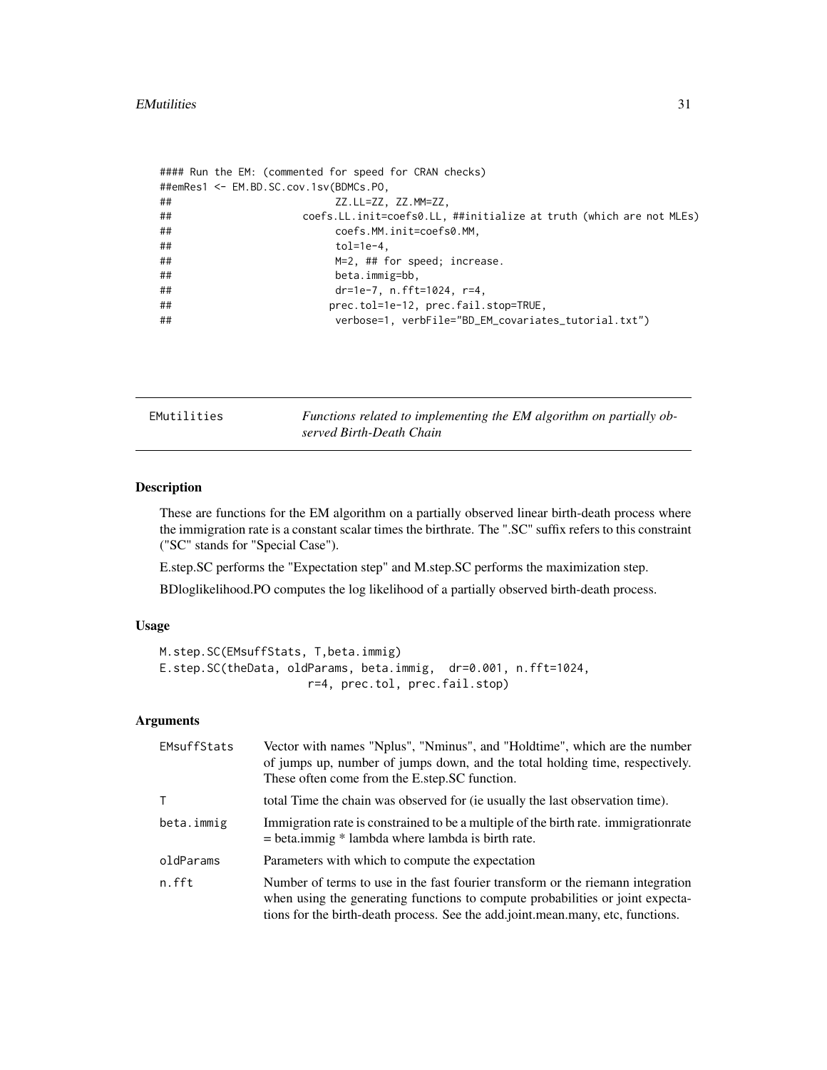```
#### Run the EM: (commented for speed for CRAN checks)
##emRes1 <- EM.BD.SC.cov.1sv(BDMCs.PO,
##                          ZZ.LL=ZZ, ZZ.MM=ZZ,
##                     coefs.LL.init=coefs0.LL, ##initialize at truth (which are not MLEs)
##                          coefs.MM.init=coefs0.MM,
##                          tol=1e-4,
##                          M=2, ## for speed; increase.
##                          beta.immig=bb,
##                          dr=1e-7, n.fft=1024, r=4,
##                         prec.tol=1e-12, prec.fail.stop=TRUE,
##                          verbose=1, verbFile="BD_EM_covariates_tutorial.txt")
```

---

EMutilities &nbsp;&nbsp;&nbsp;&nbsp; *Functions related to implementing the EM algorithm on partially observed Birth-Death Chain*

---

### Description

These are functions for the EM algorithm on a partially observed linear birth-death process where the immigration rate is a constant scalar times the birthrate. The ".SC" suffix refers to this constraint ("SC" stands for "Special Case").

E.step.SC performs the "Expectation step" and M.step.SC performs the maximization step.

BDloglikelihood.PO computes the log likelihood of a partially observed birth-death process.

### Usage

```
M.step.SC(EMsuffStats, T,beta.immig)
E.step.SC(theData, oldParams, beta.immig,  dr=0.001, n.fft=1024,
                      r=4, prec.tol, prec.fail.stop)
```

### Arguments

| | |
|---|---|
| EMsuffStats | Vector with names "Nplus", "Nminus", and "Holdtime", which are the number of jumps up, number of jumps down, and the total holding time, respectively. These often come from the E.step.SC function. |
| T | total Time the chain was observed for (ie usually the last observation time). |
| beta.immig | Immigration rate is constrained to be a multiple of the birth rate. immigrationrate = beta.immig * lambda where lambda is birth rate. |
| oldParams | Parameters with which to compute the expectation |
| n.fft | Number of terms to use in the fast fourier transform or the riemann integration when using the generating functions to compute probabilities or joint expectations for the birth-death process. See the add.joint.mean.many, etc, functions. |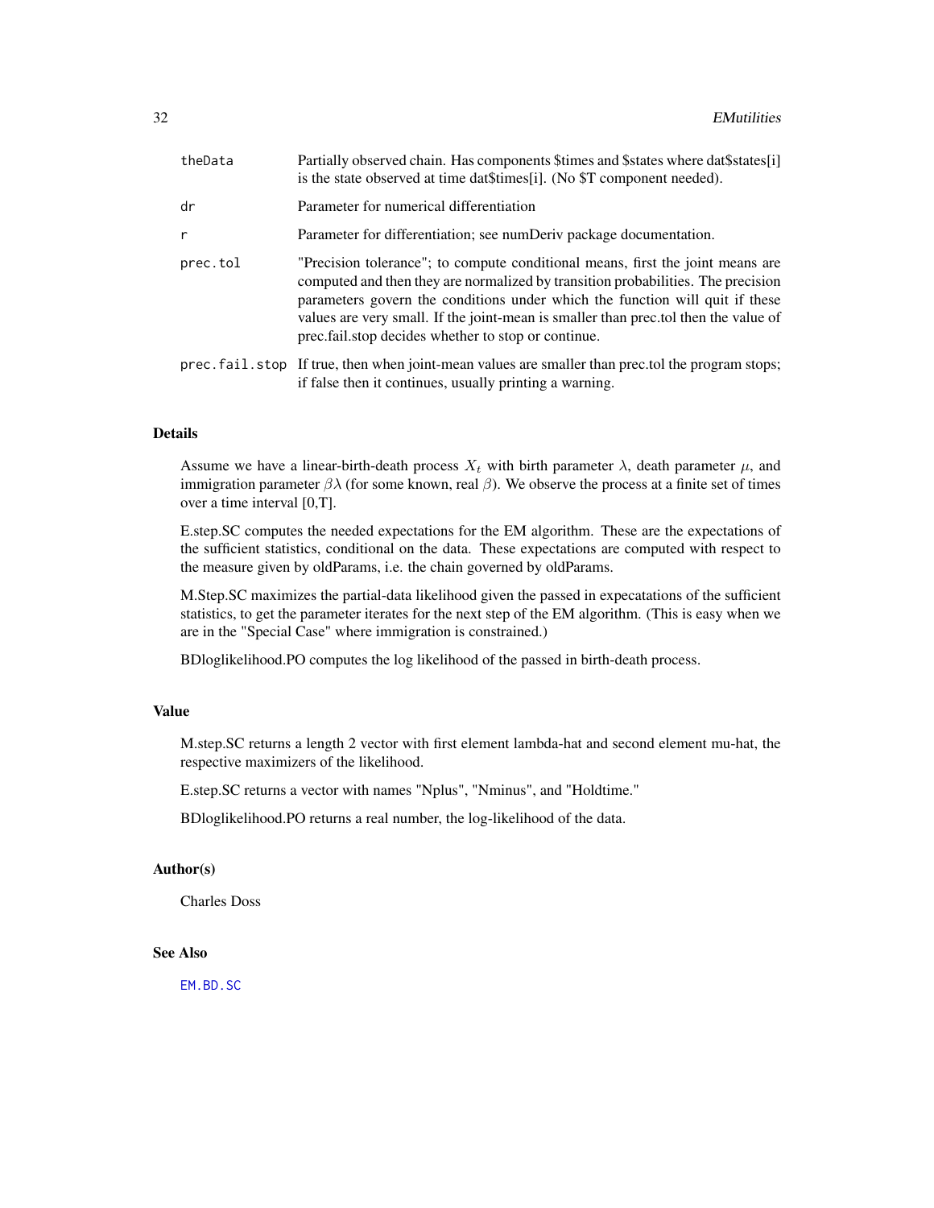| | |
|---|---|
| theData | Partially observed chain. Has components $times and $states where dat$states[i] is the state observed at time dat$times[i]. (No $T component needed). |
| dr | Parameter for numerical differentiation |
| r | Parameter for differentiation; see numDeriv package documentation. |
| prec.tol | "Precision tolerance"; to compute conditional means, first the joint means are computed and then they are normalized by transition probabilities. The precision parameters govern the conditions under which the function will quit if these values are very small. If the joint-mean is smaller than prec.tol then the value of prec.fail.stop decides whether to stop or continue. |
| prec.fail.stop | If true, then when joint-mean values are smaller than prec.tol the program stops; if false then it continues, usually printing a warning. |

### Details

Assume we have a linear-birth-death process $X_t$ with birth parameter $\lambda$, death parameter $\mu$, and immigration parameter $\beta\lambda$ (for some known, real $\beta$). We observe the process at a finite set of times over a time interval [0,T].

E.step.SC computes the needed expectations for the EM algorithm. These are the expectations of the sufficient statistics, conditional on the data. These expectations are computed with respect to the measure given by oldParams, i.e. the chain governed by oldParams.

M.Step.SC maximizes the partial-data likelihood given the passed in expecatations of the sufficient statistics, to get the parameter iterates for the next step of the EM algorithm. (This is easy when we are in the "Special Case" where immigration is constrained.)

BDloglikelihood.PO computes the log likelihood of the passed in birth-death process.

### Value

M.step.SC returns a length 2 vector with first element lambda-hat and second element mu-hat, the respective maximizers of the likelihood.

E.step.SC returns a vector with names "Nplus", "Nminus", and "Holdtime."

BDloglikelihood.PO returns a real number, the log-likelihood of the data.

### Author(s)

Charles Doss

### See Also

EM.BD.SC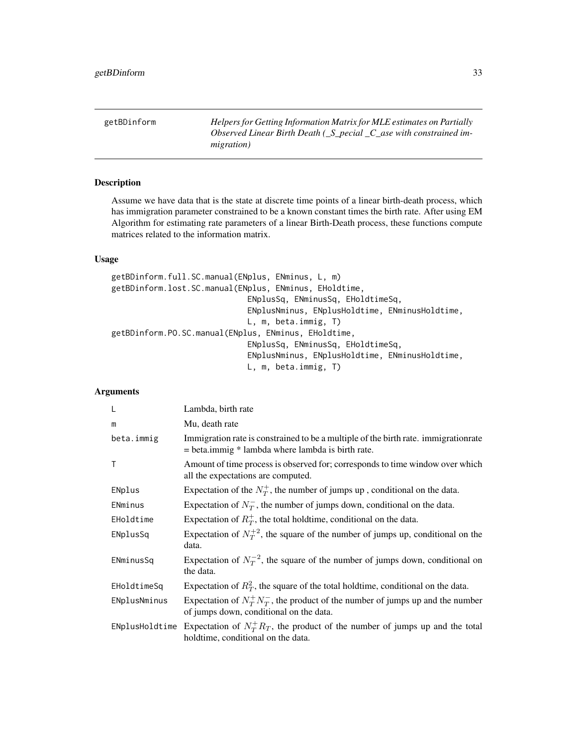getBDinform *Helpers for Getting Information Matrix for MLE estimates on Partially Observed Linear Birth Death (_S_pecial _C_ase with constrained immigration)*

## Description

Assume we have data that is the state at discrete time points of a linear birth-death process, which has immigration parameter constrained to be a known constant times the birth rate. After using EM Algorithm for estimating rate parameters of a linear Birth-Death process, these functions compute matrices related to the information matrix.

## Usage

```
getBDinform.full.SC.manual(ENplus, ENminus, L, m)
getBDinform.lost.SC.manual(ENplus, ENminus, EHoldtime,
                           ENplusSq, ENminusSq, EHoldtimeSq,
                           ENplusNminus, ENplusHoldtime, ENminusHoldtime,
                           L, m, beta.immig, T)
getBDinform.PO.SC.manual(ENplus, ENminus, EHoldtime,
                           ENplusSq, ENminusSq, EHoldtimeSq,
                           ENplusNminus, ENplusHoldtime, ENminusHoldtime,
                           L, m, beta.immig, T)
```

## Arguments

| | |
|---|---|
| L | Lambda, birth rate |
| m | Mu, death rate |
| beta.immig | Immigration rate is constrained to be a multiple of the birth rate. immigrationrate = beta.immig * lambda where lambda is birth rate. |
| T | Amount of time process is observed for; corresponds to time window over which all the expectations are computed. |
| ENplus | Expectation of the $N_T^+$, the number of jumps up , conditional on the data. |
| ENminus | Expectation of $N_T^-$, the number of jumps down, conditional on the data. |
| EHoldtime | Expectation of $R_T^+$, the total holdtime, conditional on the data. |
| ENplusSq | Expectation of $N_T^{+2}$, the square of the number of jumps up, conditional on the data. |
| ENminusSq | Expectation of $N_T^{-2}$, the square of the number of jumps down, conditional on the data. |
| EHoldtimeSq | Expectation of $R_T^2$, the square of the total holdtime, conditional on the data. |
| ENplusNminus | Expectation of $N_T^+ N_T^-$, the product of the number of jumps up and the number of jumps down, conditional on the data. |
| ENplusHoldtime | Expectation of $N_T^+ R_T$, the product of the number of jumps up and the total holdtime, conditional on the data. |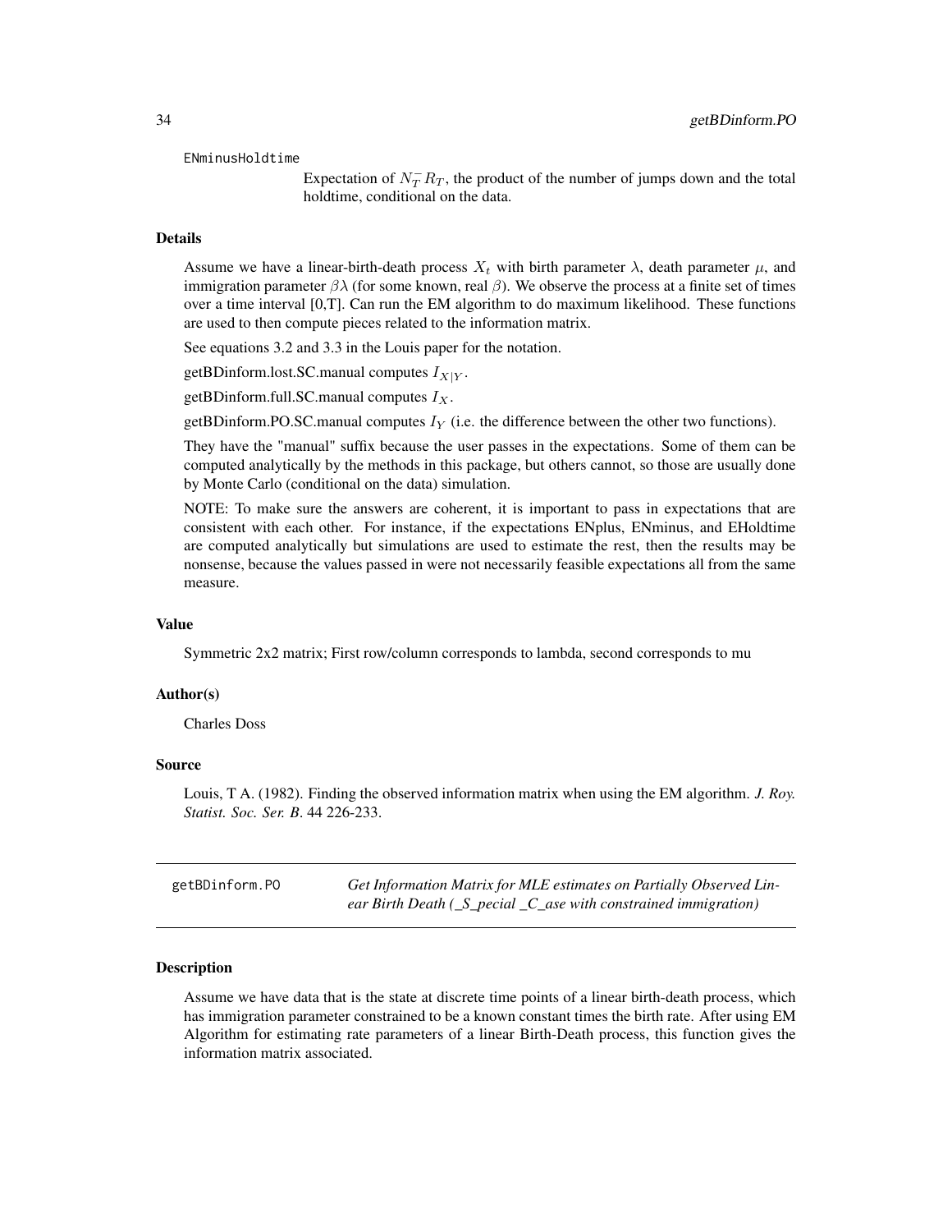`ENminusHoldtime`

Expectation of $N_T^- R_T$, the product of the number of jumps down and the total holdtime, conditional on the data.

### Details

Assume we have a linear-birth-death process $X_t$ with birth parameter $\lambda$, death parameter $\mu$, and immigration parameter $\beta\lambda$ (for some known, real $\beta$). We observe the process at a finite set of times over a time interval [0,T]. Can run the EM algorithm to do maximum likelihood. These functions are used to then compute pieces related to the information matrix.

See equations 3.2 and 3.3 in the Louis paper for the notation.

getBDinform.lost.SC.manual computes $I_{X|Y}$.

getBDinform.full.SC.manual computes $I_X$.

getBDinform.PO.SC.manual computes $I_Y$ (i.e. the difference between the other two functions).

They have the "manual" suffix because the user passes in the expectations. Some of them can be computed analytically by the methods in this package, but others cannot, so those are usually done by Monte Carlo (conditional on the data) simulation.

NOTE: To make sure the answers are coherent, it is important to pass in expectations that are consistent with each other. For instance, if the expectations ENplus, ENminus, and EHoldtime are computed analytically but simulations are used to estimate the rest, then the results may be nonsense, because the values passed in were not necessarily feasible expectations all from the same measure.

### Value

Symmetric 2x2 matrix; First row/column corresponds to lambda, second corresponds to mu

### Author(s)

Charles Doss

### Source

Louis, T A. (1982). Finding the observed information matrix when using the EM algorithm. *J. Roy. Statist. Soc. Ser. B*. 44 226-233.

---

## getBDinform.PO — *Get Information Matrix for MLE estimates on Partially Observed Linear Birth Death (_S_pecial _C_ase with constrained immigration)*

### Description

Assume we have data that is the state at discrete time points of a linear birth-death process, which has immigration parameter constrained to be a known constant times the birth rate. After using EM Algorithm for estimating rate parameters of a linear Birth-Death process, this function gives the information matrix associated.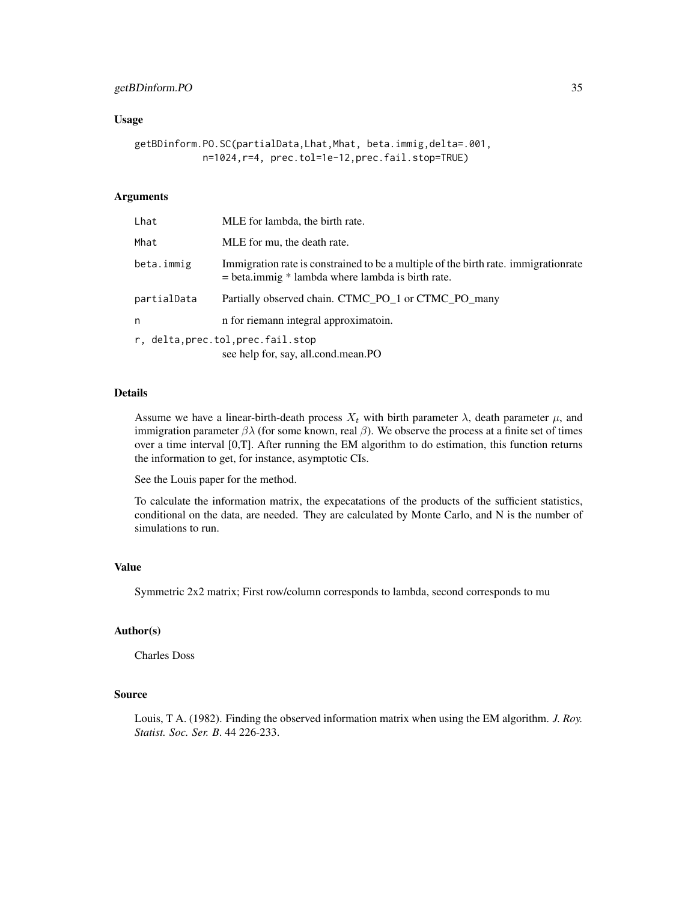## Usage

```
getBDinform.PO.SC(partialData,Lhat,Mhat, beta.immig,delta=.001,
            n=1024,r=4, prec.tol=1e-12,prec.fail.stop=TRUE)
```

## Arguments

| | |
|---|---|
| Lhat | MLE for lambda, the birth rate. |
| Mhat | MLE for mu, the death rate. |
| beta.immig | Immigration rate is constrained to be a multiple of the birth rate. immigrationrate = beta.immig * lambda where lambda is birth rate. |
| partialData | Partially observed chain. CTMC_PO_1 or CTMC_PO_many |
| n | n for riemann integral approximatoin. |
| r, delta,prec.tol,prec.fail.stop | see help for, say, all.cond.mean.PO |

## Details

Assume we have a linear-birth-death process $X_t$ with birth parameter $\lambda$, death parameter $\mu$, and immigration parameter $\beta\lambda$ (for some known, real $\beta$). We observe the process at a finite set of times over a time interval [0,T]. After running the EM algorithm to do estimation, this function returns the information to get, for instance, asymptotic CIs.

See the Louis paper for the method.

To calculate the information matrix, the expecatations of the products of the sufficient statistics, conditional on the data, are needed. They are calculated by Monte Carlo, and N is the number of simulations to run.

## Value

Symmetric 2x2 matrix; First row/column corresponds to lambda, second corresponds to mu

## Author(s)

Charles Doss

## Source

Louis, T A. (1982). Finding the observed information matrix when using the EM algorithm. *J. Roy. Statist. Soc. Ser. B*. 44 226-233.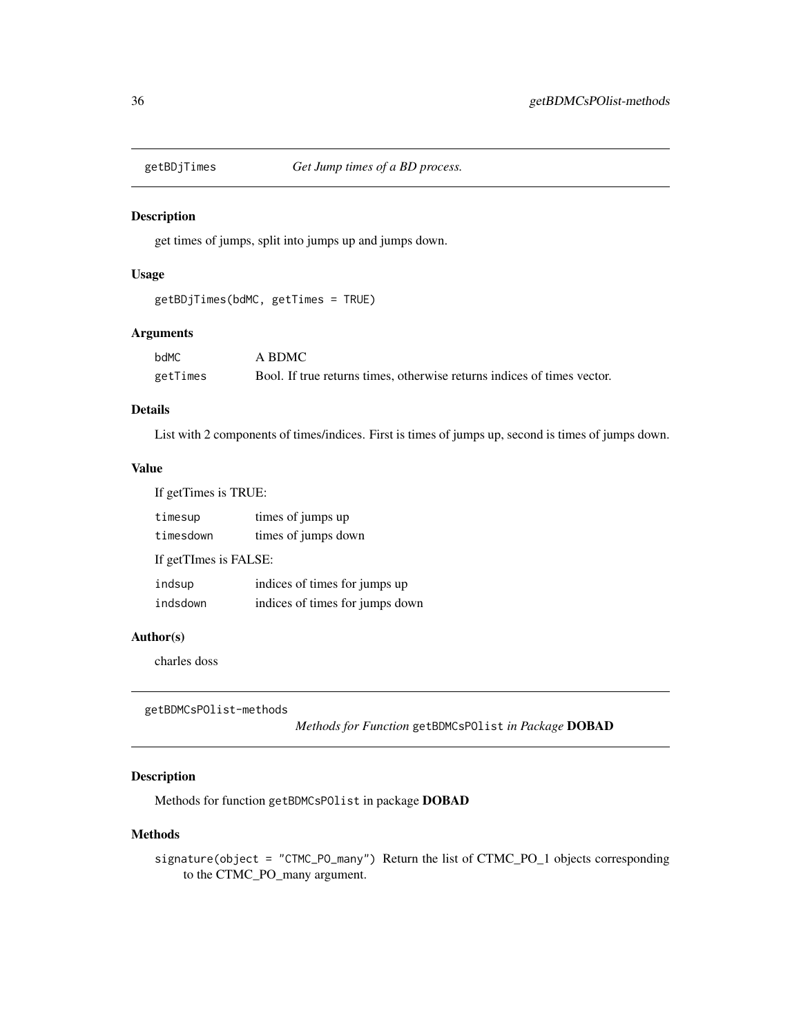## getBDjTimes — *Get Jump times of a BD process.*

### Description

get times of jumps, split into jumps up and jumps down.

### Usage

```
getBDjTimes(bdMC, getTimes = TRUE)
```

### Arguments

| | |
|---|---|
| `bdMC` | A BDMC |
| `getTimes` | Bool. If true returns times, otherwise returns indices of times vector. |

### Details

List with 2 components of times/indices. First is times of jumps up, second is times of jumps down.

### Value

If getTimes is TRUE:

| | |
|---|---|
| `timesup` | times of jumps up |
| `timesdown` | times of jumps down |

If getTImes is FALSE:

| | |
|---|---|
| `indsup` | indices of times for jumps up |
| `indsdown` | indices of times for jumps down |

### Author(s)

charles doss

## getBDMCsPOlist-methods — *Methods for Function* `getBDMCsPOlist` *in Package* **DOBAD**

### Description

Methods for function `getBDMCsPOlist` in package **DOBAD**

### Methods

`signature(object = "CTMC_PO_many")` Return the list of CTMC_PO_1 objects corresponding to the CTMC_PO_many argument.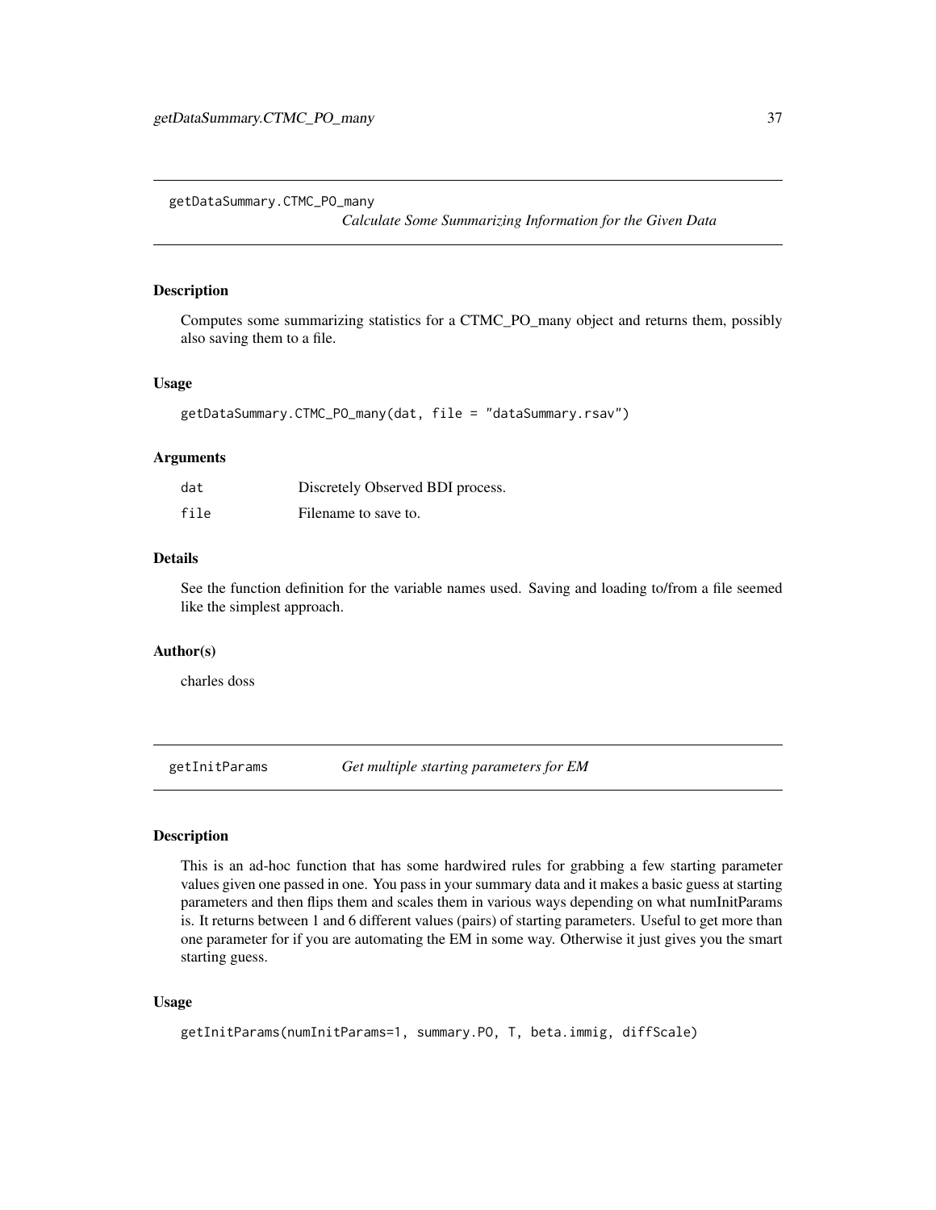## getDataSummary.CTMC_PO_many

*Calculate Some Summarizing Information for the Given Data*

### Description

Computes some summarizing statistics for a CTMC_PO_many object and returns them, possibly also saving them to a file.

### Usage

```
getDataSummary.CTMC_PO_many(dat, file = "dataSummary.rsav")
```

### Arguments

| | |
|---|---|
| dat | Discretely Observed BDI process. |
| file | Filename to save to. |

### Details

See the function definition for the variable names used. Saving and loading to/from a file seemed like the simplest approach.

### Author(s)

charles doss

## getInitParams

*Get multiple starting parameters for EM*

### Description

This is an ad-hoc function that has some hardwired rules for grabbing a few starting parameter values given one passed in one. You pass in your summary data and it makes a basic guess at starting parameters and then flips them and scales them in various ways depending on what numInitParams is. It returns between 1 and 6 different values (pairs) of starting parameters. Useful to get more than one parameter for if you are automating the EM in some way. Otherwise it just gives you the smart starting guess.

### Usage

```
getInitParams(numInitParams=1, summary.PO, T, beta.immig, diffScale)
```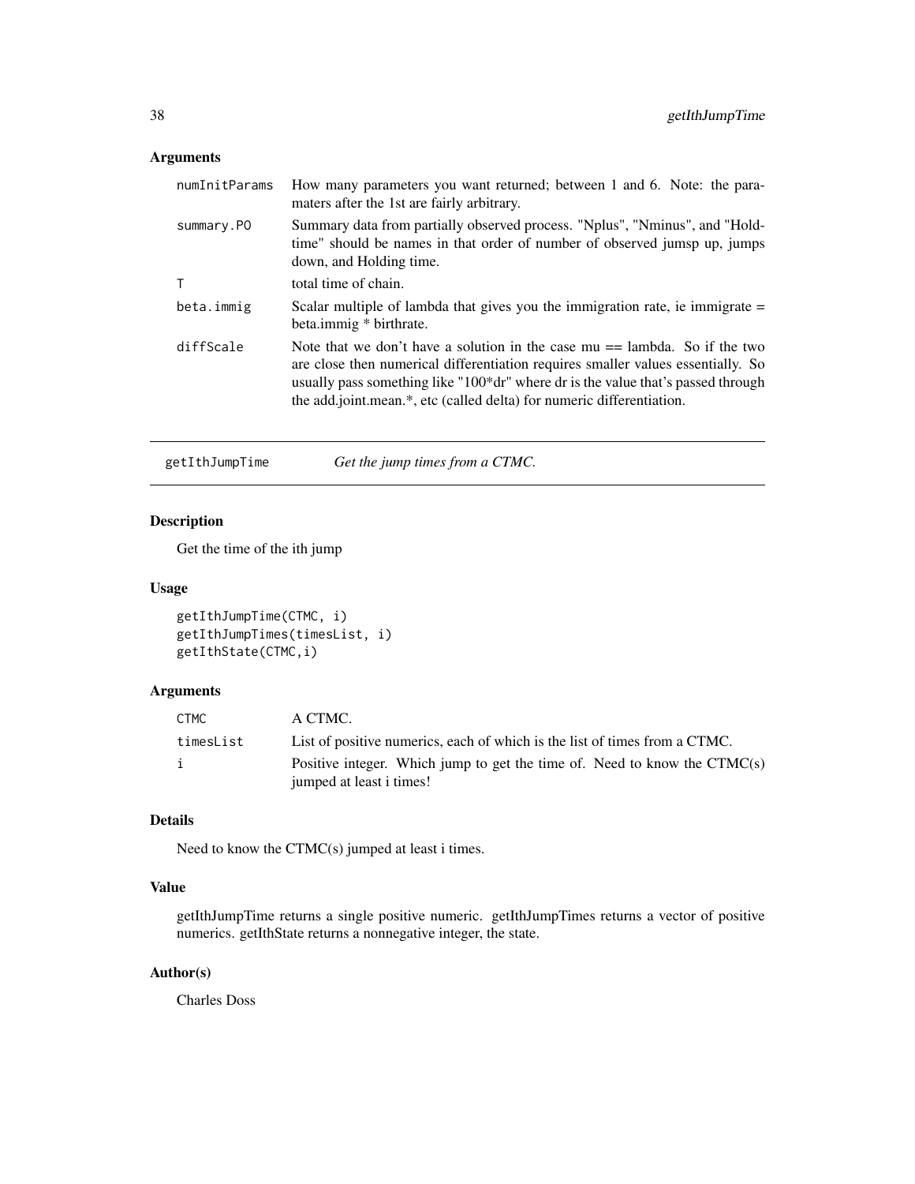## Arguments

| | |
|---|---|
| numInitParams | How many parameters you want returned; between 1 and 6. Note: the paramaters after the 1st are fairly arbitrary. |
| summary.PO | Summary data from partially observed process. "Nplus", "Nminus", and "Holdtime" should be names in that order of number of observed jumsp up, jumps down, and Holding time. |
| T | total time of chain. |
| beta.immig | Scalar multiple of lambda that gives you the immigration rate, ie immigrate = beta.immig * birthrate. |
| diffScale | Note that we don't have a solution in the case mu == lambda. So if the two are close then numerical differentiation requires smaller values essentially. So usually pass something like "100*dr" where dr is the value that's passed through the add.joint.mean.*, etc (called delta) for numeric differentiation. |

---

# getIthJumpTime — *Get the jump times from a CTMC.*

## Description

Get the time of the ith jump

## Usage

```
getIthJumpTime(CTMC, i)
getIthJumpTimes(timesList, i)
getIthState(CTMC,i)
```

## Arguments

| | |
|---|---|
| CTMC | A CTMC. |
| timesList | List of positive numerics, each of which is the list of times from a CTMC. |
| i | Positive integer. Which jump to get the time of. Need to know the CTMC(s) jumped at least i times! |

## Details

Need to know the CTMC(s) jumped at least i times.

## Value

getIthJumpTime returns a single positive numeric. getIthJumpTimes returns a vector of positive numerics. getIthState returns a nonnegative integer, the state.

## Author(s)

Charles Doss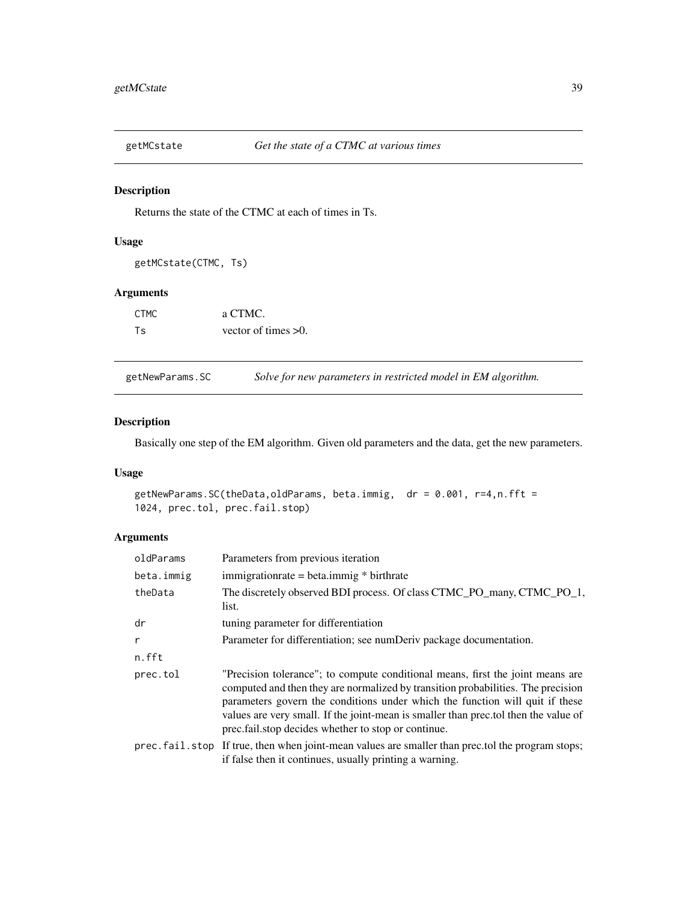## getMCstate — *Get the state of a CTMC at various times*

### Description

Returns the state of the CTMC at each of times in Ts.

### Usage

```
getMCstate(CTMC, Ts)
```

### Arguments

| | |
|---|---|
| CTMC | a CTMC. |
| Ts | vector of times >0. |

## getNewParams.SC — *Solve for new parameters in restricted model in EM algorithm.*

### Description

Basically one step of the EM algorithm. Given old parameters and the data, get the new parameters.

### Usage

```
getNewParams.SC(theData,oldParams, beta.immig,  dr = 0.001, r=4,n.fft =
1024, prec.tol, prec.fail.stop)
```

### Arguments

| | |
|---|---|
| oldParams | Parameters from previous iteration |
| beta.immig | immigrationrate = beta.immig * birthrate |
| theData | The discretely observed BDI process. Of class CTMC_PO_many, CTMC_PO_1, list. |
| dr | tuning parameter for differentiation |
| r | Parameter for differentiation; see numDeriv package documentation. |
| n.fft | |
| prec.tol | "Precision tolerance"; to compute conditional means, first the joint means are computed and then they are normalized by transition probabilities. The precision parameters govern the conditions under which the function will quit if these values are very small. If the joint-mean is smaller than prec.tol then the value of prec.fail.stop decides whether to stop or continue. |
| prec.fail.stop | If true, then when joint-mean values are smaller than prec.tol the program stops; if false then it continues, usually printing a warning. |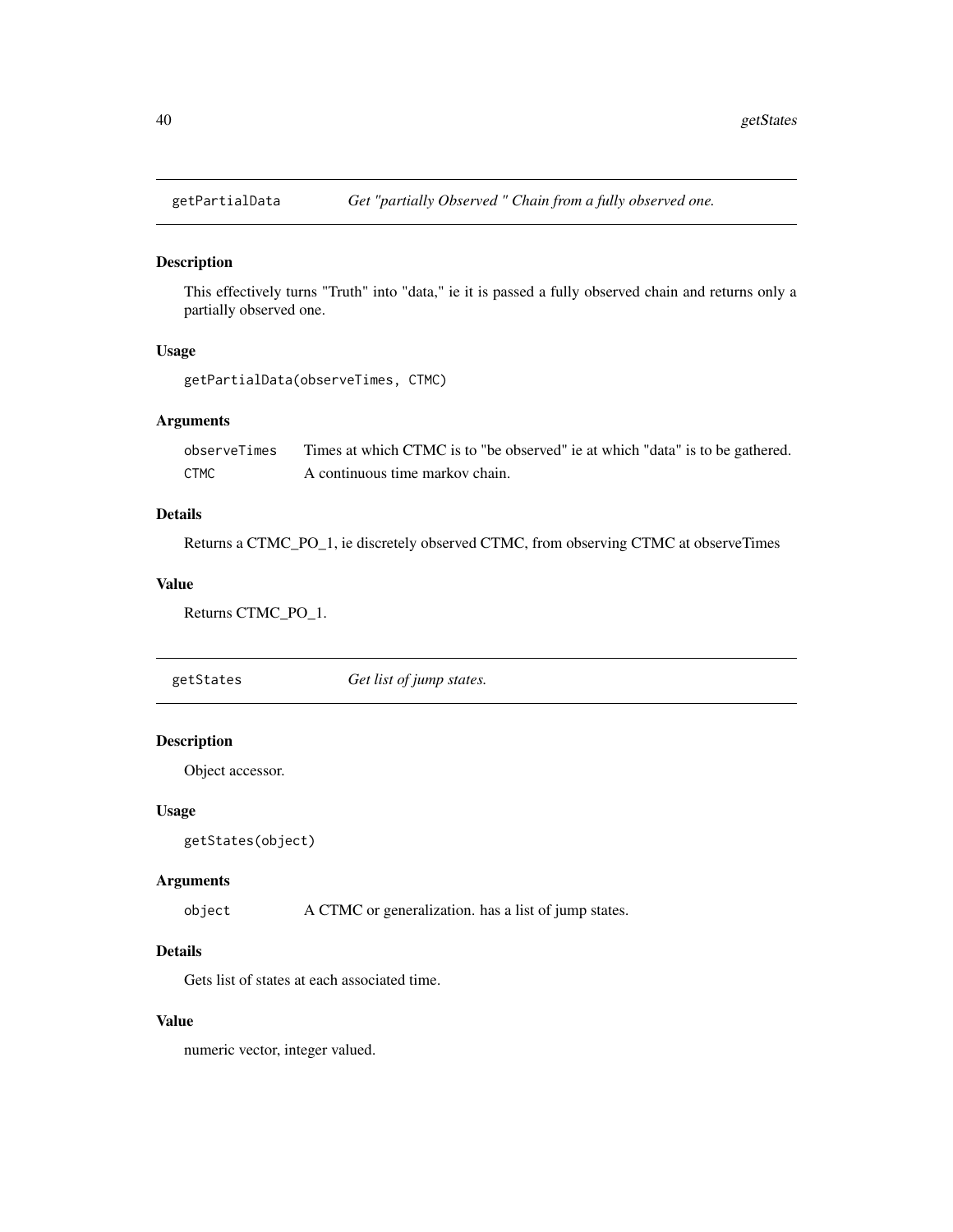## getPartialData *Get "partially Observed " Chain from a fully observed one.*

### Description

This effectively turns "Truth" into "data," ie it is passed a fully observed chain and returns only a partially observed one.

### Usage

```
getPartialData(observeTimes, CTMC)
```

### Arguments

| | |
|---|---|
| `observeTimes` | Times at which CTMC is to "be observed" ie at which "data" is to be gathered. |
| `CTMC` | A continuous time markov chain. |

### Details

Returns a CTMC_PO_1, ie discretely observed CTMC, from observing CTMC at observeTimes

### Value

Returns CTMC_PO_1.

## getStates *Get list of jump states.*

### Description

Object accessor.

### Usage

```
getStates(object)
```

### Arguments

| | |
|---|---|
| `object` | A CTMC or generalization. has a list of jump states. |

### Details

Gets list of states at each associated time.

### Value

numeric vector, integer valued.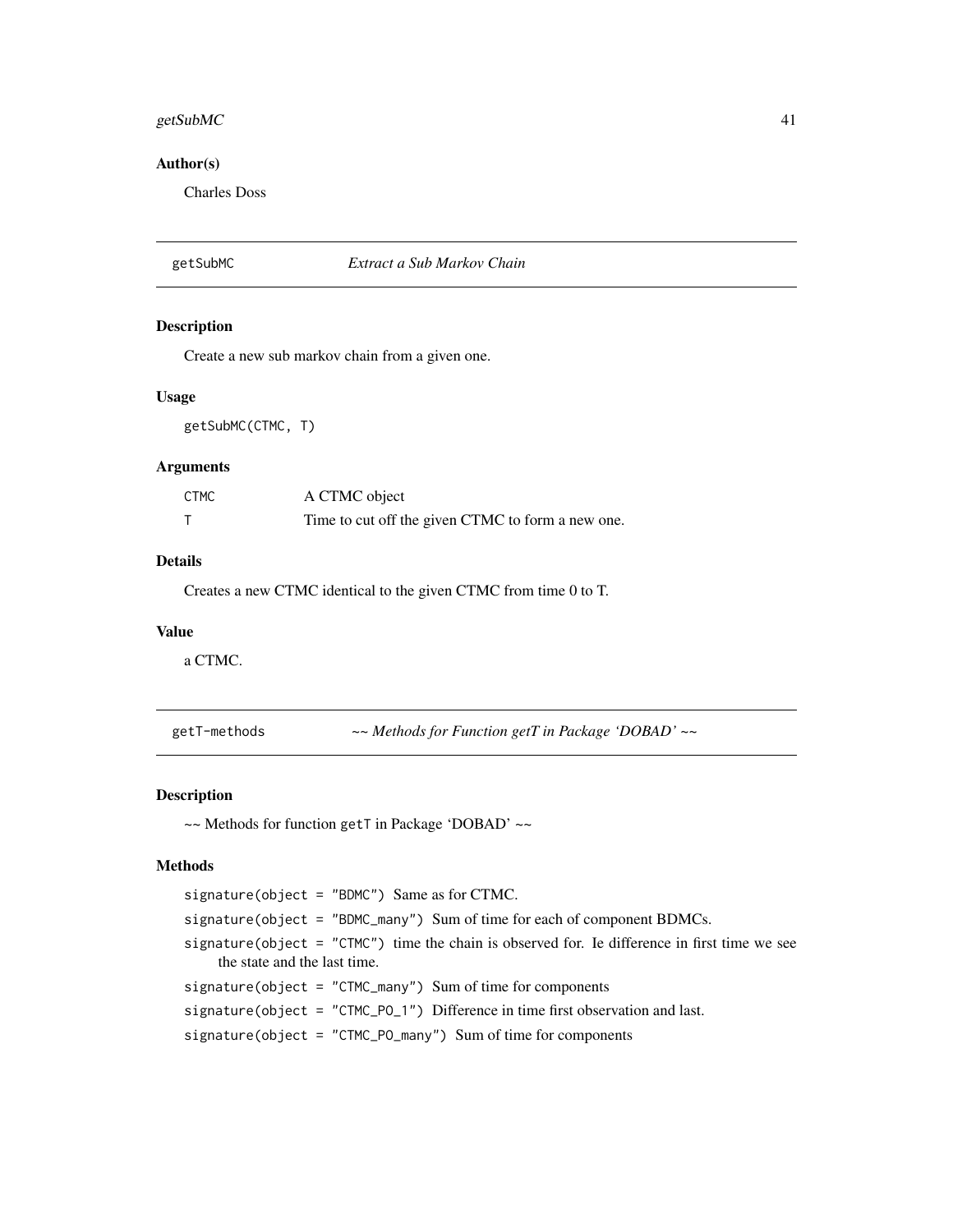### Author(s)

Charles Doss

---

## getSubMC — *Extract a Sub Markov Chain*

### Description

Create a new sub markov chain from a given one.

### Usage

```
getSubMC(CTMC, T)
```

### Arguments

| | |
|---|---|
| CTMC | A CTMC object |
| T | Time to cut off the given CTMC to form a new one. |

### Details

Creates a new CTMC identical to the given CTMC from time 0 to T.

### Value

a CTMC.

---

## getT-methods — *~~ Methods for Function getT in Package 'DOBAD' ~~*

### Description

~~ Methods for function `getT` in Package 'DOBAD' ~~

### Methods

- `signature(object = "BDMC")` Same as for CTMC.
- `signature(object = "BDMC_many")` Sum of time for each of component BDMCs.
- `signature(object = "CTMC")` time the chain is observed for. Ie difference in first time we see the state and the last time.
- `signature(object = "CTMC_many")` Sum of time for components
- `signature(object = "CTMC_PO_1")` Difference in time first observation and last.
- `signature(object = "CTMC_PO_many")` Sum of time for components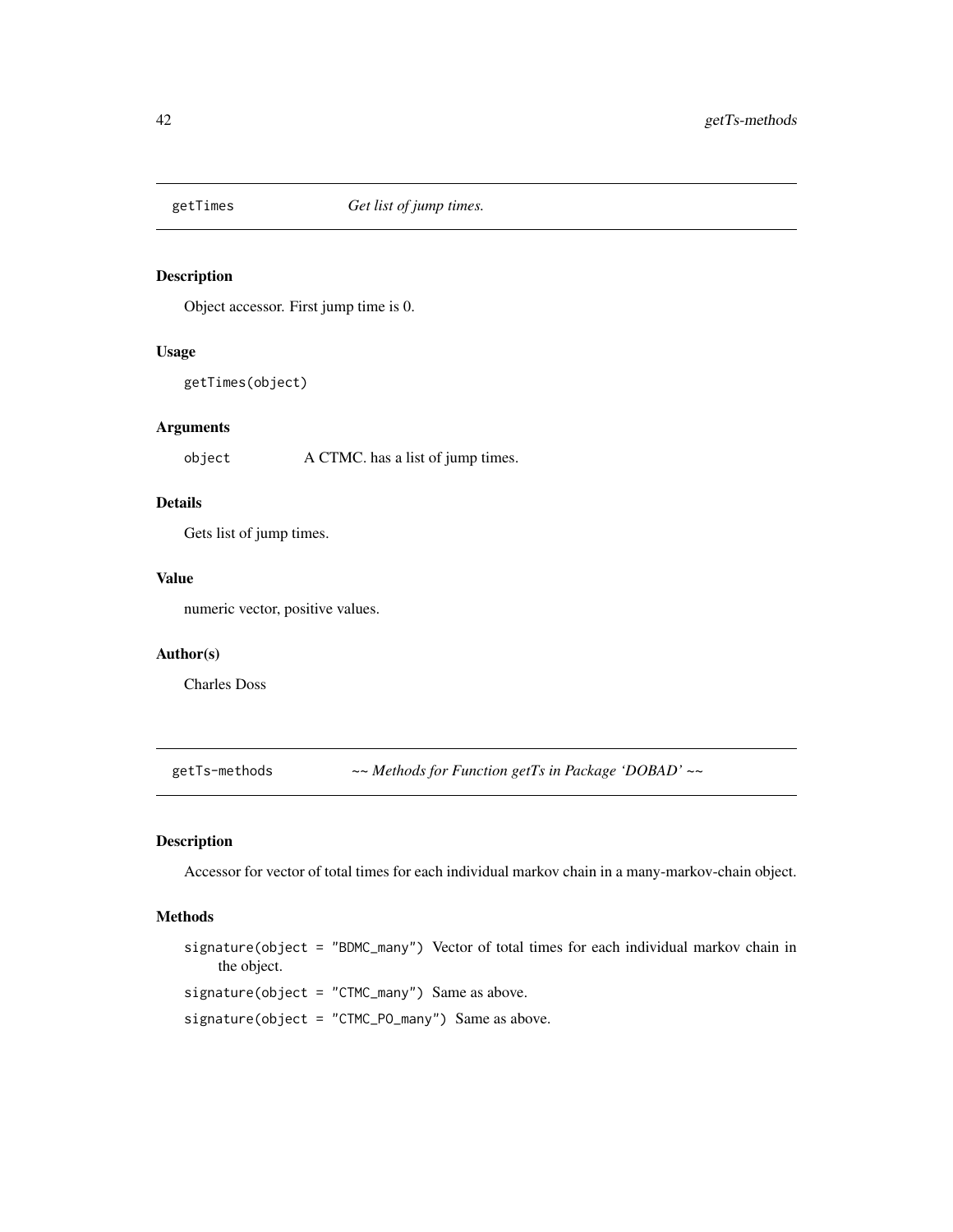## getTimes *Get list of jump times.*

### Description

Object accessor. First jump time is 0.

### Usage

```
getTimes(object)
```

### Arguments

`object` A CTMC. has a list of jump times.

### Details

Gets list of jump times.

### Value

numeric vector, positive values.

### Author(s)

Charles Doss

## getTs-methods *~~ Methods for Function getTs in Package 'DOBAD' ~~*

### Description

Accessor for vector of total times for each individual markov chain in a many-markov-chain object.

### Methods

`signature(object = "BDMC_many")` Vector of total times for each individual markov chain in the object.

`signature(object = "CTMC_many")` Same as above.

`signature(object = "CTMC_PO_many")` Same as above.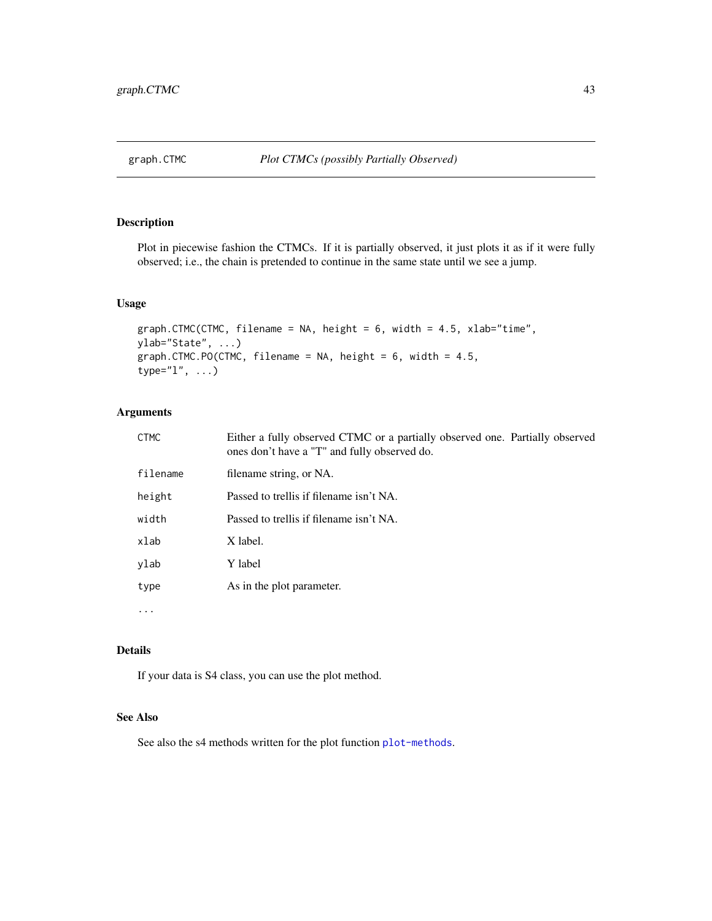## graph.CTMC — *Plot CTMCs (possibly Partially Observed)*

### Description

Plot in piecewise fashion the CTMCs. If it is partially observed, it just plots it as if it were fully observed; i.e., the chain is pretended to continue in the same state until we see a jump.

### Usage

```
graph.CTMC(CTMC, filename = NA, height = 6, width = 4.5, xlab="time",
ylab="State", ...)
graph.CTMC.PO(CTMC, filename = NA, height = 6, width = 4.5,
type="l", ...)
```

### Arguments

| | |
|---|---|
| `CTMC` | Either a fully observed CTMC or a partially observed one. Partially observed ones don't have a "T" and fully observed do. |
| `filename` | filename string, or NA. |
| `height` | Passed to trellis if filename isn't NA. |
| `width` | Passed to trellis if filename isn't NA. |
| `xlab` | X label. |
| `ylab` | Y label |
| `type` | As in the plot parameter. |
| `...` | |

### Details

If your data is S4 class, you can use the plot method.

### See Also

See also the s4 methods written for the plot function `plot-methods`.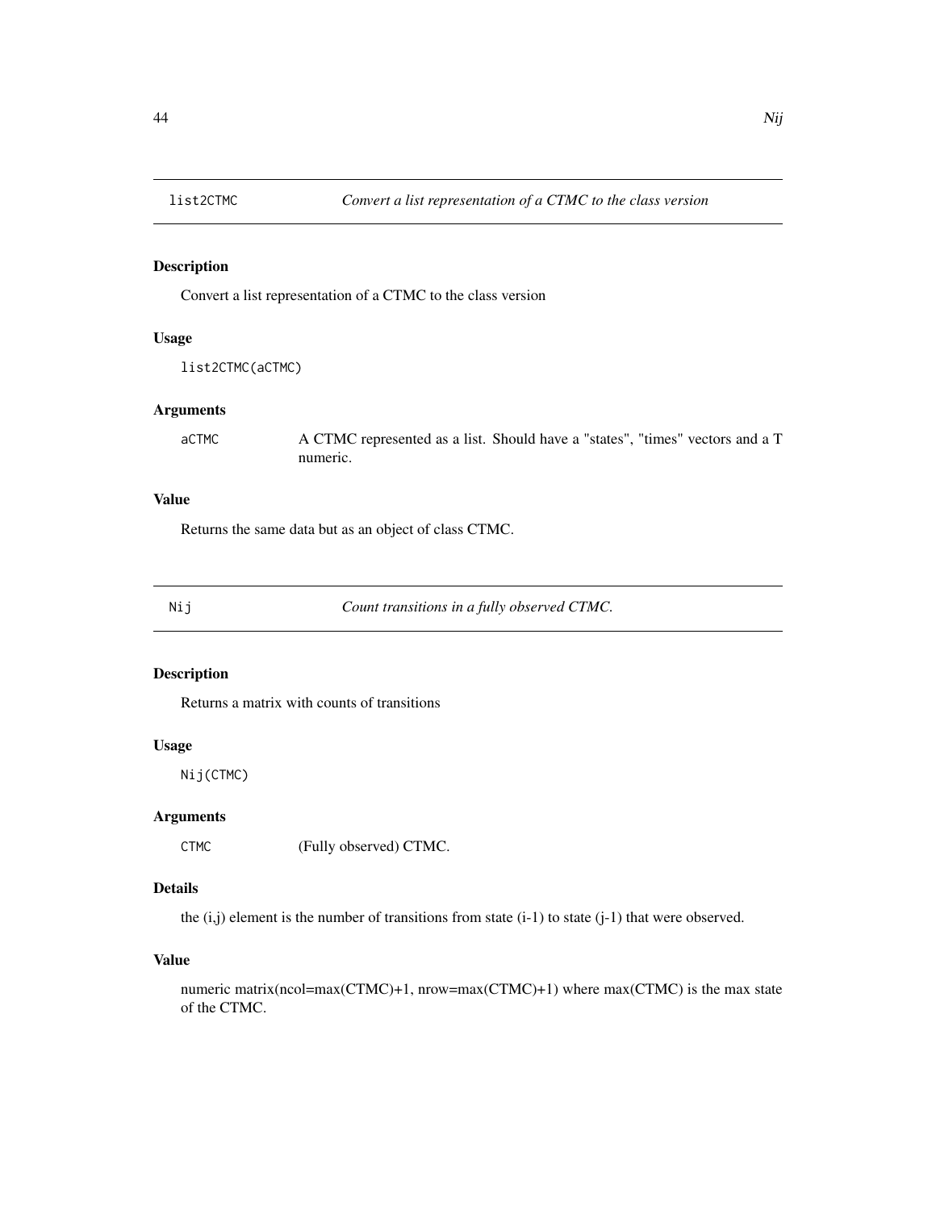## list2CTMC *Convert a list representation of a CTMC to the class version*

### Description

Convert a list representation of a CTMC to the class version

### Usage

```
list2CTMC(aCTMC)
```

### Arguments

| | |
|---|---|
| aCTMC | A CTMC represented as a list. Should have a "states", "times" vectors and a T numeric. |

### Value

Returns the same data but as an object of class CTMC.

## Nij *Count transitions in a fully observed CTMC.*

### Description

Returns a matrix with counts of transitions

### Usage

```
Nij(CTMC)
```

### Arguments

| | |
|---|---|
| CTMC | (Fully observed) CTMC. |

### Details

the (i,j) element is the number of transitions from state (i-1) to state (j-1) that were observed.

### Value

numeric matrix(ncol=max(CTMC)+1, nrow=max(CTMC)+1) where max(CTMC) is the max state of the CTMC.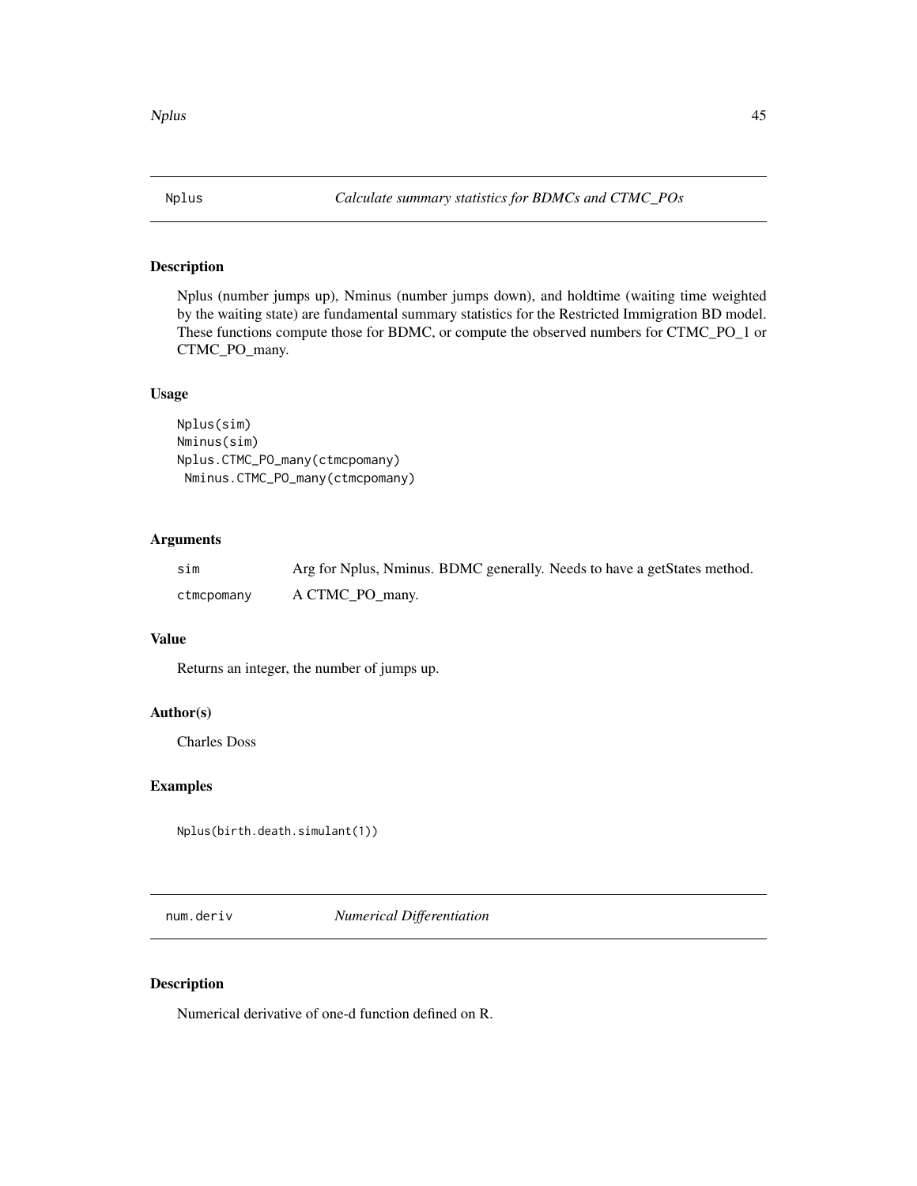## Nplus — *Calculate summary statistics for BDMCs and CTMC_POs*

### Description

Nplus (number jumps up), Nminus (number jumps down), and holdtime (waiting time weighted by the waiting state) are fundamental summary statistics for the Restricted Immigration BD model. These functions compute those for BDMC, or compute the observed numbers for CTMC_PO_1 or CTMC_PO_many.

### Usage

```
Nplus(sim)
Nminus(sim)
Nplus.CTMC_PO_many(ctmcpomany)
 Nminus.CTMC_PO_many(ctmcpomany)
```

### Arguments

| | |
|---|---|
| sim | Arg for Nplus, Nminus. BDMC generally. Needs to have a getStates method. |
| ctmcpomany | A CTMC_PO_many. |

### Value

Returns an integer, the number of jumps up.

### Author(s)

Charles Doss

### Examples

```
Nplus(birth.death.simulant(1))
```

## num.deriv — *Numerical Differentiation*

### Description

Numerical derivative of one-d function defined on R.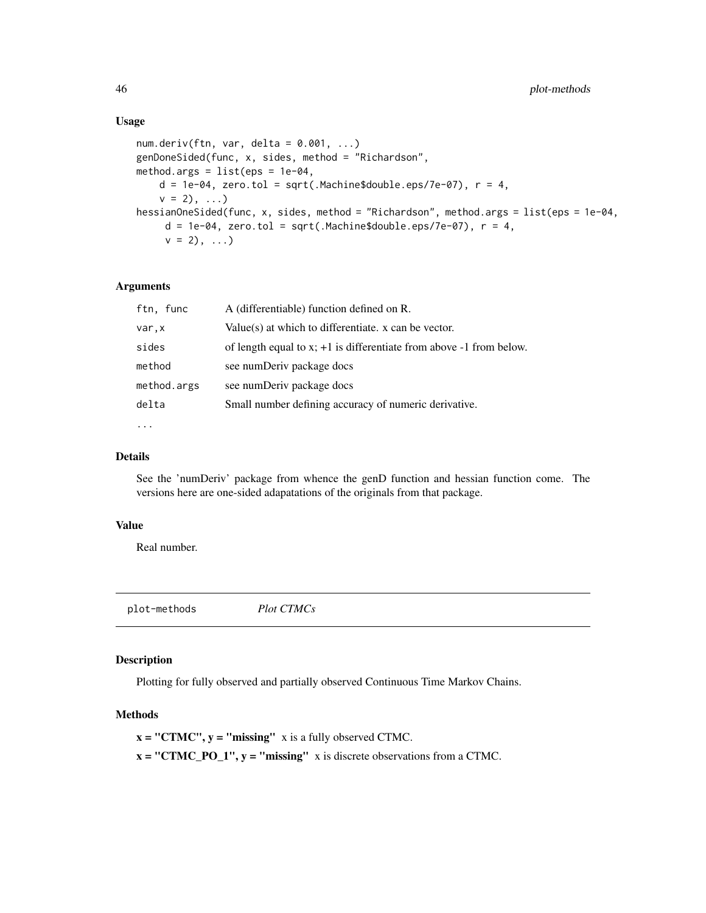## Usage

```
num.deriv(ftn, var, delta = 0.001, ...)
genDoneSided(func, x, sides, method = "Richardson",
method.args = list(eps = 1e-04,
    d = 1e-04, zero.tol = sqrt(.Machine$double.eps/7e-07), r = 4,
    v = 2), ...)
hessianOneSided(func, x, sides, method = "Richardson", method.args = list(eps = 1e-04,
     d = 1e-04, zero.tol = sqrt(.Machine$double.eps/7e-07), r = 4,
     v = 2), ...)
```

## Arguments

| | |
|---|---|
| `ftn, func` | A (differentiable) function defined on R. |
| `var,x` | Value(s) at which to differentiate. x can be vector. |
| `sides` | of length equal to x; +1 is differentiate from above -1 from below. |
| `method` | see numDeriv package docs |
| `method.args` | see numDeriv package docs |
| `delta` | Small number defining accuracy of numeric derivative. |
| `...` | |

## Details

See the 'numDeriv' package from whence the genD function and hessian function come. The versions here are one-sided adapatations of the originals from that package.

## Value

Real number.

---

`plot-methods` *Plot CTMCs*

---

## Description

Plotting for fully observed and partially observed Continuous Time Markov Chains.

## Methods

**x = "CTMC", y = "missing"** x is a fully observed CTMC.

**x = "CTMC_PO_1", y = "missing"** x is discrete observations from a CTMC.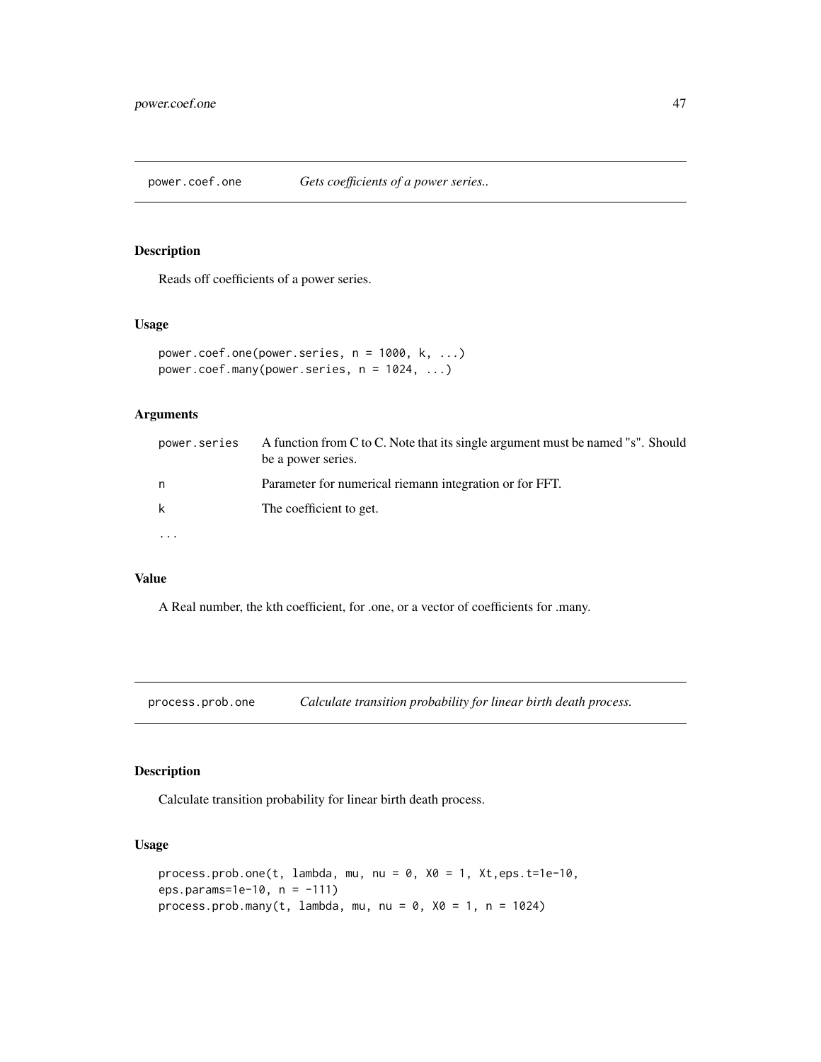## power.coef.one — *Gets coefficients of a power series..*

### Description

Reads off coefficients of a power series.

### Usage

```
power.coef.one(power.series, n = 1000, k, ...)
power.coef.many(power.series, n = 1024, ...)
```

### Arguments

| | |
|---|---|
| power.series | A function from C to C. Note that its single argument must be named "s". Should be a power series. |
| n | Parameter for numerical riemann integration or for FFT. |
| k | The coefficient to get. |
| ... | |

### Value

A Real number, the kth coefficient, for .one, or a vector of coefficients for .many.

## process.prob.one — *Calculate transition probability for linear birth death process.*

### Description

Calculate transition probability for linear birth death process.

### Usage

```
process.prob.one(t, lambda, mu, nu = 0, X0 = 1, Xt,eps.t=1e-10,
eps.params=1e-10, n = -111)
process.prob.many(t, lambda, mu, nu = 0, X0 = 1, n = 1024)
```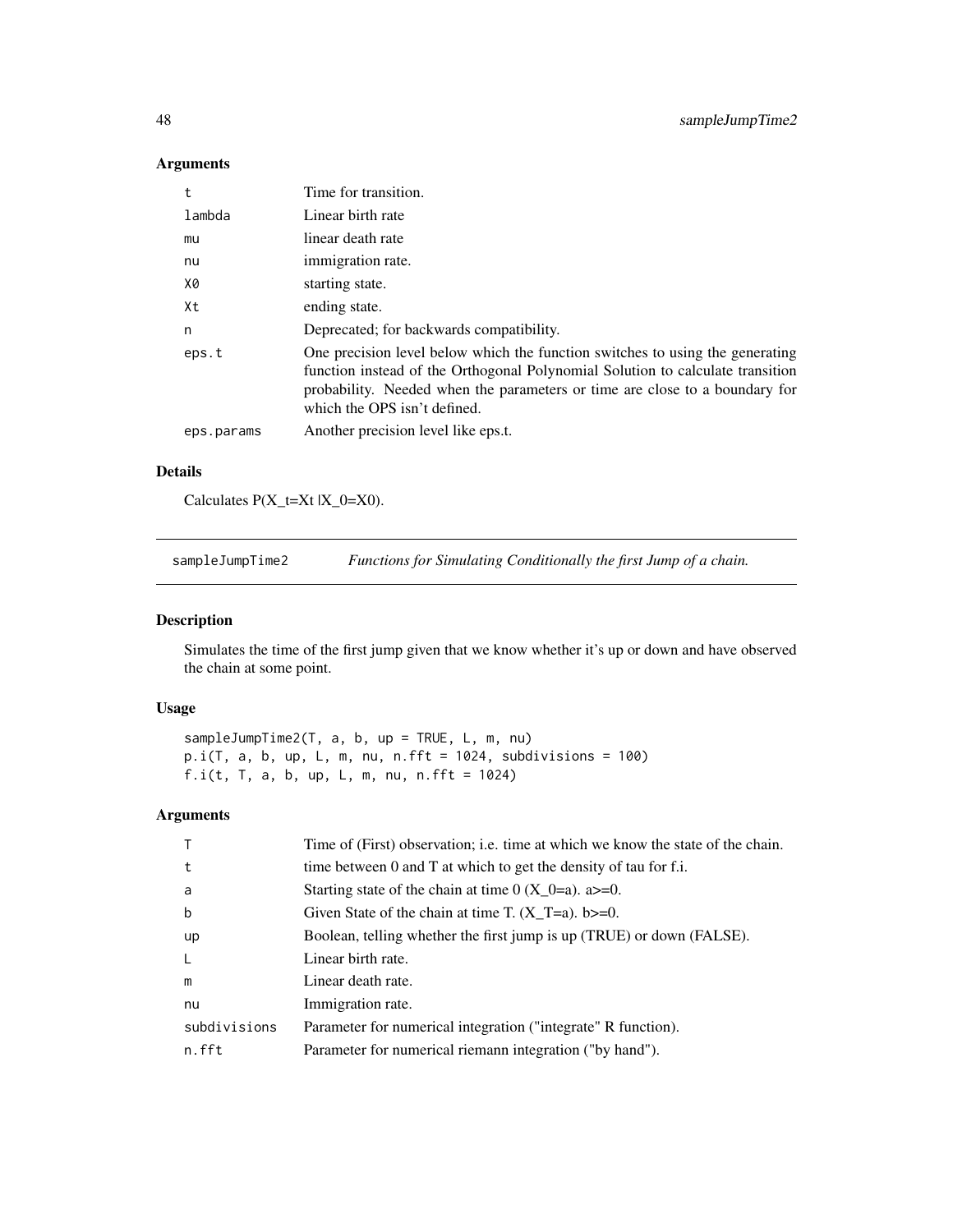## Arguments

| | |
|---|---|
| t | Time for transition. |
| lambda | Linear birth rate |
| mu | linear death rate |
| nu | immigration rate. |
| X0 | starting state. |
| Xt | ending state. |
| n | Deprecated; for backwards compatibility. |
| eps.t | One precision level below which the function switches to using the generating function instead of the Orthogonal Polynomial Solution to calculate transition probability. Needed when the parameters or time are close to a boundary for which the OPS isn't defined. |
| eps.params | Another precision level like eps.t. |

## Details

Calculates P(X_t=Xt |X_0=X0).

---

# sampleJumpTime2 *Functions for Simulating Conditionally the first Jump of a chain.*

## Description

Simulates the time of the first jump given that we know whether it's up or down and have observed the chain at some point.

## Usage

```
sampleJumpTime2(T, a, b, up = TRUE, L, m, nu)
p.i(T, a, b, up, L, m, nu, n.fft = 1024, subdivisions = 100)
f.i(t, T, a, b, up, L, m, nu, n.fft = 1024)
```

## Arguments

| | |
|---|---|
| T | Time of (First) observation; i.e. time at which we know the state of the chain. |
| t | time between 0 and T at which to get the density of tau for f.i. |
| a | Starting state of the chain at time 0 (X_0=a). a>=0. |
| b | Given State of the chain at time T. (X_T=a). b>=0. |
| up | Boolean, telling whether the first jump is up (TRUE) or down (FALSE). |
| L | Linear birth rate. |
| m | Linear death rate. |
| nu | Immigration rate. |
| subdivisions | Parameter for numerical integration ("integrate" R function). |
| n.fft | Parameter for numerical riemann integration ("by hand"). |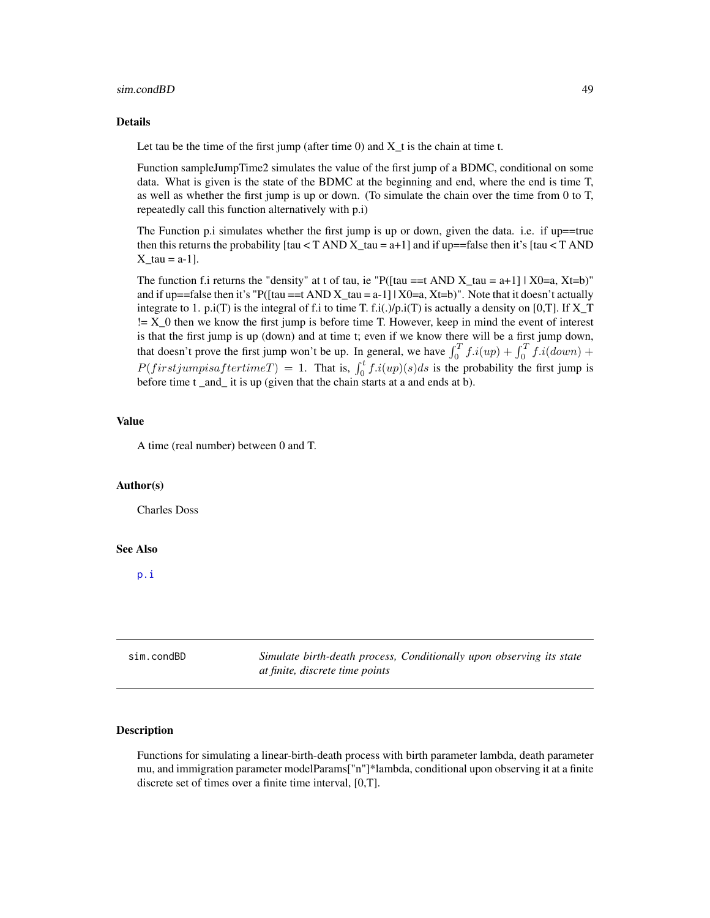## Details

Let tau be the time of the first jump (after time 0) and X_t is the chain at time t.

Function sampleJumpTime2 simulates the value of the first jump of a BDMC, conditional on some data. What is given is the state of the BDMC at the beginning and end, where the end is time T, as well as whether the first jump is up or down. (To simulate the chain over the time from 0 to T, repeatedly call this function alternatively with p.i)

The Function p.i simulates whether the first jump is up or down, given the data. i.e. if up==true then this returns the probability [tau < T AND X_tau = a+1] and if up==false then it's [tau < T AND X_tau = a-1].

The function f.i returns the "density" at t of tau, ie "P([tau ==t AND X_tau = a+1] | X0=a, Xt=b)" and if up==false then it's "P([tau ==t AND X_tau = a-1] | X0=a, Xt=b)". Note that it doesn't actually integrate to 1. p.i(T) is the integral of f.i to time T. f.i(.)/p.i(T) is actually a density on [0,T]. If X_T != X_0 then we know the first jump is before time T. However, keep in mind the event of interest is that the first jump is up (down) and at time t; even if we know there will be a first jump down, that doesn't prove the first jump won't be up. In general, we have $\int_0^T f.i(up) + \int_0^T f.i(down) + P(first jump is after time T) = 1$. That is, $\int_0^t f.i(up)(s)ds$ is the probability the first jump is before time t _and_ it is up (given that the chain starts at a and ends at b).

## Value

A time (real number) between 0 and T.

## Author(s)

Charles Doss

## See Also

p.i

---

# sim.condBD *Simulate birth-death process, Conditionally upon observing its state at finite, discrete time points*

## Description

Functions for simulating a linear-birth-death process with birth parameter lambda, death parameter mu, and immigration parameter modelParams["n"]*lambda, conditional upon observing it at a finite discrete set of times over a finite time interval, [0,T].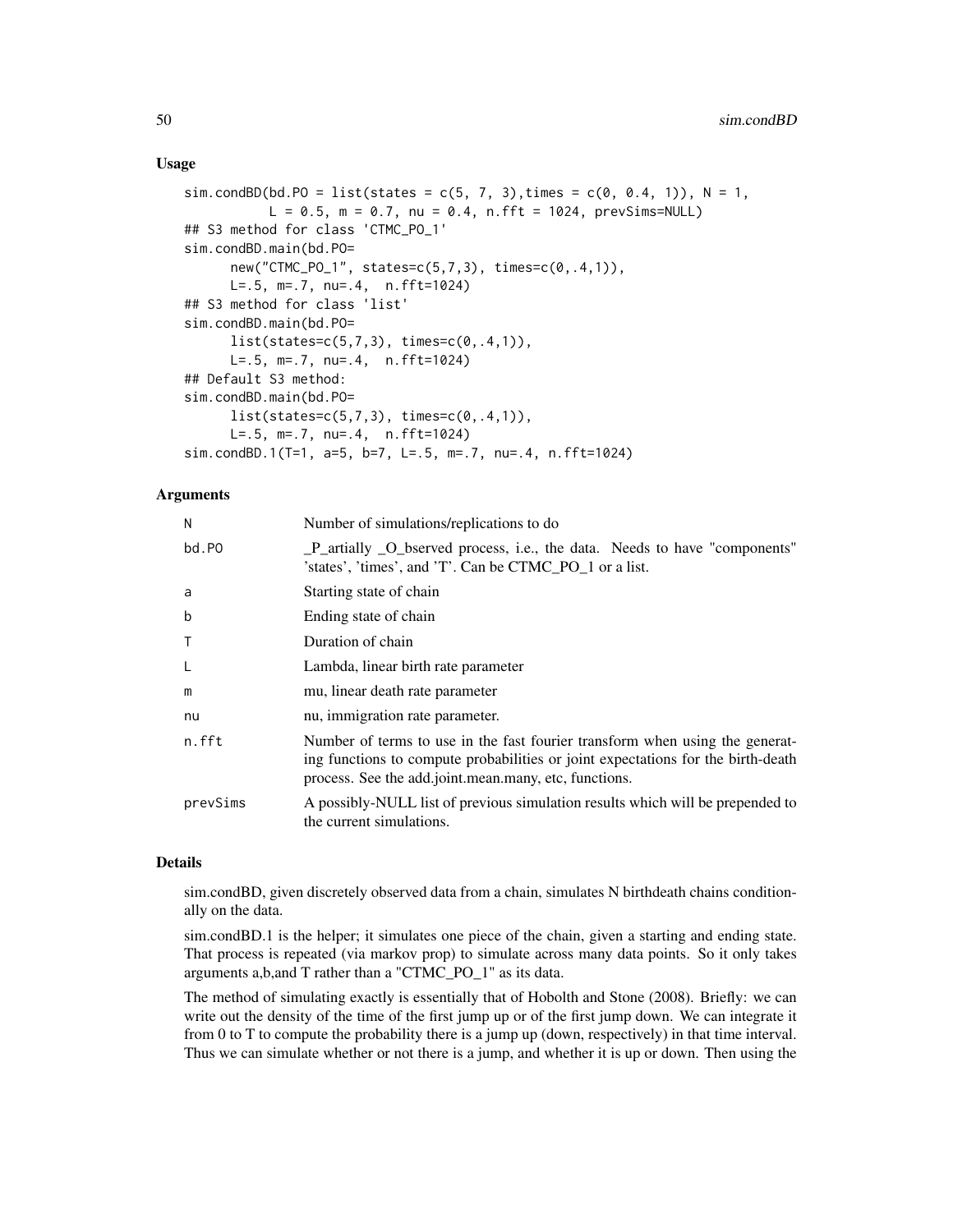## Usage

```
sim.condBD(bd.PO = list(states = c(5, 7, 3),times = c(0, 0.4, 1)), N = 1,
           L = 0.5, m = 0.7, nu = 0.4, n.fft = 1024, prevSims=NULL)
## S3 method for class 'CTMC_PO_1'
sim.condBD.main(bd.PO=
      new("CTMC_PO_1", states=c(5,7,3), times=c(0,.4,1)),
      L=.5, m=.7, nu=.4,  n.fft=1024)
## S3 method for class 'list'
sim.condBD.main(bd.PO=
      list(states=c(5,7,3), times=c(0,.4,1)),
      L=.5, m=.7, nu=.4,  n.fft=1024)
## Default S3 method:
sim.condBD.main(bd.PO=
      list(states=c(5,7,3), times=c(0,.4,1)),
      L=.5, m=.7, nu=.4,  n.fft=1024)
sim.condBD.1(T=1, a=5, b=7, L=.5, m=.7, nu=.4, n.fft=1024)
```

## Arguments

| | |
|---|---|
| N | Number of simulations/replications to do |
| bd.PO | _P_artially _O_bserved process, i.e., the data. Needs to have "components" 'states', 'times', and 'T'. Can be CTMC_PO_1 or a list. |
| a | Starting state of chain |
| b | Ending state of chain |
| T | Duration of chain |
| L | Lambda, linear birth rate parameter |
| m | mu, linear death rate parameter |
| nu | nu, immigration rate parameter. |
| n.fft | Number of terms to use in the fast fourier transform when using the generating functions to compute probabilities or joint expectations for the birth-death process. See the add.joint.mean.many, etc, functions. |
| prevSims | A possibly-NULL list of previous simulation results which will be prepended to the current simulations. |

## Details

sim.condBD, given discretely observed data from a chain, simulates N birthdeath chains conditionally on the data.

sim.condBD.1 is the helper; it simulates one piece of the chain, given a starting and ending state. That process is repeated (via markov prop) to simulate across many data points. So it only takes arguments a,b,and T rather than a "CTMC_PO_1" as its data.

The method of simulating exactly is essentially that of Hobolth and Stone (2008). Briefly: we can write out the density of the time of the first jump up or of the first jump down. We can integrate it from 0 to T to compute the probability there is a jump up (down, respectively) in that time interval. Thus we can simulate whether or not there is a jump, and whether it is up or down. Then using the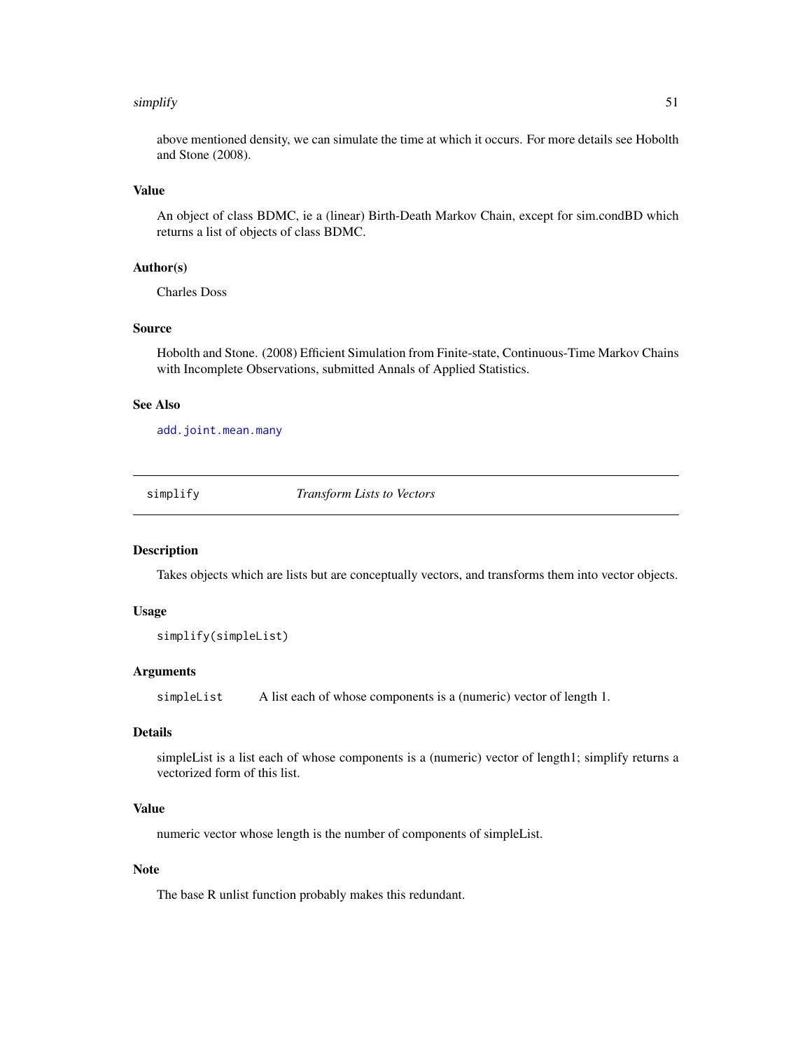above mentioned density, we can simulate the time at which it occurs. For more details see Hobolth and Stone (2008).

### Value

An object of class BDMC, ie a (linear) Birth-Death Markov Chain, except for sim.condBD which returns a list of objects of class BDMC.

### Author(s)

Charles Doss

### Source

Hobolth and Stone. (2008) Efficient Simulation from Finite-state, Continuous-Time Markov Chains with Incomplete Observations, submitted Annals of Applied Statistics.

### See Also

`add.joint.mean.many`

---

## simplify — *Transform Lists to Vectors*

### Description

Takes objects which are lists but are conceptually vectors, and transforms them into vector objects.

### Usage

```
simplify(simpleList)
```

### Arguments

| | |
|---|---|
| `simpleList` | A list each of whose components is a (numeric) vector of length 1. |

### Details

simpleList is a list each of whose components is a (numeric) vector of length1; simplify returns a vectorized form of this list.

### Value

numeric vector whose length is the number of components of simpleList.

### Note

The base R unlist function probably makes this redundant.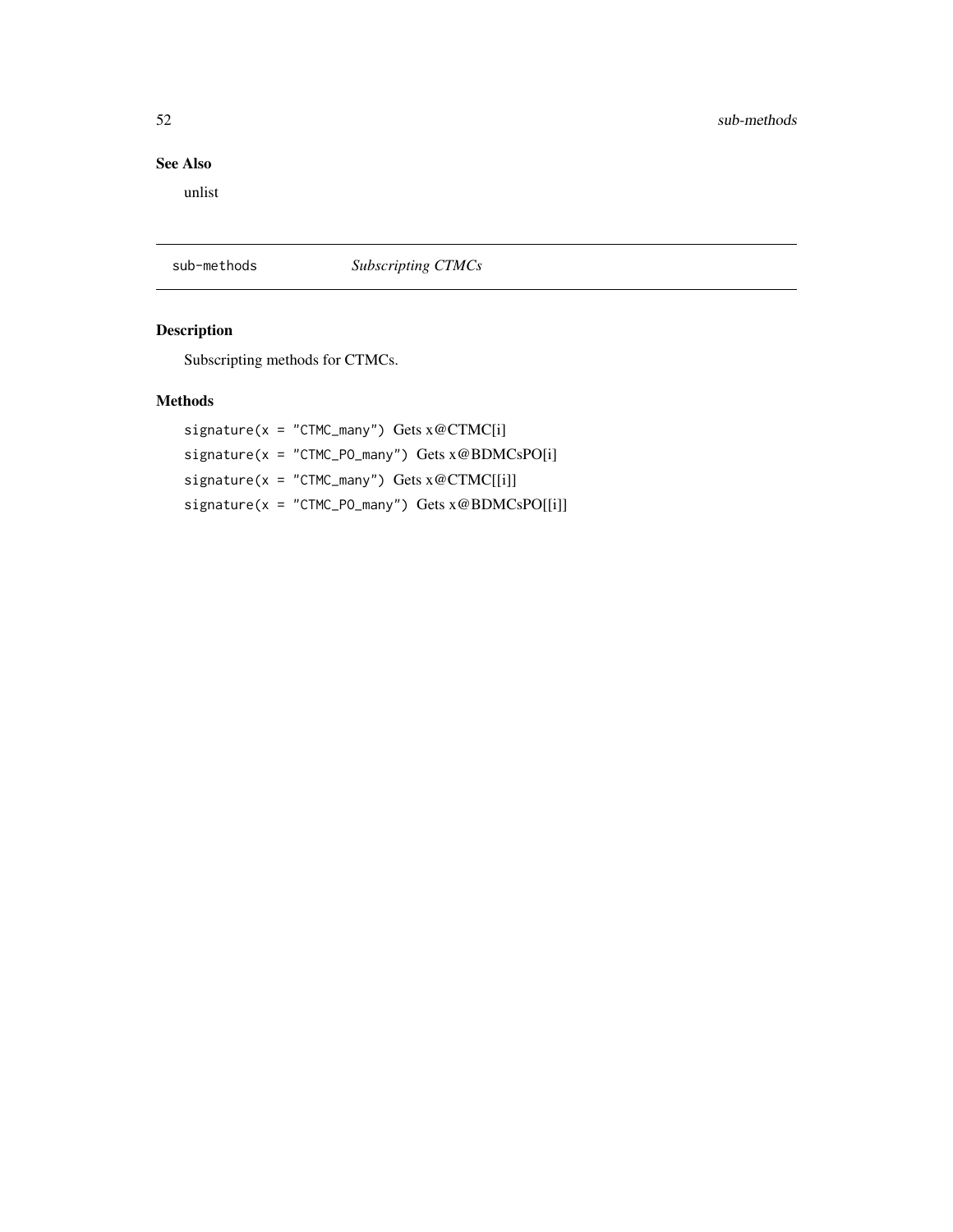### See Also

unlist

---

`sub-methods` *Subscripting CTMCs*

---

### Description

Subscripting methods for CTMCs.

### Methods

`signature(x = "CTMC_many")` Gets x@CTMC[i]

`signature(x = "CTMC_PO_many")` Gets x@BDMCsPO[i]

`signature(x = "CTMC_many")` Gets x@CTMC[[i]]

`signature(x = "CTMC_PO_many")` Gets x@BDMCsPO[[i]]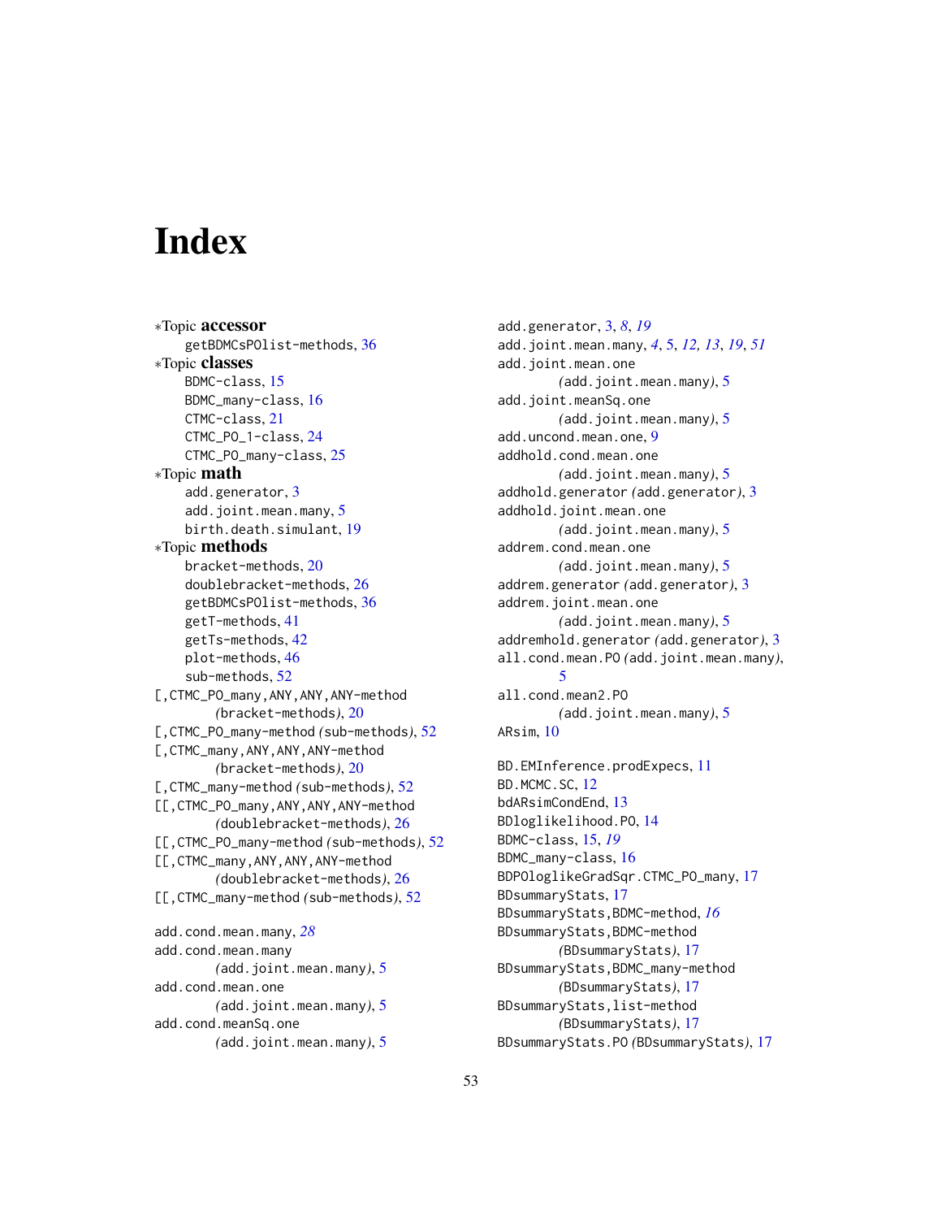# Index

∗Topic **accessor**
getBDMCsPOlist-methods, 36

∗Topic **classes**
BDMC-class, 15
BDMC_many-class, 16
CTMC-class, 21
CTMC_PO_1-class, 24
CTMC_PO_many-class, 25

∗Topic **math**
add.generator, 3
add.joint.mean.many, 5
birth.death.simulant, 19

∗Topic **methods**
bracket-methods, 20
doublebracket-methods, 26
getBDMCsPOlist-methods, 36
getT-methods, 41
getTs-methods, 42
plot-methods, 46
sub-methods, 52

[,CTMC_PO_many,ANY,ANY,ANY-method *(bracket-methods)*, 20
[,CTMC_PO_many-method *(sub-methods)*, 52
[,CTMC_many,ANY,ANY,ANY-method *(bracket-methods)*, 20
[,CTMC_many-method *(sub-methods)*, 52
[[,CTMC_PO_many,ANY,ANY,ANY-method *(doublebracket-methods)*, 26
[[,CTMC_PO_many-method *(sub-methods)*, 52
[[,CTMC_many,ANY,ANY,ANY-method *(doublebracket-methods)*, 26
[[,CTMC_many-method *(sub-methods)*, 52

add.cond.mean.many, *28*
add.cond.mean.many *(add.joint.mean.many)*, 5
add.cond.mean.one *(add.joint.mean.many)*, 5
add.cond.meanSq.one *(add.joint.mean.many)*, 5
add.generator, 3, *8*, *19*
add.joint.mean.many, *4*, 5, *12*, *13*, *19*, *51*
add.joint.mean.one *(add.joint.mean.many)*, 5
add.joint.meanSq.one *(add.joint.mean.many)*, 5
add.uncond.mean.one, 9
addhold.cond.mean.one *(add.joint.mean.many)*, 5
addhold.generator *(add.generator)*, 3
addhold.joint.mean.one *(add.joint.mean.many)*, 5
addrem.cond.mean.one *(add.joint.mean.many)*, 5
addrem.generator *(add.generator)*, 3
addrem.joint.mean.one *(add.joint.mean.many)*, 5
addremhold.generator *(add.generator)*, 3
all.cond.mean.PO *(add.joint.mean.many)*, 5
all.cond.mean2.PO *(add.joint.mean.many)*, 5
ARsim, 10

BD.EMInference.prodExpecs, 11
BD.MCMC.SC, 12
bdARsimCondEnd, 13
BDloglikelihood.PO, 14
BDMC-class, 15, *19*
BDMC_many-class, 16
BDPOloglikeGradSqr.CTMC_PO_many, 17
BDsummaryStats, 17
BDsummaryStats,BDMC-method, *16*
BDsummaryStats,BDMC-method *(BDsummaryStats)*, 17
BDsummaryStats,BDMC_many-method *(BDsummaryStats)*, 17
BDsummaryStats,list-method *(BDsummaryStats)*, 17
BDsummaryStats.PO *(BDsummaryStats)*, 17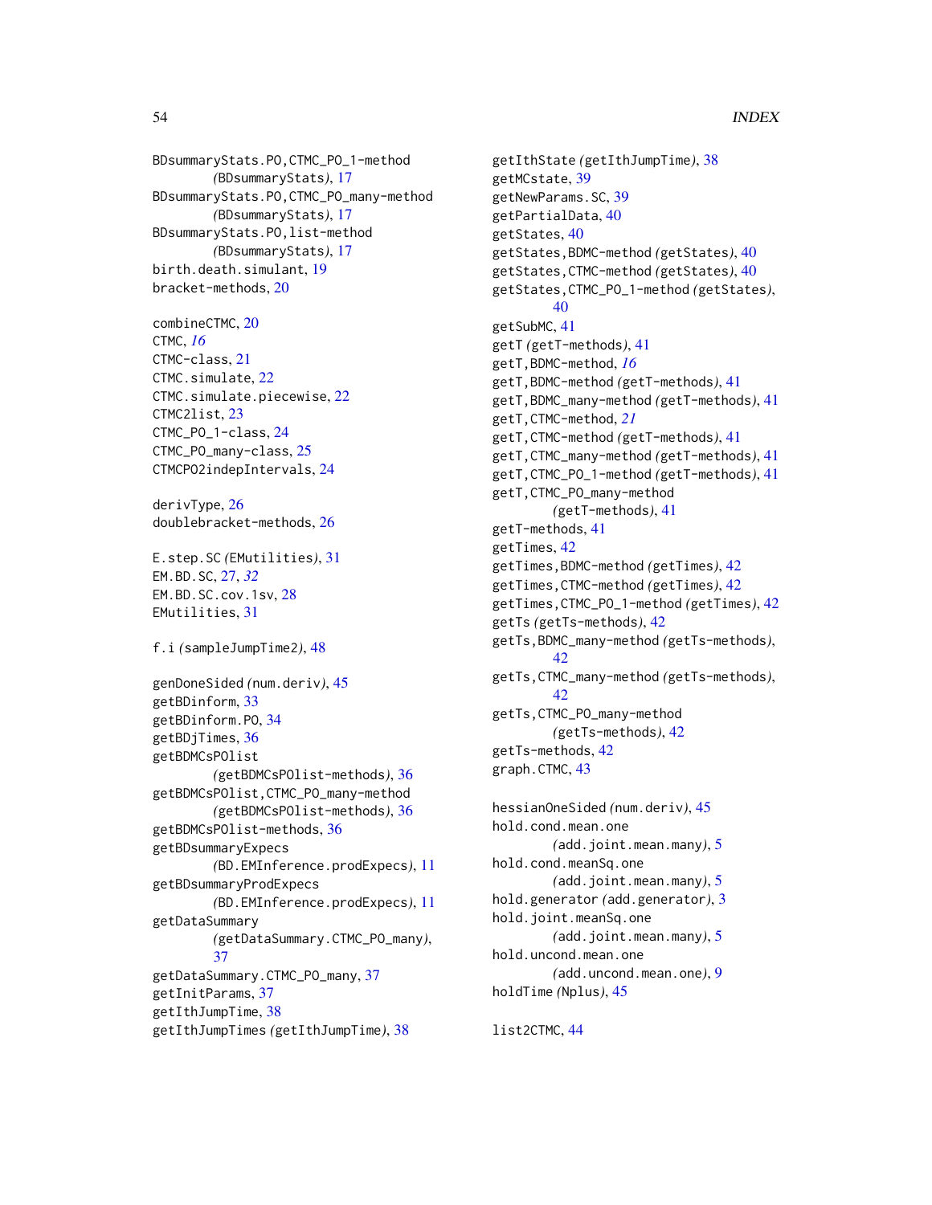BDsummaryStats.PO,CTMC_PO_1-method (BDsummaryStats), 17
BDsummaryStats.PO,CTMC_PO_many-method (BDsummaryStats), 17
BDsummaryStats.PO,list-method (BDsummaryStats), 17
birth.death.simulant, 19
bracket-methods, 20

combineCTMC, 20
CTMC, *16*
CTMC-class, 21
CTMC.simulate, 22
CTMC.simulate.piecewise, 22
CTMC2list, 23
CTMC_PO_1-class, 24
CTMC_PO_many-class, 25
CTMCPO2indepIntervals, 24

derivType, 26
doublebracket-methods, 26

E.step.SC (EMutilities), 31
EM.BD.SC, 27, *32*
EM.BD.SC.cov.1sv, 28
EMutilities, 31

f.i (sampleJumpTime2), 48

genDoneSided (num.deriv), 45
getBDinform, 33
getBDinform.PO, 34
getBDjTimes, 36
getBDMCsPOlist (getBDMCsPOlist-methods), 36
getBDMCsPOlist,CTMC_PO_many-method (getBDMCsPOlist-methods), 36
getBDMCsPOlist-methods, 36
getBDsummaryExpecs (BD.EMInference.prodExpecs), 11
getBDsummaryProdExpecs (BD.EMInference.prodExpecs), 11
getDataSummary (getDataSummary.CTMC_PO_many), 37
getDataSummary.CTMC_PO_many, 37
getInitParams, 37
getIthJumpTime, 38
getIthJumpTimes (getIthJumpTime), 38
getIthState (getIthJumpTime), 38
getMCstate, 39
getNewParams.SC, 39
getPartialData, 40
getStates, 40
getStates,BDMC-method (getStates), 40
getStates,CTMC-method (getStates), 40
getStates,CTMC_PO_1-method (getStates), 40
getSubMC, 41
getT (getT-methods), 41
getT,BDMC-method, *16*
getT,BDMC-method (getT-methods), 41
getT,BDMC_many-method (getT-methods), 41
getT,CTMC-method, *21*
getT,CTMC-method (getT-methods), 41
getT,CTMC_many-method (getT-methods), 41
getT,CTMC_PO_1-method (getT-methods), 41
getT,CTMC_PO_many-method (getT-methods), 41
getT-methods, 41
getTimes, 42
getTimes,BDMC-method (getTimes), 42
getTimes,CTMC-method (getTimes), 42
getTimes,CTMC_PO_1-method (getTimes), 42
getTs (getTs-methods), 42
getTs,BDMC_many-method (getTs-methods), 42
getTs,CTMC_many-method (getTs-methods), 42
getTs,CTMC_PO_many-method (getTs-methods), 42
getTs-methods, 42
graph.CTMC, 43

hessianOneSided (num.deriv), 45
hold.cond.mean.one (add.joint.mean.many), 5
hold.cond.meanSq.one (add.joint.mean.many), 5
hold.generator (add.generator), 3
hold.joint.meanSq.one (add.joint.mean.many), 5
hold.uncond.mean.one (add.uncond.mean.one), 9
holdTime (Nplus), 45

list2CTMC, 44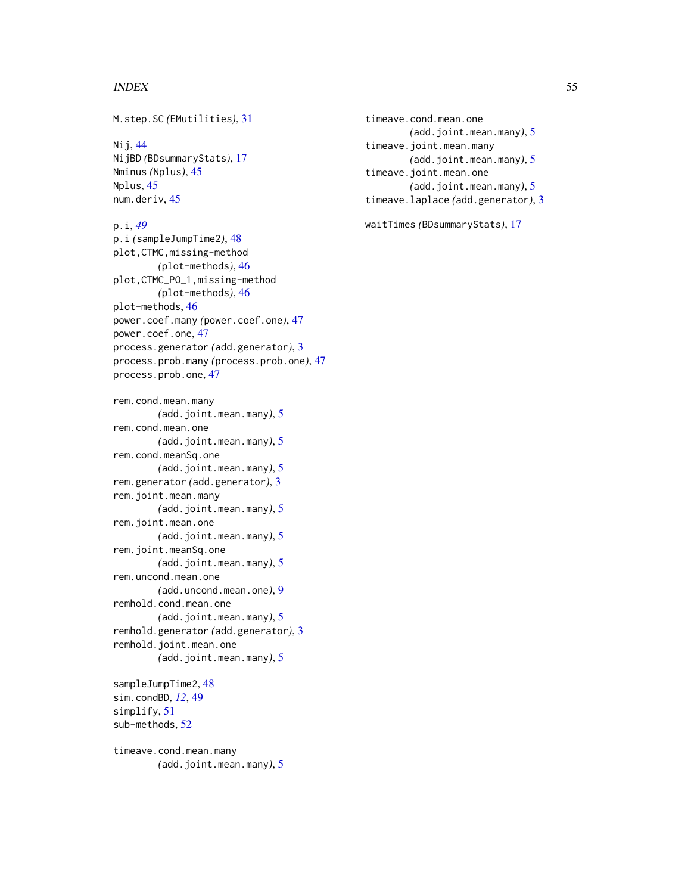M.step.SC (EMutilities), 31

Nij, 44
NijBD (BDsummaryStats), 17
Nminus (Nplus), 45
Nplus, 45
num.deriv, 45

p.i, *49*
p.i (sampleJumpTime2), 48
plot,CTMC,missing-method
    (plot-methods), 46
plot,CTMC_PO_1,missing-method
    (plot-methods), 46
plot-methods, 46
power.coef.many (power.coef.one), 47
power.coef.one, 47
process.generator (add.generator), 3
process.prob.many (process.prob.one), 47
process.prob.one, 47

rem.cond.mean.many
    (add.joint.mean.many), 5
rem.cond.mean.one
    (add.joint.mean.many), 5
rem.cond.meanSq.one
    (add.joint.mean.many), 5
rem.generator (add.generator), 3
rem.joint.mean.many
    (add.joint.mean.many), 5
rem.joint.mean.one
    (add.joint.mean.many), 5
rem.joint.meanSq.one
    (add.joint.mean.many), 5
rem.uncond.mean.one
    (add.uncond.mean.one), 9
remhold.cond.mean.one
    (add.joint.mean.many), 5
remhold.generator (add.generator), 3
remhold.joint.mean.one
    (add.joint.mean.many), 5

sampleJumpTime2, 48
sim.condBD, *12*, 49
simplify, 51
sub-methods, 52

timeave.cond.mean.many
    (add.joint.mean.many), 5
timeave.cond.mean.one
    (add.joint.mean.many), 5
timeave.joint.mean.many
    (add.joint.mean.many), 5
timeave.joint.mean.one
    (add.joint.mean.many), 5
timeave.laplace (add.generator), 3

waitTimes (BDsummaryStats), 17